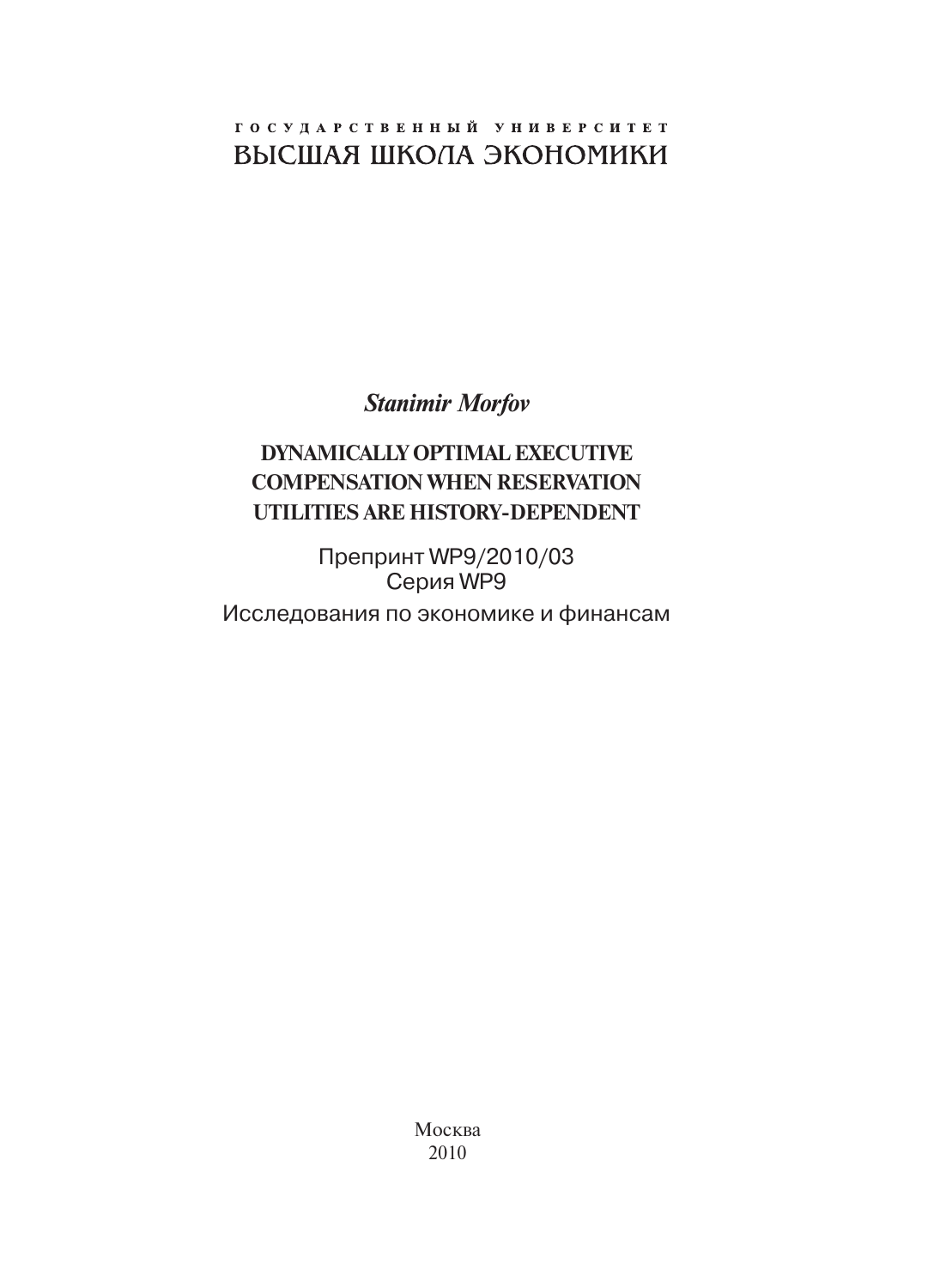ГОСУДАРСТВЕННЫЙ УНИВЕРСИТЕТ

ВЫСШАЯ ШКОЛА ЭКОНОМИКИ

*Stanimir Morfov*

# DYNAMICALLY OPTIMAL EXECUTIVE COMPENSATION WHEN RESERVATION UTILITIES ARE HISTORY-DEPENDENT

Препринт WP9/2010/03

Серия WP9

Исследования по экономике и финансам

Москва

2010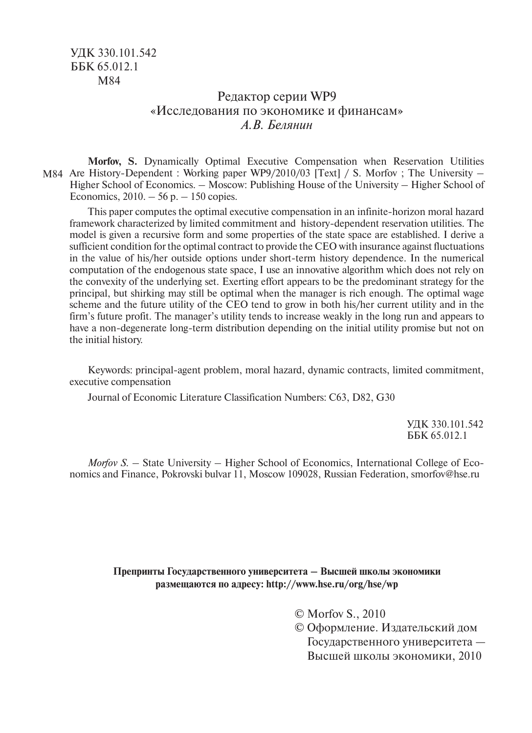УДК 330.101.542
ББК 65.012.1
М84

Редактор серии WP9
«Исследования по экономике и финансам»
*А.В. Белянин*

М84 **Morfov, S.** Dynamically Optimal Executive Compensation when Reservation Utilities Are History-Dependent : Working paper WP9/2010/03 [Text] / S. Morfov ; The University – Higher School of Economics. – Moscow: Publishing House of the University – Higher School of Economics, 2010. – 56 p. – 150 copies.

This paper computes the optimal executive compensation in an infinite-horizon moral hazard framework characterized by limited commitment and history-dependent reservation utilities. The model is given a recursive form and some properties of the state space are established. I derive a sufficient condition for the optimal contract to provide the CEO with insurance against fluctuations in the value of his/her outside options under short-term history dependence. In the numerical computation of the endogenous state space, I use an innovative algorithm which does not rely on the convexity of the underlying set. Exerting effort appears to be the predominant strategy for the principal, but shirking may still be optimal when the manager is rich enough. The optimal wage scheme and the future utility of the CEO tend to grow in both his/her current utility and in the firm's future profit. The manager's utility tends to increase weakly in the long run and appears to have a non-degenerate long-term distribution depending on the initial utility promise but not on the initial history.

Keywords: principal-agent problem, moral hazard, dynamic contracts, limited commitment, executive compensation

Journal of Economic Literature Classification Numbers: C63, D82, G30

УДК 330.101.542
ББК 65.012.1

*Morfov S.* – State University – Higher School of Economics, International College of Economics and Finance, Pokrovski bulvar 11, Moscow 109028, Russian Federation, smorfov@hse.ru

**Препринты Государственного университета – Высшей школы экономики размещаются по адресу: http://www.hse.ru/org/hse/wp**

© Morfov S., 2010
© Оформление. Издательский дом Государственного университета — Высшей школы экономики, 2010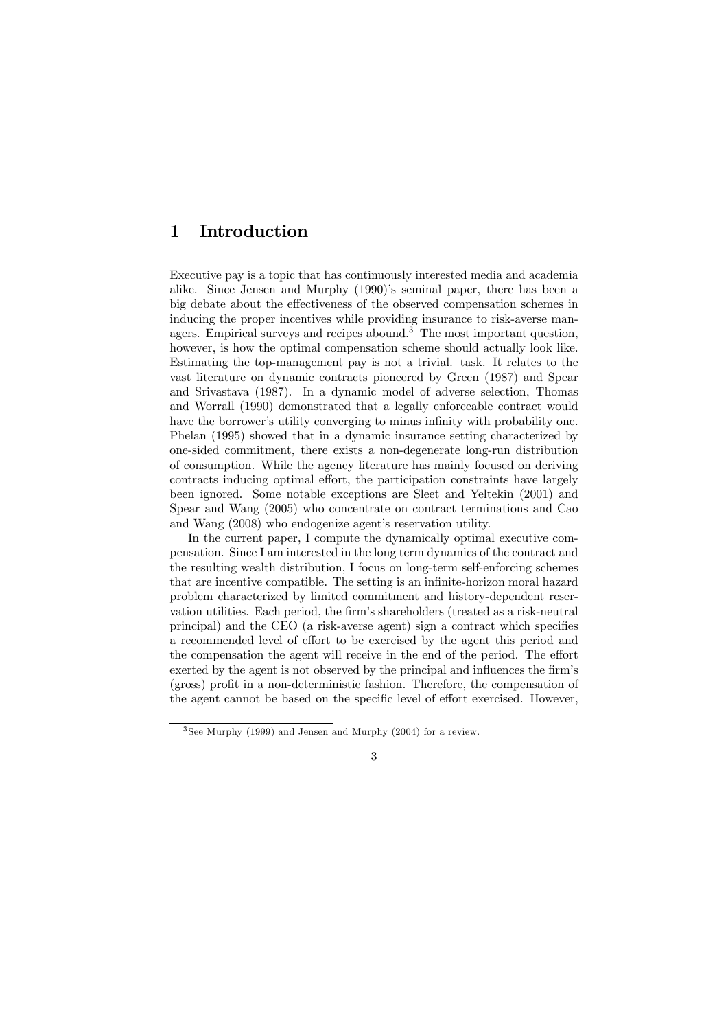# 1 Introduction

Executive pay is a topic that has continuously interested media and academia alike. Since Jensen and Murphy (1990)'s seminal paper, there has been a big debate about the effectiveness of the observed compensation schemes in inducing the proper incentives while providing insurance to risk-averse managers. Empirical surveys and recipes abound.[3] The most important question, however, is how the optimal compensation scheme should actually look like. Estimating the top-management pay is not a trivial. task. It relates to the vast literature on dynamic contracts pioneered by Green (1987) and Spear and Srivastava (1987). In a dynamic model of adverse selection, Thomas and Worrall (1990) demonstrated that a legally enforceable contract would have the borrower's utility converging to minus infinity with probability one. Phelan (1995) showed that in a dynamic insurance setting characterized by one-sided commitment, there exists a non-degenerate long-run distribution of consumption. While the agency literature has mainly focused on deriving contracts inducing optimal effort, the participation constraints have largely been ignored. Some notable exceptions are Sleet and Yeltekin (2001) and Spear and Wang (2005) who concentrate on contract terminations and Cao and Wang (2008) who endogenize agent's reservation utility.

In the current paper, I compute the dynamically optimal executive compensation. Since I am interested in the long term dynamics of the contract and the resulting wealth distribution, I focus on long-term self-enforcing schemes that are incentive compatible. The setting is an infinite-horizon moral hazard problem characterized by limited commitment and history-dependent reservation utilities. Each period, the firm's shareholders (treated as a risk-neutral principal) and the CEO (a risk-averse agent) sign a contract which specifies a recommended level of effort to be exercised by the agent this period and the compensation the agent will receive in the end of the period. The effort exerted by the agent is not observed by the principal and influences the firm's (gross) profit in a non-deterministic fashion. Therefore, the compensation of the agent cannot be based on the specific level of effort exercised. However,

[3] See Murphy (1999) and Jensen and Murphy (2004) for a review.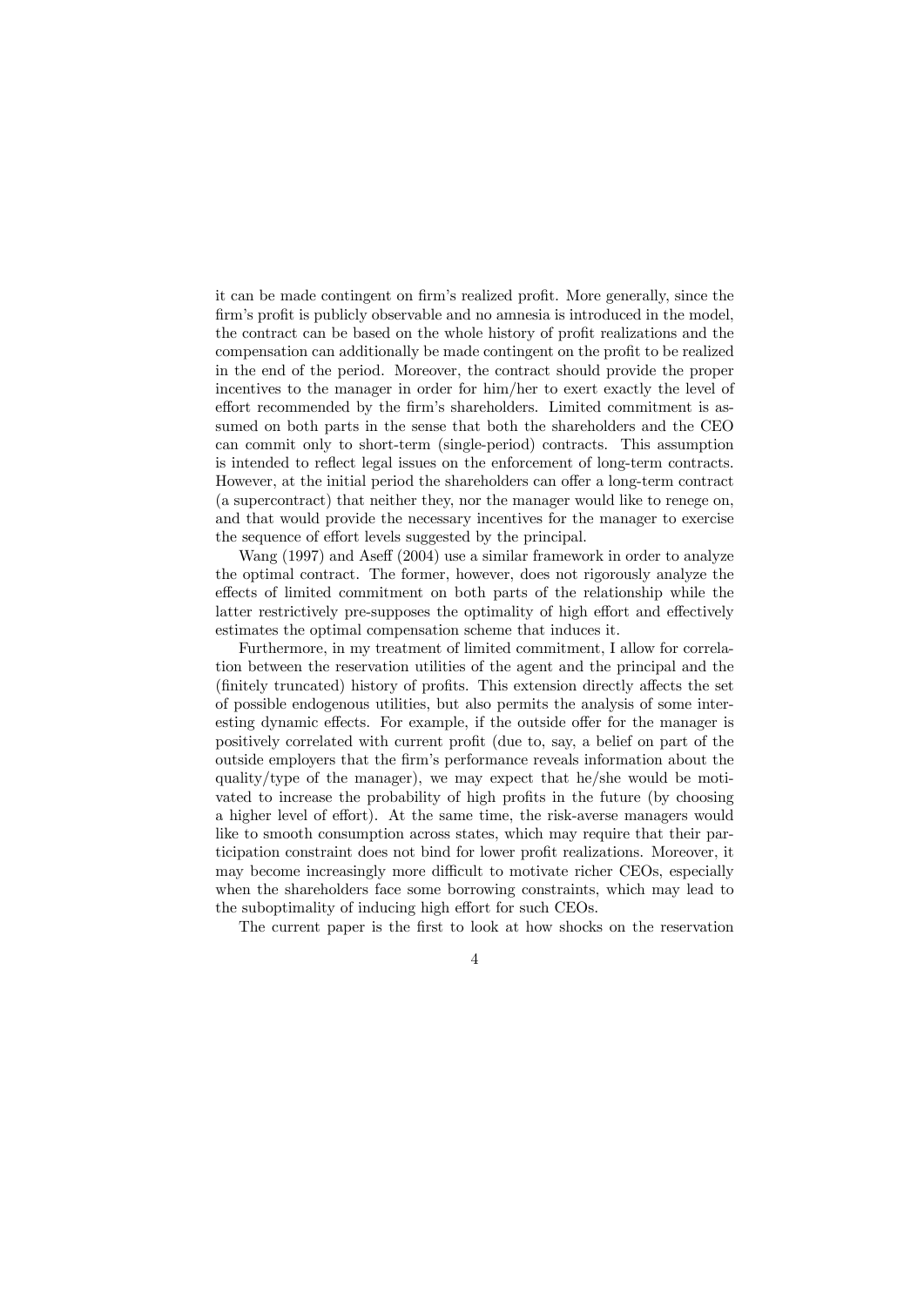it can be made contingent on firm's realized profit. More generally, since the firm's profit is publicly observable and no amnesia is introduced in the model, the contract can be based on the whole history of profit realizations and the compensation can additionally be made contingent on the profit to be realized in the end of the period. Moreover, the contract should provide the proper incentives to the manager in order for him/her to exert exactly the level of effort recommended by the firm's shareholders. Limited commitment is assumed on both parts in the sense that both the shareholders and the CEO can commit only to short-term (single-period) contracts. This assumption is intended to reflect legal issues on the enforcement of long-term contracts. However, at the initial period the shareholders can offer a long-term contract (a supercontract) that neither they, nor the manager would like to renege on, and that would provide the necessary incentives for the manager to exercise the sequence of effort levels suggested by the principal.

Wang (1997) and Aseff (2004) use a similar framework in order to analyze the optimal contract. The former, however, does not rigorously analyze the effects of limited commitment on both parts of the relationship while the latter restrictively pre-supposes the optimality of high effort and effectively estimates the optimal compensation scheme that induces it.

Furthermore, in my treatment of limited commitment, I allow for correlation between the reservation utilities of the agent and the principal and the (finitely truncated) history of profits. This extension directly affects the set of possible endogenous utilities, but also permits the analysis of some interesting dynamic effects. For example, if the outside offer for the manager is positively correlated with current profit (due to, say, a belief on part of the outside employers that the firm's performance reveals information about the quality/type of the manager), we may expect that he/she would be motivated to increase the probability of high profits in the future (by choosing a higher level of effort). At the same time, the risk-averse managers would like to smooth consumption across states, which may require that their participation constraint does not bind for lower profit realizations. Moreover, it may become increasingly more difficult to motivate richer CEOs, especially when the shareholders face some borrowing constraints, which may lead to the suboptimality of inducing high effort for such CEOs.

The current paper is the first to look at how shocks on the reservation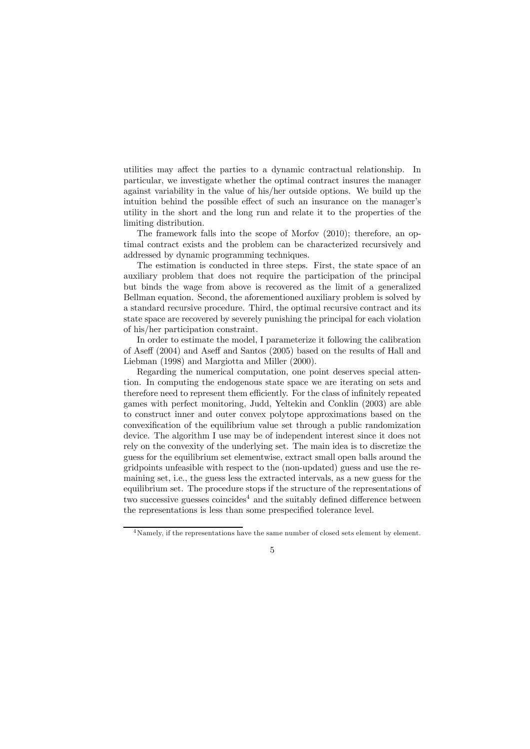utilities may affect the parties to a dynamic contractual relationship. In particular, we investigate whether the optimal contract insures the manager against variability in the value of his/her outside options. We build up the intuition behind the possible effect of such an insurance on the manager's utility in the short and the long run and relate it to the properties of the limiting distribution.

The framework falls into the scope of Morfov (2010); therefore, an optimal contract exists and the problem can be characterized recursively and addressed by dynamic programming techniques.

The estimation is conducted in three steps. First, the state space of an auxiliary problem that does not require the participation of the principal but binds the wage from above is recovered as the limit of a generalized Bellman equation. Second, the aforementioned auxiliary problem is solved by a standard recursive procedure. Third, the optimal recursive contract and its state space are recovered by severely punishing the principal for each violation of his/her participation constraint.

In order to estimate the model, I parameterize it following the calibration of Aseff (2004) and Aseff and Santos (2005) based on the results of Hall and Liebman (1998) and Margiotta and Miller (2000).

Regarding the numerical computation, one point deserves special attention. In computing the endogenous state space we are iterating on sets and therefore need to represent them efficiently. For the class of infinitely repeated games with perfect monitoring, Judd, Yeltekin and Conklin (2003) are able to construct inner and outer convex polytope approximations based on the convexification of the equilibrium value set through a public randomization device. The algorithm I use may be of independent interest since it does not rely on the convexity of the underlying set. The main idea is to discretize the guess for the equilibrium set elementwise, extract small open balls around the gridpoints unfeasible with respect to the (non-updated) guess and use the remaining set, i.e., the guess less the extracted intervals, as a new guess for the equilibrium set. The procedure stops if the structure of the representations of two successive guesses coincides[4] and the suitably defined difference between the representations is less than some prespecified tolerance level.

[4] Namely, if the representations have the same number of closed sets element by element.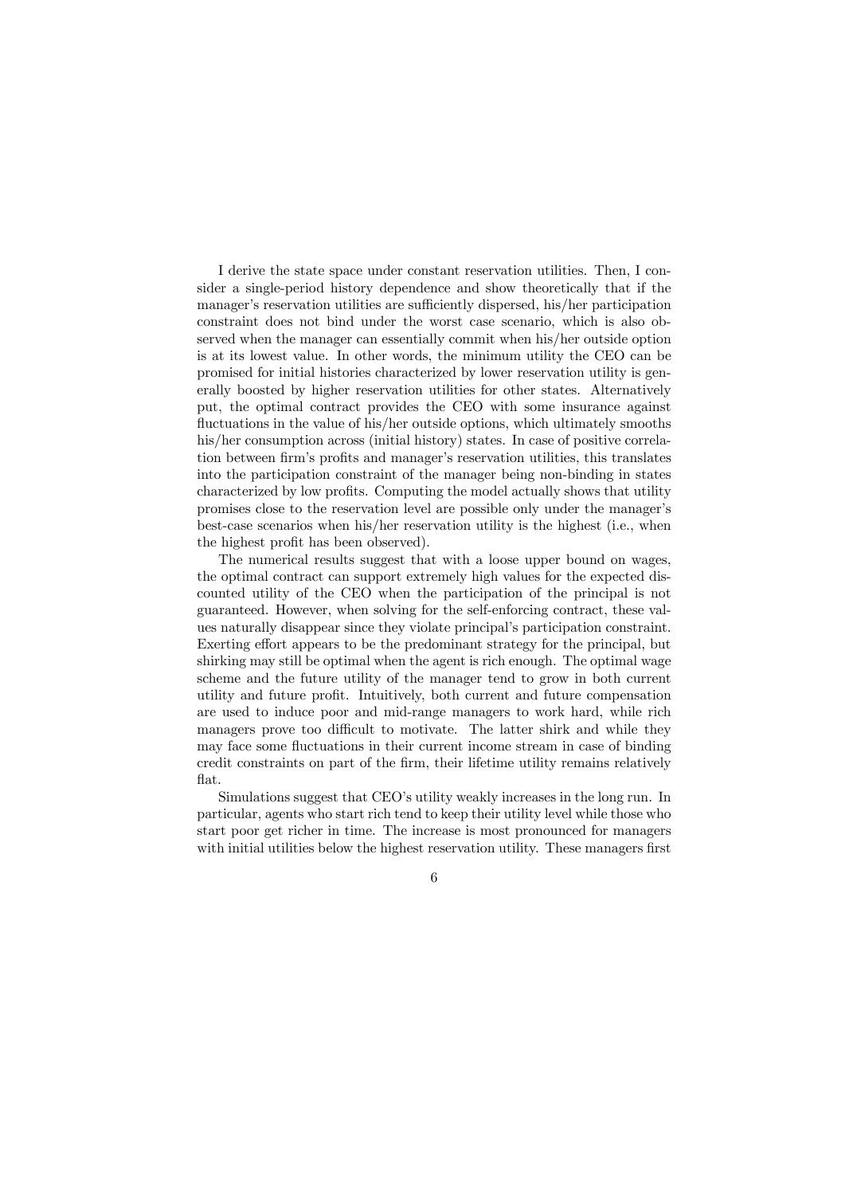I derive the state space under constant reservation utilities. Then, I consider a single-period history dependence and show theoretically that if the manager's reservation utilities are sufficiently dispersed, his/her participation constraint does not bind under the worst case scenario, which is also observed when the manager can essentially commit when his/her outside option is at its lowest value. In other words, the minimum utility the CEO can be promised for initial histories characterized by lower reservation utility is generally boosted by higher reservation utilities for other states. Alternatively put, the optimal contract provides the CEO with some insurance against fluctuations in the value of his/her outside options, which ultimately smooths his/her consumption across (initial history) states. In case of positive correlation between firm's profits and manager's reservation utilities, this translates into the participation constraint of the manager being non-binding in states characterized by low profits. Computing the model actually shows that utility promises close to the reservation level are possible only under the manager's best-case scenarios when his/her reservation utility is the highest (i.e., when the highest profit has been observed).

The numerical results suggest that with a loose upper bound on wages, the optimal contract can support extremely high values for the expected discounted utility of the CEO when the participation of the principal is not guaranteed. However, when solving for the self-enforcing contract, these values naturally disappear since they violate principal's participation constraint. Exerting effort appears to be the predominant strategy for the principal, but shirking may still be optimal when the agent is rich enough. The optimal wage scheme and the future utility of the manager tend to grow in both current utility and future profit. Intuitively, both current and future compensation are used to induce poor and mid-range managers to work hard, while rich managers prove too difficult to motivate. The latter shirk and while they may face some fluctuations in their current income stream in case of binding credit constraints on part of the firm, their lifetime utility remains relatively flat.

Simulations suggest that CEO's utility weakly increases in the long run. In particular, agents who start rich tend to keep their utility level while those who start poor get richer in time. The increase is most pronounced for managers with initial utilities below the highest reservation utility. These managers first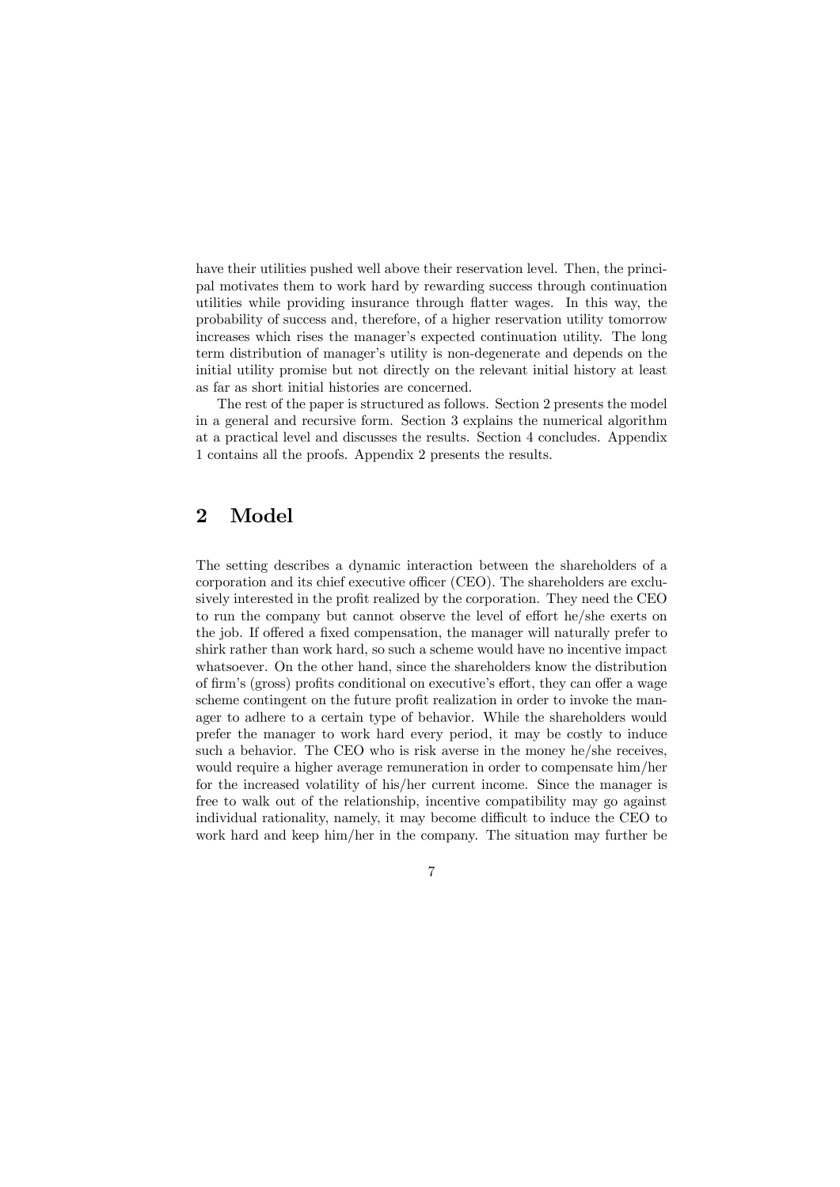have their utilities pushed well above their reservation level. Then, the principal motivates them to work hard by rewarding success through continuation utilities while providing insurance through flatter wages. In this way, the probability of success and, therefore, of a higher reservation utility tomorrow increases which rises the manager's expected continuation utility. The long term distribution of manager's utility is non-degenerate and depends on the initial utility promise but not directly on the relevant initial history at least as far as short initial histories are concerned.

The rest of the paper is structured as follows. Section 2 presents the model in a general and recursive form. Section 3 explains the numerical algorithm at a practical level and discusses the results. Section 4 concludes. Appendix 1 contains all the proofs. Appendix 2 presents the results.

## 2 Model

The setting describes a dynamic interaction between the shareholders of a corporation and its chief executive officer (CEO). The shareholders are exclusively interested in the profit realized by the corporation. They need the CEO to run the company but cannot observe the level of effort he/she exerts on the job. If offered a fixed compensation, the manager will naturally prefer to shirk rather than work hard, so such a scheme would have no incentive impact whatsoever. On the other hand, since the shareholders know the distribution of firm's (gross) profits conditional on executive's effort, they can offer a wage scheme contingent on the future profit realization in order to invoke the manager to adhere to a certain type of behavior. While the shareholders would prefer the manager to work hard every period, it may be costly to induce such a behavior. The CEO who is risk averse in the money he/she receives, would require a higher average remuneration in order to compensate him/her for the increased volatility of his/her current income. Since the manager is free to walk out of the relationship, incentive compatibility may go against individual rationality, namely, it may become difficult to induce the CEO to work hard and keep him/her in the company. The situation may further be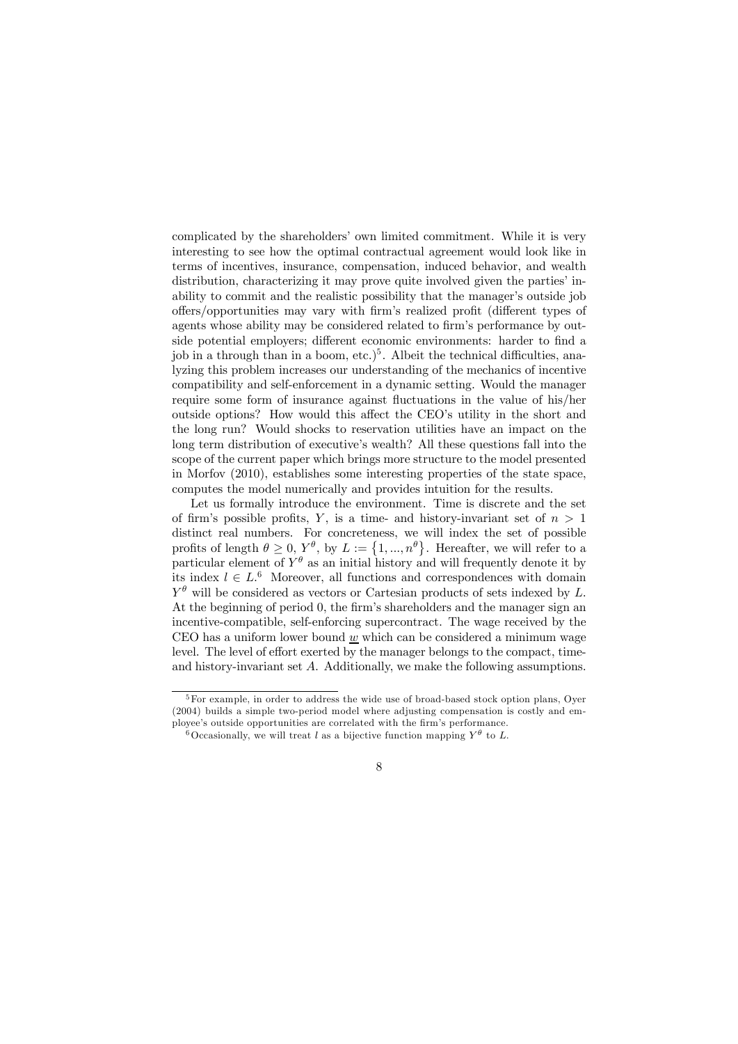complicated by the shareholders' own limited commitment. While it is very interesting to see how the optimal contractual agreement would look like in terms of incentives, insurance, compensation, induced behavior, and wealth distribution, characterizing it may prove quite involved given the parties' inability to commit and the realistic possibility that the manager's outside job offers/opportunities may vary with firm's realized profit (different types of agents whose ability may be considered related to firm's performance by outside potential employers; different economic environments: harder to find a job in a through than in a boom, etc.)[5]. Albeit the technical difficulties, analyzing this problem increases our understanding of the mechanics of incentive compatibility and self-enforcement in a dynamic setting. Would the manager require some form of insurance against fluctuations in the value of his/her outside options? How would this affect the CEO's utility in the short and the long run? Would shocks to reservation utilities have an impact on the long term distribution of executive's wealth? All these questions fall into the scope of the current paper which brings more structure to the model presented in Morfov (2010), establishes some interesting properties of the state space, computes the model numerically and provides intuition for the results.

Let us formally introduce the environment. Time is discrete and the set of firm's possible profits, $Y$, is a time- and history-invariant set of $n > 1$ distinct real numbers. For concreteness, we will index the set of possible profits of length $\theta \geq 0$, $Y^\theta$, by $L := \{1, ..., n^\theta\}$. Hereafter, we will refer to a particular element of $Y^\theta$ as an initial history and will frequently denote it by its index $l \in L$.[6] Moreover, all functions and correspondences with domain $Y^\theta$ will be considered as vectors or Cartesian products of sets indexed by $L$. At the beginning of period 0, the firm's shareholders and the manager sign an incentive-compatible, self-enforcing supercontract. The wage received by the CEO has a uniform lower bound $\underline{w}$ which can be considered a minimum wage level. The level of effort exerted by the manager belongs to the compact, time- and history-invariant set $A$. Additionally, we make the following assumptions.

[5] For example, in order to address the wide use of broad-based stock option plans, Oyer (2004) builds a simple two-period model where adjusting compensation is costly and employee's outside opportunities are correlated with the firm's performance.

[6] Occasionally, we will treat $l$ as a bijective function mapping $Y^\theta$ to $L$.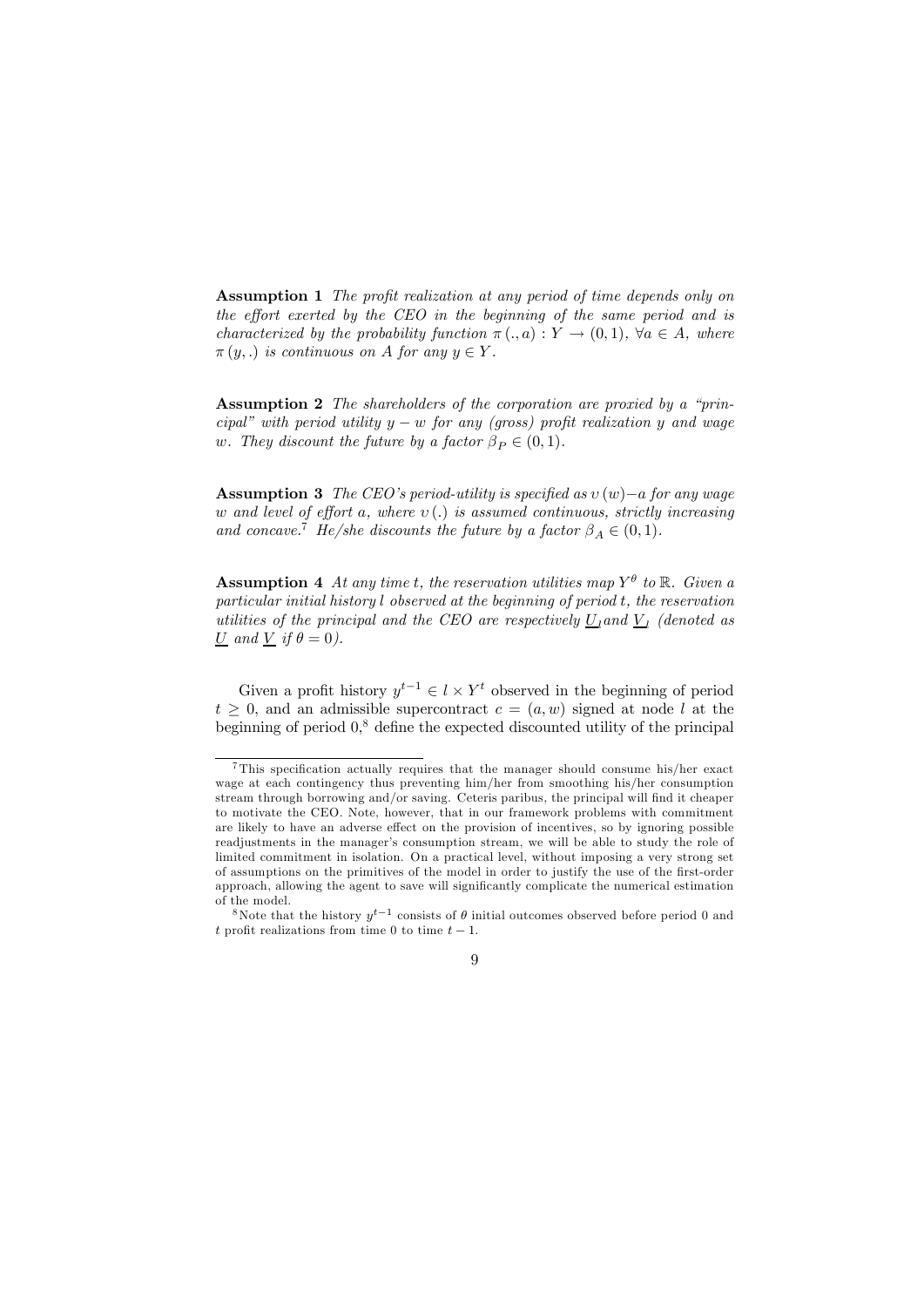**Assumption 1** *The profit realization at any period of time depends only on the effort exerted by the CEO in the beginning of the same period and is characterized by the probability function $\pi(.,a) : Y \to (0,1)$, $\forall a \in A$, where $\pi(y,.)$ is continuous on $A$ for any $y \in Y$.*

**Assumption 2** *The shareholders of the corporation are proxied by a "principal" with period utility $y - w$ for any (gross) profit realization $y$ and wage $w$. They discount the future by a factor $\beta_P \in (0,1)$.*

**Assumption 3** *The CEO's period-utility is specified as $v(w) - a$ for any wage $w$ and level of effort $a$, where $v(.)$ is assumed continuous, strictly increasing and concave.*[7] *He/she discounts the future by a factor $\beta_A \in (0,1)$.*

**Assumption 4** *At any time $t$, the reservation utilities map $Y^\theta$ to $\mathbb{R}$. Given a particular initial history $l$ observed at the beginning of period $t$, the reservation utilities of the principal and the CEO are respectively $\underline{U}_l$ and $\underline{V}_l$ (denoted as $\underline{U}$ and $\underline{V}$ if $\theta = 0$).*

Given a profit history $y^{t-1} \in l \times Y^t$ observed in the beginning of period $t \geq 0$, and an admissible supercontract $c = (a, w)$ signed at node $l$ at the beginning of period 0,[8] define the expected discounted utility of the principal

---

[7] This specification actually requires that the manager should consume his/her exact wage at each contingency thus preventing him/her from smoothing his/her consumption stream through borrowing and/or saving. Ceteris paribus, the principal will find it cheaper to motivate the CEO. Note, however, that in our framework problems with commitment are likely to have an adverse effect on the provision of incentives, so by ignoring possible readjustments in the manager's consumption stream, we will be able to study the role of limited commitment in isolation. On a practical level, without imposing a very strong set of assumptions on the primitives of the model in order to justify the use of the first-order approach, allowing the agent to save will significantly complicate the numerical estimation of the model.

[8] Note that the history $y^{t-1}$ consists of $\theta$ initial outcomes observed before period 0 and $t$ profit realizations from time 0 to time $t-1$.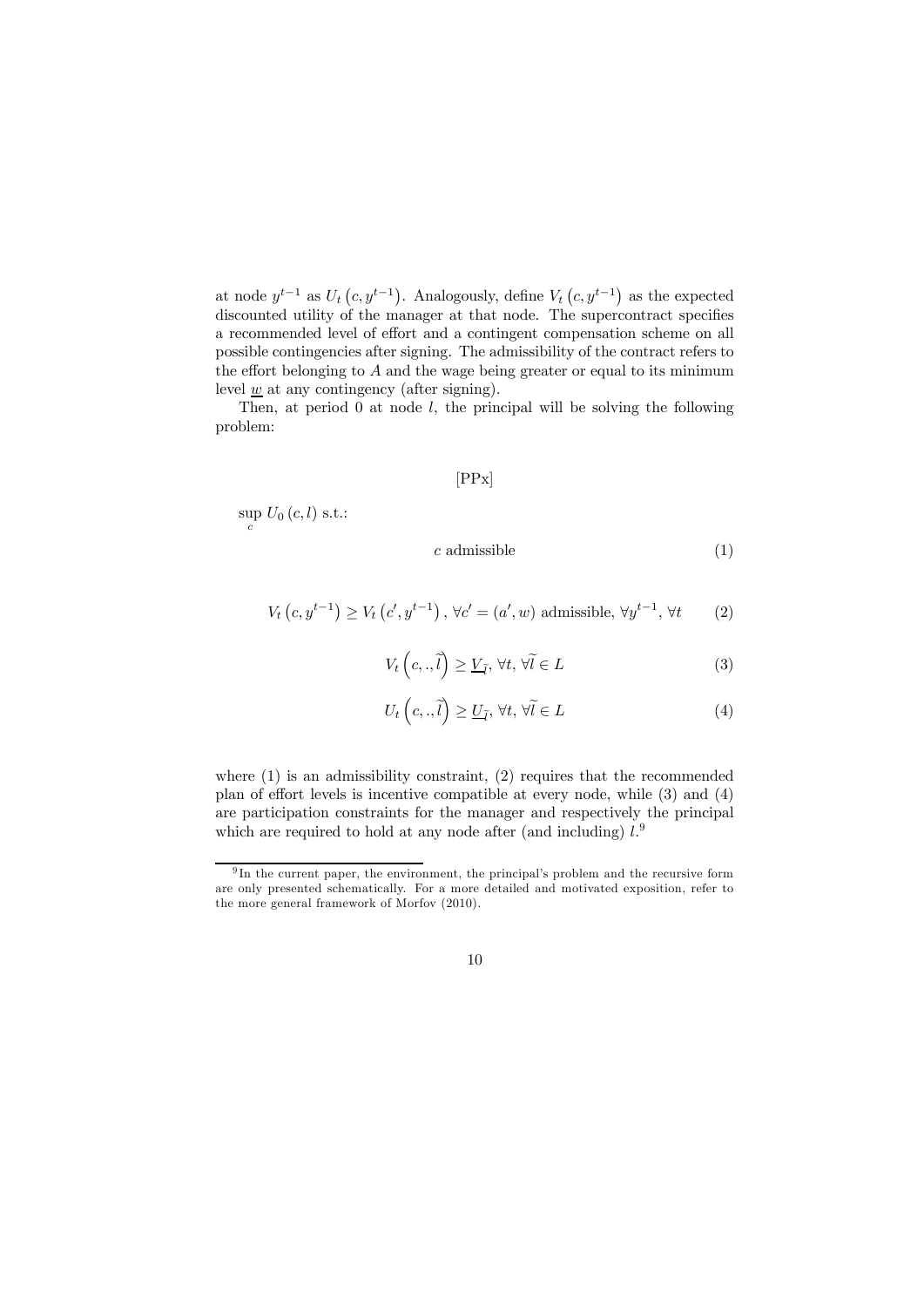at node $y^{t-1}$ as $U_t\left(c, y^{t-1}\right)$. Analogously, define $V_t\left(c, y^{t-1}\right)$ as the expected discounted utility of the manager at that node. The supercontract specifies a recommended level of effort and a contingent compensation scheme on all possible contingencies after signing. The admissibility of the contract refers to the effort belonging to $A$ and the wage being greater or equal to its minimum level $\underline{w}$ at any contingency (after signing).

Then, at period 0 at node $l$, the principal will be solving the following problem:

[PPx]

$\sup_c U_0\left(c, l\right)$ s.t.:

$$c \text{ admissible} \tag{1}$$

$$V_t\left(c, y^{t-1}\right) \geq V_t\left(c', y^{t-1}\right), \ \forall c' = (a', w) \text{ admissible}, \ \forall y^{t-1}, \ \forall t \tag{2}$$

$$V_t\left(c, ., \widetilde{l}\right) \geq \underline{V}_{\widetilde{l}}, \ \forall t, \ \forall \widetilde{l} \in L \tag{3}$$

$$U_t\left(c, ., \widetilde{l}\right) \geq \underline{U}_{\widetilde{l}}, \ \forall t, \ \forall \widetilde{l} \in L \tag{4}$$

where (1) is an admissibility constraint, (2) requires that the recommended plan of effort levels is incentive compatible at every node, while (3) and (4) are participation constraints for the manager and respectively the principal which are required to hold at any node after (and including) $l$.[9]

[9] In the current paper, the environment, the principal's problem and the recursive form are only presented schematically. For a more detailed and motivated exposition, refer to the more general framework of Morfov (2010).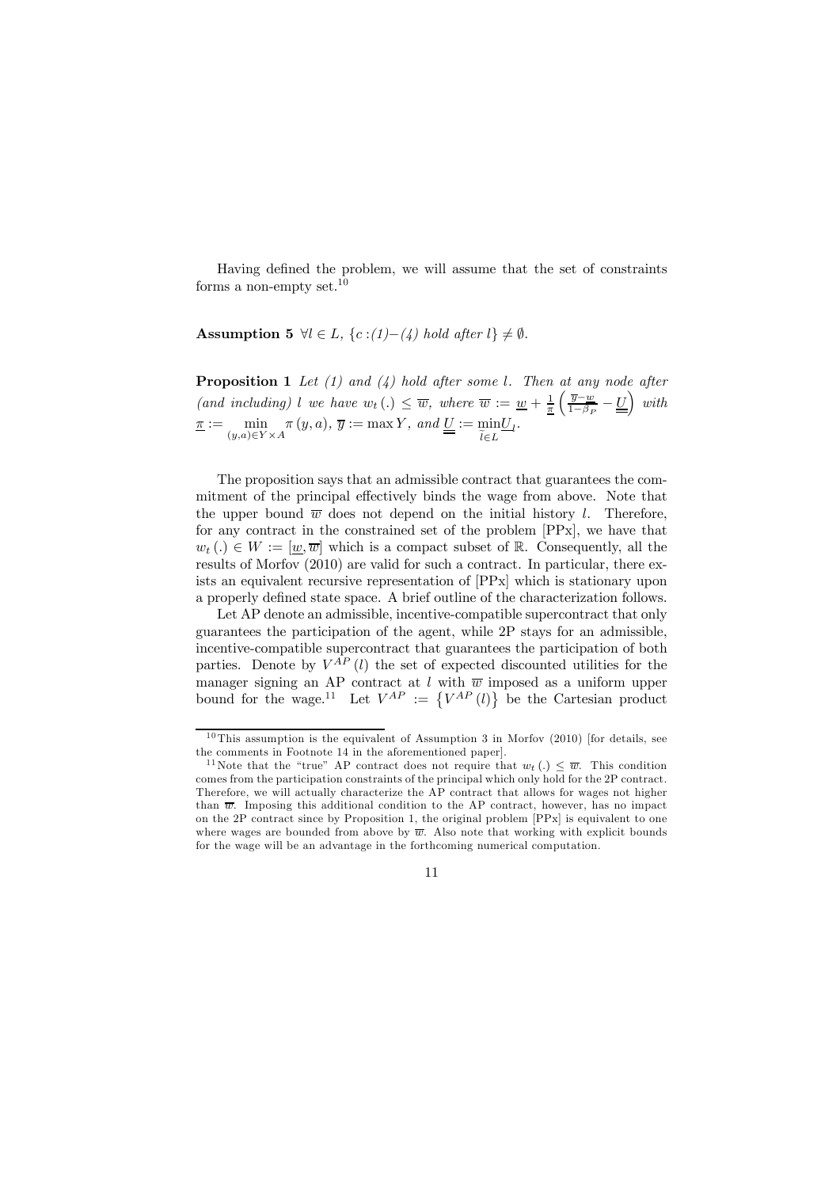Having defined the problem, we will assume that the set of constraints forms a non-empty set.[10]

**Assumption 5** *$\forall l \in L$, $\{c : (1)–(4)$ hold after $l\} \neq \emptyset$.*

**Proposition 1** *Let (1) and (4) hold after some $l$. Then at any node after (and including) $l$ we have $w_t(.) \leq \overline{w}$, where $\overline{w} := \underline{w} + \frac{1}{\underline{\pi}}\left(\frac{\overline{y} - \underline{w}}{1-\beta_P} - \underline{\underline{U}}\right)$ with $\underline{\pi} := \min_{(y,a) \in Y \times A} \pi(y, a)$, $\overline{y} := \max Y$, and $\underline{\underline{U}} := \min_{\widetilde{l} \in L} \underline{U}_{\widetilde{l}}$.*

The proposition says that an admissible contract that guarantees the commitment of the principal effectively binds the wage from above. Note that the upper bound $\overline{w}$ does not depend on the initial history $l$. Therefore, for any contract in the constrained set of the problem [PPx], we have that $w_t(.) \in W := [\underline{w}, \overline{w}]$ which is a compact subset of $\mathbb{R}$. Consequently, all the results of Morfov (2010) are valid for such a contract. In particular, there exists an equivalent recursive representation of [PPx] which is stationary upon a properly defined state space. A brief outline of the characterization follows.

Let AP denote an admissible, incentive-compatible supercontract that only guarantees the participation of the agent, while 2P stays for an admissible, incentive-compatible supercontract that guarantees the participation of both parties. Denote by $V^{AP}(l)$ the set of expected discounted utilities for the manager signing an AP contract at $l$ with $\overline{w}$ imposed as a uniform upper bound for the wage.[11] Let $V^{AP} := \{V^{AP}(l)\}$ be the Cartesian product

---

[10] This assumption is the equivalent of Assumption 3 in Morfov (2010) [for details, see the comments in Footnote 14 in the aforementioned paper].

[11] Note that the "true" AP contract does not require that $w_t(.) \leq \overline{w}$. This condition comes from the participation constraints of the principal which only hold for the 2P contract. Therefore, we will actually characterize the AP contract that allows for wages not higher than $\overline{w}$. Imposing this additional condition to the AP contract, however, has no impact on the 2P contract since by Proposition 1, the original problem [PPx] is equivalent to one where wages are bounded from above by $\overline{w}$. Also note that working with explicit bounds for the wage will be an advantage in the forthcoming numerical computation.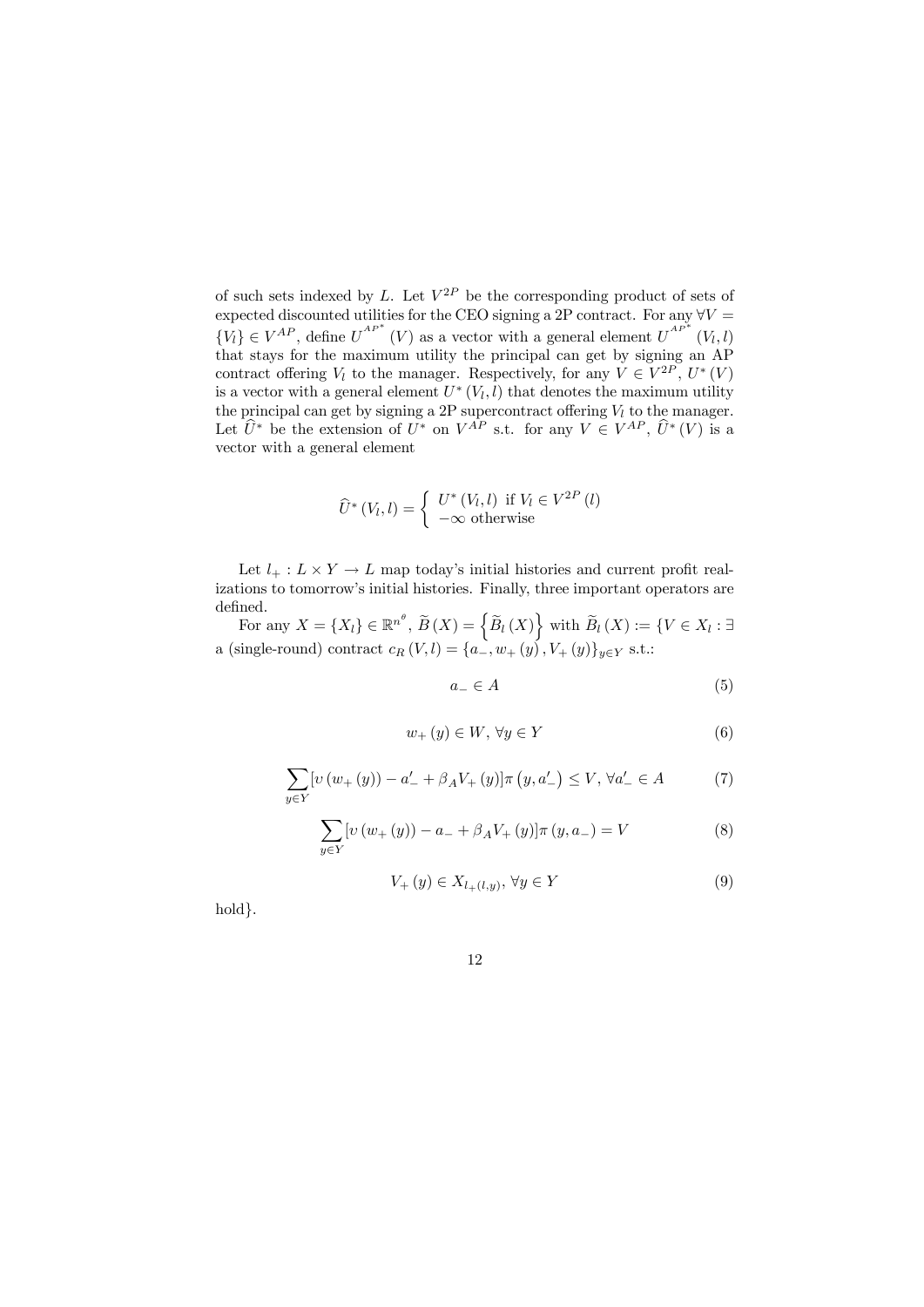of such sets indexed by $L$. Let $V^{2P}$ be the corresponding product of sets of expected discounted utilities for the CEO signing a 2P contract. For any $\forall V = \{V_l\} \in V^{AP}$, define $U^{AP^*}(V)$ as a vector with a general element $U^{AP^*}(V_l, l)$ that stays for the maximum utility the principal can get by signing an AP contract offering $V_l$ to the manager. Respectively, for any $V \in V^{2P}$, $U^*(V)$ is a vector with a general element $U^*(V_l, l)$ that denotes the maximum utility the principal can get by signing a 2P supercontract offering $V_l$ to the manager. Let $\widehat{U}^*$ be the extension of $U^*$ on $V^{AP}$ s.t. for any $V \in V^{AP}$, $\widehat{U}^*(V)$ is a vector with a general element

$$\widehat{U}^*(V_l, l) = \begin{cases} U^*(V_l, l) \text{ if } V_l \in V^{2P}(l) \\ -\infty \text{ otherwise} \end{cases}$$

Let $l_+ : L \times Y \to L$ map today's initial histories and current profit realizations to tomorrow's initial histories. Finally, three important operators are defined.

For any $X = \{X_l\} \in \mathbb{R}^{n^\theta}$, $\widetilde{B}(X) = \left\{\widetilde{B}_l(X)\right\}$ with $\widetilde{B}_l(X) := \{V \in X_l : \exists$ a (single-round) contract $c_R(V, l) = \{a_-, w_+(y), V_+(y)\}_{y \in Y}$ s.t.:

$$a_- \in A \tag{5}$$

$$w_+(y) \in W, \, \forall y \in Y \tag{6}$$

$$\sum_{y \in Y} [\upsilon(w_+(y)) - a'_- + \beta_A V_+(y)] \pi(y, a'_-) \leq V, \, \forall a'_- \in A \tag{7}$$

$$\sum_{y \in Y} [\upsilon(w_+(y)) - a_- + \beta_A V_+(y)] \pi(y, a_-) = V \tag{8}$$

$$V_+(y) \in X_{l_+(l,y)}, \, \forall y \in Y \tag{9}$$

hold$\}$.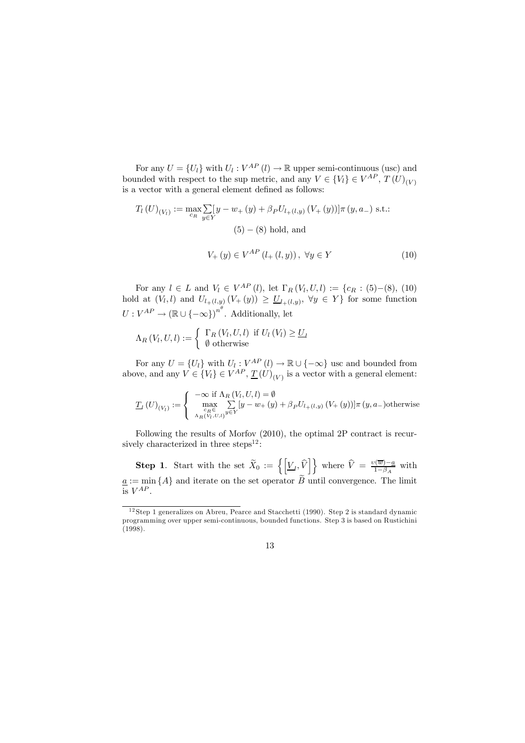For any $U = \{U_l\}$ with $U_l : V^{AP}(l) \to \mathbb{R}$ upper semi-continuous (usc) and bounded with respect to the sup metric, and any $V \in \{V_l\} \in V^{AP}$, $T(U)_{(V)}$ is a vector with a general element defined as follows:

$$T_l(U)_{(V_l)} := \max_{c_R} \sum_{y \in Y} [y - w_+(y) + \beta_P U_{l_+(l,y)}(V_+(y))] \pi(y, a_-) \text{ s.t.:}$$

$$(5) - (8) \text{ hold, and}$$

$$V_+(y) \in V^{AP}(l_+(l, y)), \ \forall y \in Y \tag{10}$$

For any $l \in L$ and $V_l \in V^{AP}(l)$, let $\Gamma_R(V_l, U, l) := \{c_R : (5)–(8), (10)$ hold at $(V_l, l)$ and $U_{l_+(l,y)}(V_+(y)) \geq \underline{U}_{l_+(l,y)}, \ \forall y \in Y\}$ for some function $U : V^{AP} \to (\mathbb{R} \cup \{-\infty\})^{n^{\theta}}$. Additionally, let

$$\Lambda_R(V_l, U, l) := \begin{cases} \Gamma_R(V_l, U, l) & \text{if } U_l(V_l) \geq \underline{U_l} \\ \emptyset & \text{otherwise} \end{cases}$$

For any $U = \{U_l\}$ with $U_l : V^{AP}(l) \to \mathbb{R} \cup \{-\infty\}$ usc and bounded from above, and any $V \in \{V_l\} \in V^{AP}$, $\underline{T}(U)_{(V)}$ is a vector with a general element:

$$\underline{T_l}(U)_{(V_l)} := \begin{cases} -\infty \text{ if } \Lambda_R(V_l, U, l) = \emptyset \\ \max\limits_{c_R \in \Lambda_R(V_l, U, l)} \sum\limits_{y \in Y} [y - w_+(y) + \beta_P U_{l_+(l,y)}(V_+(y))] \pi(y, a_-) \text{otherwise} \end{cases}$$

Following the results of Morfov (2010), the optimal 2P contract is recursively characterized in three steps[12]:

**Step 1**. Start with the set $\widetilde{X}_0 := \left\{ \left[ \underline{V_l}, \widehat{V} \right] \right\}$ where $\widehat{V} = \frac{\upsilon(\overline{w}) - \underline{a}}{1 - \beta_A}$ with $\underline{a} := \min\{A\}$ and iterate on the set operator $\widetilde{B}$ until convergence. The limit is $V^{AP}$.

[12] Step 1 generalizes on Abreu, Pearce and Stacchetti (1990). Step 2 is standard dynamic programming over upper semi-continuous, bounded functions. Step 3 is based on Rustichini (1998).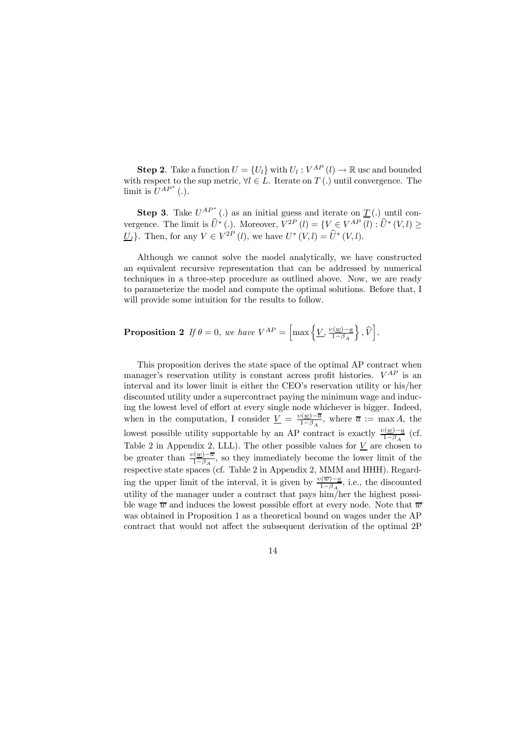**Step 2**. Take a function $U = \{U_l\}$ with $U_l : V^{AP}(l) \to \mathbb{R}$ usc and bounded with respect to the sup metric, $\forall l \in L$. Iterate on $T(.)$ until convergence. The limit is $U^{AP^*}(.)$.

**Step 3**. Take $U^{AP^*}(.)$ as an initial guess and iterate on $\underline{T}(.)$ until convergence. The limit is $\widehat{U}^*(.)$. Moreover, $V^{2P}(l) = \{V \in V^{AP}(l) : \widehat{U}^*(V,l) \geq \underline{U}_l\}$. Then, for any $V \in V^{2P}(l)$, we have $U^*(V,l) = \widehat{U}^*(V,l)$.

Although we cannot solve the model analytically, we have constructed an equivalent recursive representation that can be addressed by numerical techniques in a three-step procedure as outlined above. Now, we are ready to parameterize the model and compute the optimal solutions. Before that, I will provide some intuition for the results to follow.

**Proposition 2** *If $\theta = 0$, we have* $V^{AP} = \left[\max\left\{\underline{V}, \frac{\upsilon(\underline{w})-a}{1-\beta_A}\right\}, \widehat{V}\right]$.

This proposition derives the state space of the optimal AP contract when manager's reservation utility is constant across profit histories. $V^{AP}$ is an interval and its lower limit is either the CEO's reservation utility or his/her discounted utility under a supercontract paying the minimum wage and inducing the lowest level of effort at every single node whichever is bigger. Indeed, when in the computation, I consider $\underline{V} = \frac{\upsilon(\underline{w})-\overline{a}}{1-\beta_A}$, where $\overline{a} := \max A$, the lowest possible utility supportable by an AP contract is exactly $\frac{\upsilon(\underline{w})-a}{1-\beta_A}$ (cf. Table 2 in Appendix 2, LLL). The other possible values for $\underline{V}$ are chosen to be greater than $\frac{\upsilon(\underline{w})-\overline{a}}{1-\beta_A}$, so they immediately become the lower limit of the respective state spaces (cf. Table 2 in Appendix 2, MMM and HHH). Regarding the upper limit of the interval, it is given by $\frac{\upsilon(\overline{w})-a}{1-\beta_A}$, i.e., the discounted utility of the manager under a contract that pays him/her the highest possible wage $\overline{w}$ and induces the lowest possible effort at every node. Note that $\overline{w}$ was obtained in Proposition 1 as a theoretical bound on wages under the AP contract that would not affect the subsequent derivation of the optimal 2P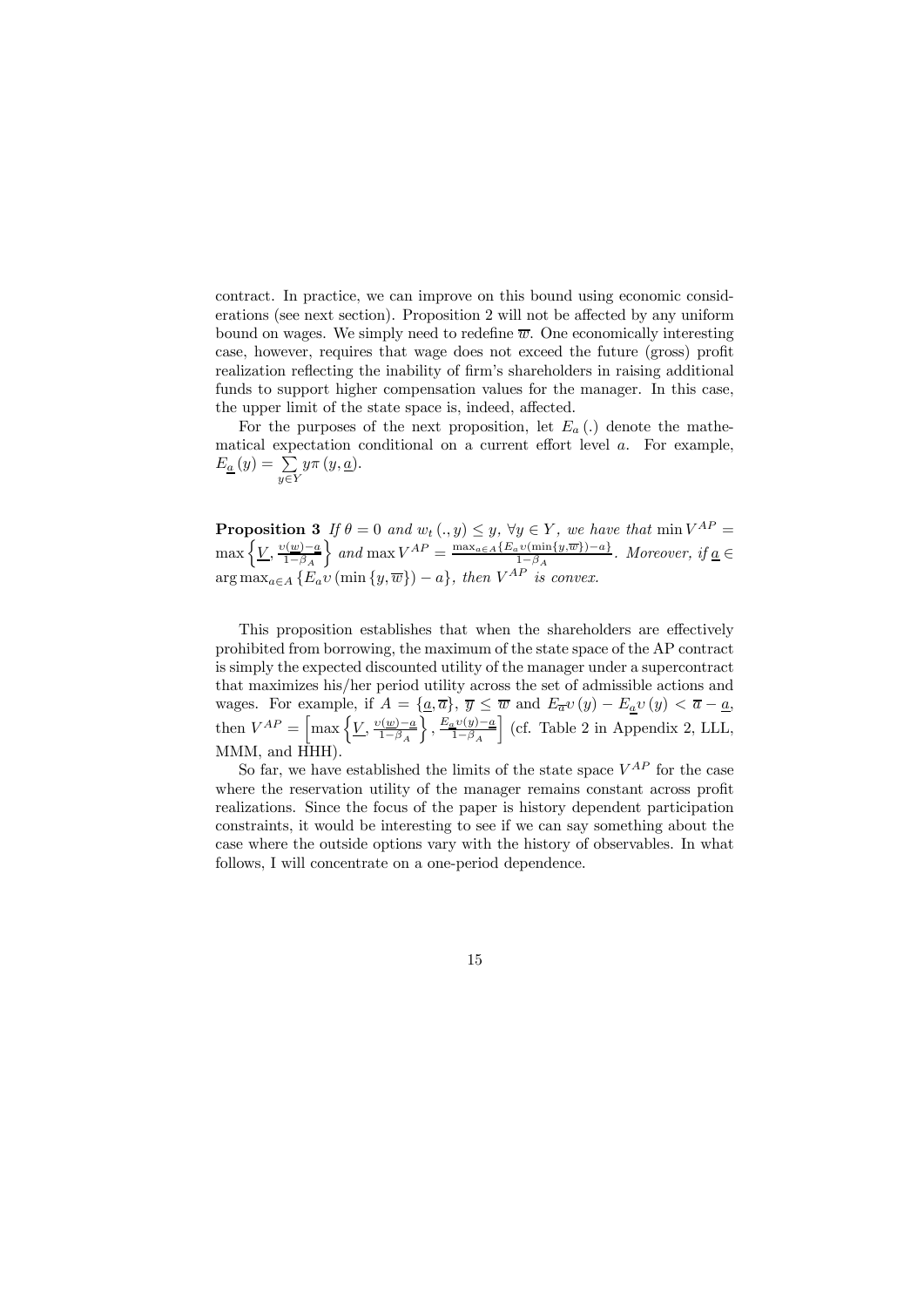contract. In practice, we can improve on this bound using economic considerations (see next section). Proposition 2 will not be affected by any uniform bound on wages. We simply need to redefine $\overline{w}$. One economically interesting case, however, requires that wage does not exceed the future (gross) profit realization reflecting the inability of firm's shareholders in raising additional funds to support higher compensation values for the manager. In this case, the upper limit of the state space is, indeed, affected.

For the purposes of the next proposition, let $E_a(.)$ denote the mathematical expectation conditional on a current effort level $a$. For example, $E_{\underline{a}}(y) = \sum_{y \in Y} y \pi(y, \underline{a})$.

**Proposition 3** *If $\theta = 0$ and $w_t(., y) \leq y$, $\forall y \in Y$, we have that* $\min V^{AP} = \max\left\{\underline{V}, \frac{\upsilon(\underline{w}) - \underline{a}}{1 - \beta_A}\right\}$ *and* $\max V^{AP} = \frac{\max_{a \in A}\{E_a \upsilon(\min\{y, \overline{w}\}) - a\}}{1 - \beta_A}$. *Moreover, if* $\underline{a} \in \arg\max_{a \in A}\{E_a \upsilon(\min\{y, \overline{w}\}) - a\}$, *then $V^{AP}$ is convex.*

This proposition establishes that when the shareholders are effectively prohibited from borrowing, the maximum of the state space of the AP contract is simply the expected discounted utility of the manager under a supercontract that maximizes his/her period utility across the set of admissible actions and wages. For example, if $A = \{\underline{a}, \overline{a}\}$, $\overline{y} \leq \overline{w}$ and $E_{\overline{a}}\upsilon(y) - E_{\underline{a}}\upsilon(y) < \overline{a} - \underline{a}$, then $V^{AP} = \left[\max\left\{\underline{V}, \frac{\upsilon(\underline{w}) - \underline{a}}{1 - \beta_A}\right\}, \frac{E_{\underline{a}}\upsilon(y) - \underline{a}}{1 - \beta_A}\right]$ (cf. Table 2 in Appendix 2, LLL, MMM, and HHH).

So far, we have established the limits of the state space $V^{AP}$ for the case where the reservation utility of the manager remains constant across profit realizations. Since the focus of the paper is history dependent participation constraints, it would be interesting to see if we can say something about the case where the outside options vary with the history of observables. In what follows, I will concentrate on a one-period dependence.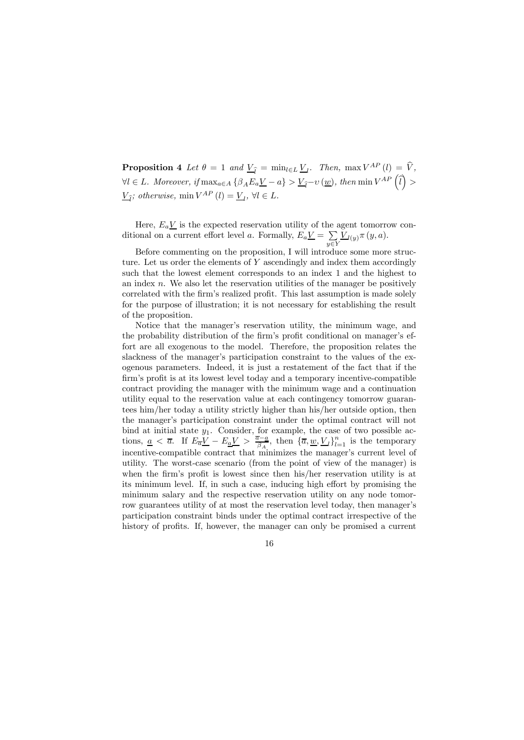**Proposition 4** *Let $\theta = 1$ and $\underline{V}_{\widehat{l}} = \min_{l \in L} \underline{V}_l$. Then, $\max V^{AP}(l) = \widehat{V}$, $\forall l \in L$. Moreover, if $\max_{a \in A} \{\beta_A E_a \underline{V} - a\} > \underline{V}_{\widehat{l}} - \upsilon(\underline{w})$, then $\min V^{AP}\left(\widehat{l}\right) > \underline{V}_{\widehat{l}}$; otherwise, $\min V^{AP}(l) = \underline{V}_l$, $\forall l \in L$.*

Here, $E_a \underline{V}$ is the expected reservation utility of the agent tomorrow conditional on a current effort level $a$. Formally, $E_a \underline{V} = \sum_{y \in Y} \underline{V}_{l(y)} \pi(y, a)$.

Before commenting on the proposition, I will introduce some more structure. Let us order the elements of $Y$ ascendingly and index them accordingly such that the lowest element corresponds to an index 1 and the highest to an index $n$. We also let the reservation utilities of the manager be positively correlated with the firm's realized profit. This last assumption is made solely for the purpose of illustration; it is not necessary for establishing the result of the proposition.

Notice that the manager's reservation utility, the minimum wage, and the probability distribution of the firm's profit conditional on manager's effort are all exogenous to the model. Therefore, the proposition relates the slackness of the manager's participation constraint to the values of the exogenous parameters. Indeed, it is just a restatement of the fact that if the firm's profit is at its lowest level today and a temporary incentive-compatible contract providing the manager with the minimum wage and a continuation utility equal to the reservation value at each contingency tomorrow guarantees him/her today a utility strictly higher than his/her outside option, then the manager's participation constraint under the optimal contract will not bind at initial state $y_1$. Consider, for example, the case of two possible actions, $\underline{a} < \overline{a}$. If $E_{\overline{a}} \underline{V} - E_{\underline{a}} \underline{V} > \frac{\overline{a} - \underline{a}}{\beta_A}$, then $\{\overline{a}, \underline{w}, \underline{V}_l\}_{l=1}^{n}$ is the temporary incentive-compatible contract that minimizes the manager's current level of utility. The worst-case scenario (from the point of view of the manager) is when the firm's profit is lowest since then his/her reservation utility is at its minimum level. If, in such a case, inducing high effort by promising the minimum salary and the respective reservation utility on any node tomorrow guarantees utility of at most the reservation level today, then manager's participation constraint binds under the optimal contract irrespective of the history of profits. If, however, the manager can only be promised a current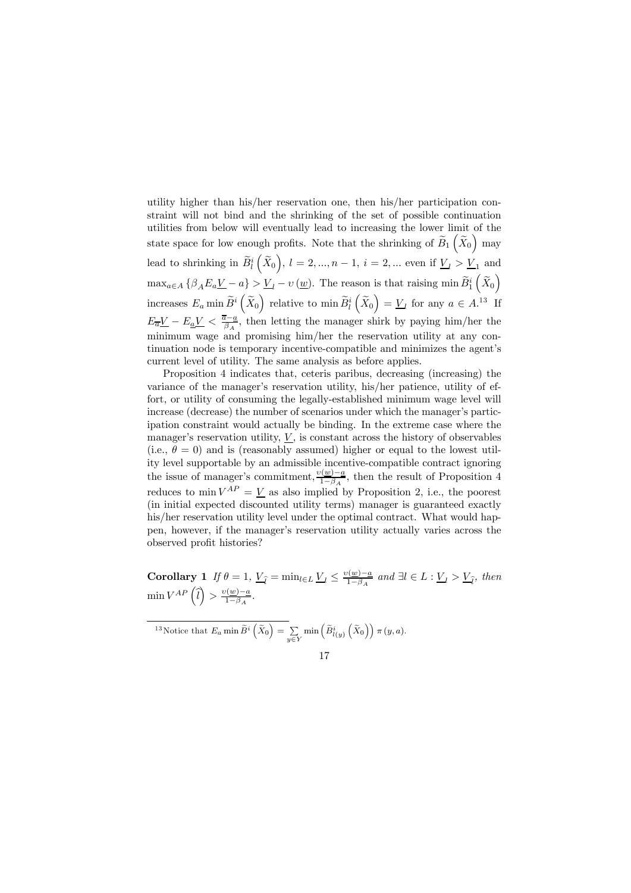utility higher than his/her reservation one, then his/her participation constraint will not bind and the shrinking of the set of possible continuation utilities from below will eventually lead to increasing the lower limit of the state space for low enough profits. Note that the shrinking of $\widetilde{B}_1\left(\widetilde{X}_0\right)$ may lead to shrinking in $\widetilde{B}^i_l\left(\widetilde{X}_0\right)$, $l = 2, ..., n-1$, $i = 2, ...$ even if $\underline{V}_l > \underline{V}_1$ and $\max_{a \in A}\left\{\beta_A E_a \underline{V} - a\right\} > \underline{V}_l - \upsilon\left(\underline{w}\right)$. The reason is that raising $\min \widetilde{B}^i_1\left(\widetilde{X}_0\right)$ increases $E_a \min \widetilde{B}^i\left(\widetilde{X}_0\right)$ relative to $\min \widetilde{B}^i_l\left(\widetilde{X}_0\right) = \underline{V}_l$ for any $a \in A$.[13] If $E_{\overline{a}}\underline{V} - E_{\underline{a}}\underline{V} < \frac{\overline{a}-\underline{a}}{\beta_A}$, then letting the manager shirk by paying him/her the minimum wage and promising him/her the reservation utility at any continuation node is temporary incentive-compatible and minimizes the agent's current level of utility. The same analysis as before applies.

Proposition 4 indicates that, ceteris paribus, decreasing (increasing) the variance of the manager's reservation utility, his/her patience, utility of effort, or utility of consuming the legally-established minimum wage level will increase (decrease) the number of scenarios under which the manager's participation constraint would actually be binding. In the extreme case where the manager's reservation utility, $\underline{V}$, is constant across the history of observables (i.e., $\theta = 0$) and is (reasonably assumed) higher or equal to the lowest utility level supportable by an admissible incentive-compatible contract ignoring the issue of manager's commitment, $\frac{\upsilon(\underline{w})-\underline{a}}{1-\beta_A}$, then the result of Proposition 4 reduces to $\min V^{AP} = \underline{V}$ as also implied by Proposition 2, i.e., the poorest (in initial expected discounted utility terms) manager is guaranteed exactly his/her reservation utility level under the optimal contract. What would happen, however, if the manager's reservation utility actually varies across the observed profit histories?

**Corollary 1** *If* $\theta = 1$, $\underline{V}_{\widehat{l}} = \min_{l \in L} \underline{V}_l \leq \frac{\upsilon(\underline{w})-\underline{a}}{1-\beta_A}$ *and* $\exists l \in L : \underline{V}_l > \underline{V}_{\widehat{l}}$, *then* $\min V^{AP}\left(\widehat{l}\right) > \frac{\upsilon(\underline{w})-\underline{a}}{1-\beta_A}$.

[13] Notice that $E_a \min \widetilde{B}^i\left(\widetilde{X}_0\right) = \sum_{y \in Y} \min\left(\widetilde{B}^i_{l(y)}\left(\widetilde{X}_0\right)\right)\pi\left(y, a\right)$.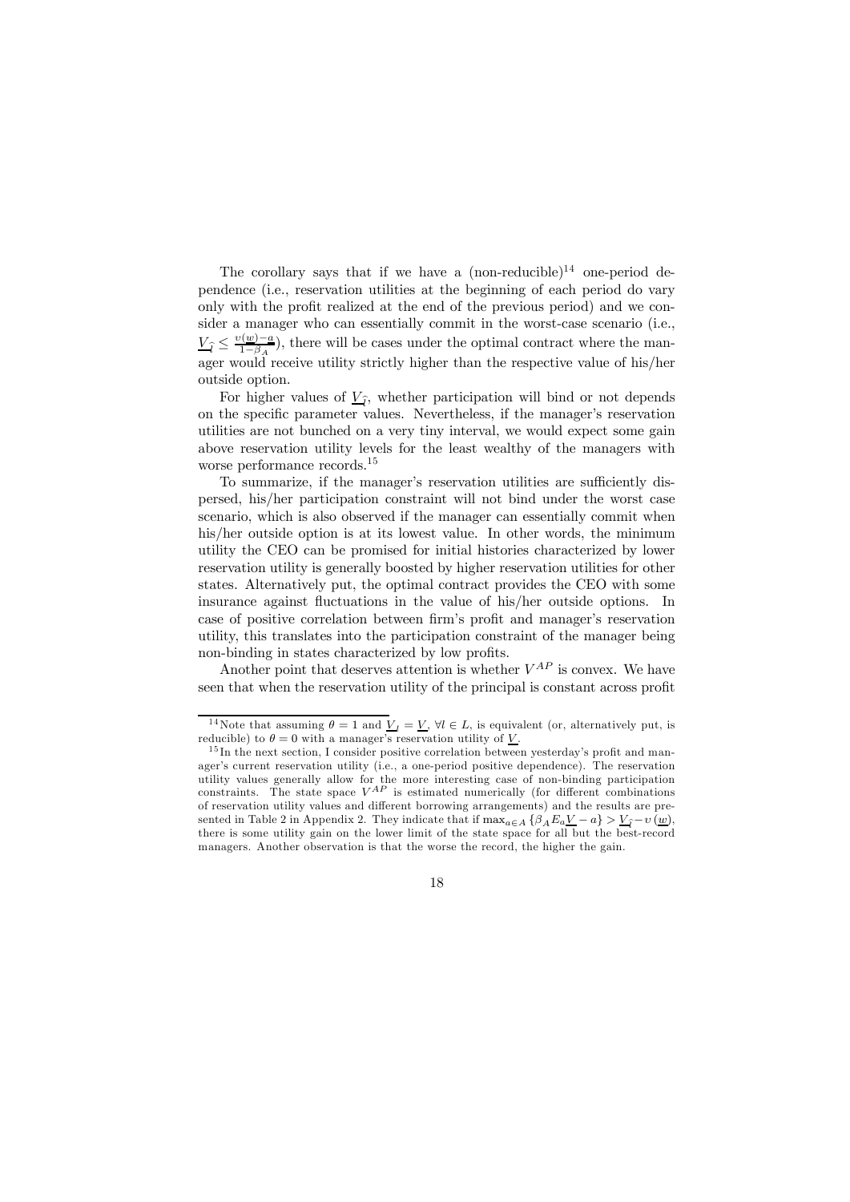The corollary says that if we have a (non-reducible)[14] one-period dependence (i.e., reservation utilities at the beginning of each period do vary only with the profit realized at the end of the previous period) and we consider a manager who can essentially commit in the worst-case scenario (i.e., $\underline{V}_{\widehat{l}} \leq \frac{\upsilon(\underline{w})-\underline{a}}{1-\beta_A}$), there will be cases under the optimal contract where the manager would receive utility strictly higher than the respective value of his/her outside option.

For higher values of $\underline{V}_{\widehat{l}}$, whether participation will bind or not depends on the specific parameter values. Nevertheless, if the manager's reservation utilities are not bunched on a very tiny interval, we would expect some gain above reservation utility levels for the least wealthy of the managers with worse performance records.[15]

To summarize, if the manager's reservation utilities are sufficiently dispersed, his/her participation constraint will not bind under the worst case scenario, which is also observed if the manager can essentially commit when his/her outside option is at its lowest value. In other words, the minimum utility the CEO can be promised for initial histories characterized by lower reservation utility is generally boosted by higher reservation utilities for other states. Alternatively put, the optimal contract provides the CEO with some insurance against fluctuations in the value of his/her outside options. In case of positive correlation between firm's profit and manager's reservation utility, this translates into the participation constraint of the manager being non-binding in states characterized by low profits.

Another point that deserves attention is whether $V^{AP}$ is convex. We have seen that when the reservation utility of the principal is constant across profit

[14] Note that assuming $\theta = 1$ and $\underline{V}_l = \underline{V}$, $\forall l \in L$, is equivalent (or, alternatively put, is reducible) to $\theta = 0$ with a manager's reservation utility of $\underline{V}$.

[15] In the next section, I consider positive correlation between yesterday's profit and manager's current reservation utility (i.e., a one-period positive dependence). The reservation utility values generally allow for the more interesting case of non-binding participation constraints. The state space $V^{AP}$ is estimated numerically (for different combinations of reservation utility values and different borrowing arrangements) and the results are presented in Table 2 in Appendix 2. They indicate that if $\max_{a \in A} \{\beta_A E_a \underline{V} - a\} > \underline{V}_{\widehat{l}} - \upsilon(\underline{w})$, there is some utility gain on the lower limit of the state space for all but the best-record managers. Another observation is that the worse the record, the higher the gain.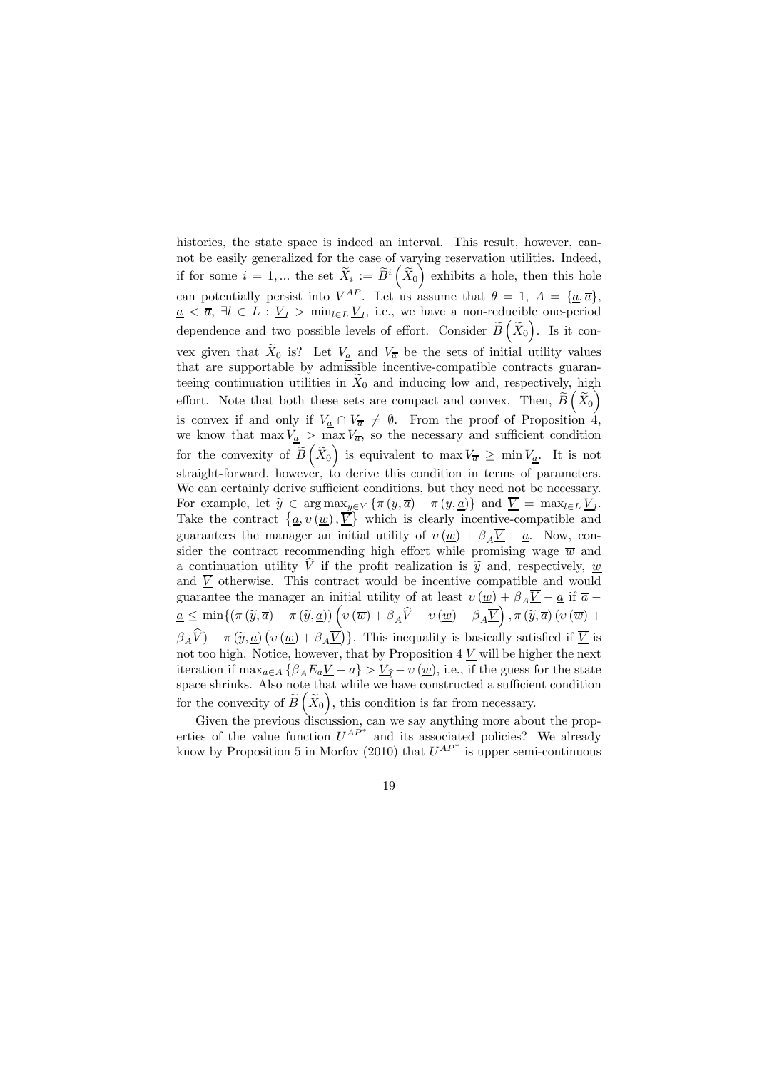histories, the state space is indeed an interval. This result, however, cannot be easily generalized for the case of varying reservation utilities. Indeed, if for some $i = 1, \ldots$ the set $\widetilde{X}_i := \widetilde{B}^i\left(\widetilde{X}_0\right)$ exhibits a hole, then this hole can potentially persist into $V^{AP}$. Let us assume that $\theta = 1$, $A = \{\underline{a}, \overline{a}\}$, $\underline{a} < \overline{a}$, $\exists l \in L : \underline{V}_l > \min_{l \in L} \underline{V}_l$, i.e., we have a non-reducible one-period dependence and two possible levels of effort. Consider $\widetilde{B}\left(\widetilde{X}_0\right)$. Is it convex given that $\widetilde{X}_0$ is? Let $V_{\underline{a}}$ and $V_{\overline{a}}$ be the sets of initial utility values that are supportable by admissible incentive-compatible contracts guaranteeing continuation utilities in $\widetilde{X}_0$ and inducing low and, respectively, high effort. Note that both these sets are compact and convex. Then, $\widetilde{B}\left(\widetilde{X}_0\right)$ is convex if and only if $V_{\underline{a}} \cap V_{\overline{a}} \neq \emptyset$. From the proof of Proposition 4, we know that $\max V_{\underline{a}} > \max V_{\overline{a}}$, so the necessary and sufficient condition for the convexity of $\widetilde{B}\left(\widetilde{X}_0\right)$ is equivalent to $\max V_{\overline{a}} \geq \min V_{\underline{a}}$. It is not straight-forward, however, to derive this condition in terms of parameters. We can certainly derive sufficient conditions, but they need not be necessary. For example, let $\widetilde{y} \in \arg\max_{y \in Y} \{\pi(y, \overline{a}) - \pi(y, \underline{a})\}$ and $\overline{\underline{V}} = \max_{l \in L} \underline{V}_l$. Take the contract $\{\underline{a}, \upsilon(\underline{w}), \overline{\underline{V}}\}$ which is clearly incentive-compatible and guarantees the manager an initial utility of $\upsilon(\underline{w}) + \beta_A \overline{\underline{V}} - \underline{a}$. Now, consider the contract recommending high effort while promising wage $\overline{w}$ and a continuation utility $\widehat{V}$ if the profit realization is $\widetilde{y}$ and, respectively, $\underline{w}$ and $\overline{\underline{V}}$ otherwise. This contract would be incentive compatible and would guarantee the manager an initial utility of at least $\upsilon(\underline{w}) + \beta_A \overline{\underline{V}} - \underline{a}$ if $\overline{a} - \underline{a} \leq \min\{(\pi(\widetilde{y}, \overline{a}) - \pi(\widetilde{y}, \underline{a}))\left(\upsilon(\overline{w}) + \beta_A \widehat{V} - \upsilon(\underline{w}) - \beta_A \overline{\underline{V}}\right), \pi(\widetilde{y}, \overline{a})(\upsilon(\overline{w}) + \beta_A \widehat{V}) - \pi(\widetilde{y}, \underline{a})\left(\upsilon(\underline{w}) + \beta_A \overline{\underline{V}}\right)\}$. This inequality is basically satisfied if $\overline{\underline{V}}$ is not too high. Notice, however, that by Proposition 4 $\overline{\underline{V}}$ will be higher the next iteration if $\max_{a \in A}\{\beta_A E_a \underline{V} - a\} > \underline{V}_{\widehat{l}} - \upsilon(\underline{w})$, i.e., if the guess for the state space shrinks. Also note that while we have constructed a sufficient condition for the convexity of $\widetilde{B}\left(\widetilde{X}_0\right)$, this condition is far from necessary.

Given the previous discussion, can we say anything more about the properties of the value function $U^{AP^*}$ and its associated policies? We already know by Proposition 5 in Morfov (2010) that $U^{AP^*}$ is upper semi-continuous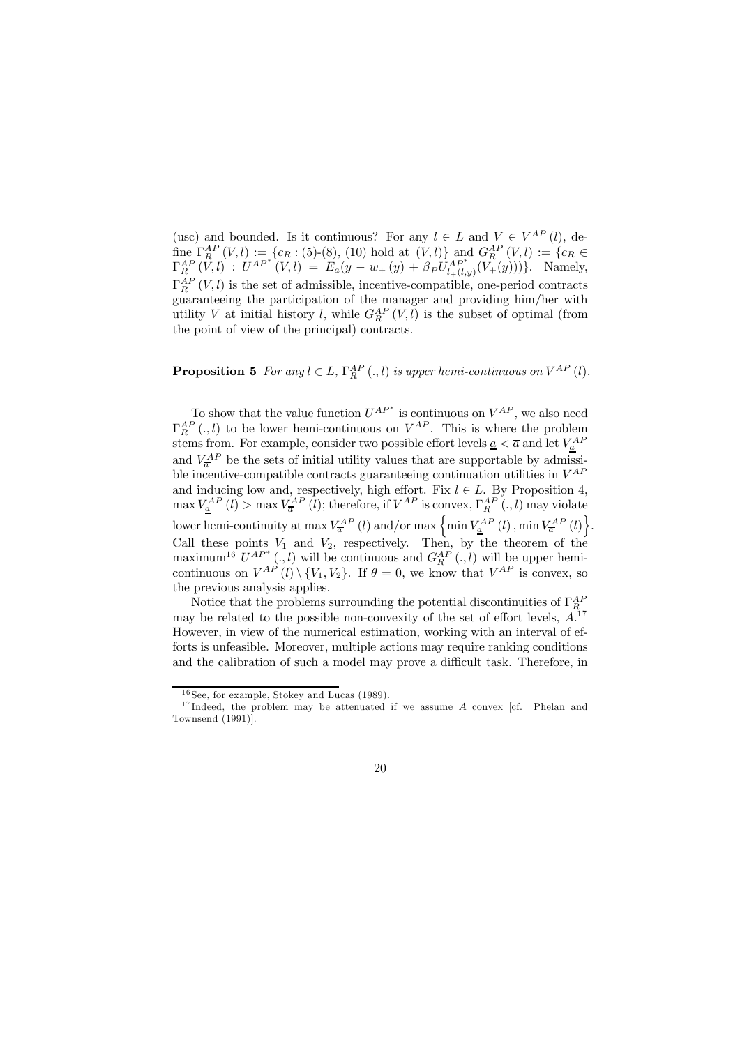(usc) and bounded. Is it continuous? For any $l \in L$ and $V \in V^{AP}(l)$, define $\Gamma_R^{AP}(V,l) := \{c_R : (5)\text{-}(8), (10) \text{ hold at } (V,l)\}$ and $G_R^{AP}(V,l) := \{c_R \in \Gamma_R^{AP}(V,l) : U^{AP^*}(V,l) = E_a(y - w_+(y) + \beta_P U_{l_+(l,y)}^{AP^*}(V_+(y)))\}$. Namely, $\Gamma_R^{AP}(V,l)$ is the set of admissible, incentive-compatible, one-period contracts guaranteeing the participation of the manager and providing him/her with utility $V$ at initial history $l$, while $G_R^{AP}(V,l)$ is the subset of optimal (from the point of view of the principal) contracts.

**Proposition 5** *For any $l \in L$, $\Gamma_R^{AP}(.,l)$ is upper hemi-continuous on $V^{AP}(l)$.*

To show that the value function $U^{AP^*}$ is continuous on $V^{AP}$, we also need $\Gamma_R^{AP}(.,l)$ to be lower hemi-continuous on $V^{AP}$. This is where the problem stems from. For example, consider two possible effort levels $\underline{a} < \overline{a}$ and let $V_{\underline{a}}^{AP}$ and $V_{\overline{a}}^{AP}$ be the sets of initial utility values that are supportable by admissible incentive-compatible contracts guaranteeing continuation utilities in $V^{AP}$ and inducing low and, respectively, high effort. Fix $l \in L$. By Proposition 4, $\max V_{\underline{a}}^{AP}(l) > \max V_{\overline{a}}^{AP}(l)$; therefore, if $V^{AP}$ is convex, $\Gamma_R^{AP}(.,l)$ may violate lower hemi-continuity at $\max V_{\overline{a}}^{AP}(l)$ and/or $\max\left\{\min V_{\underline{a}}^{AP}(l), \min V_{\overline{a}}^{AP}(l)\right\}$. Call these points $V_1$ and $V_2$, respectively. Then, by the theorem of the maximum[16] $U^{AP^*}(.,l)$ will be continuous and $G_R^{AP}(.,l)$ will be upper hemi-continuous on $V^{AP}(l) \setminus \{V_1, V_2\}$. If $\theta = 0$, we know that $V^{AP}$ is convex, so the previous analysis applies.

Notice that the problems surrounding the potential discontinuities of $\Gamma_R^{AP}$ may be related to the possible non-convexity of the set of effort levels, $A$.[17] However, in view of the numerical estimation, working with an interval of efforts is unfeasible. Moreover, multiple actions may require ranking conditions and the calibration of such a model may prove a difficult task. Therefore, in

[16] See, for example, Stokey and Lucas (1989).

[17] Indeed, the problem may be attenuated if we assume $A$ convex [cf. Phelan and Townsend (1991)].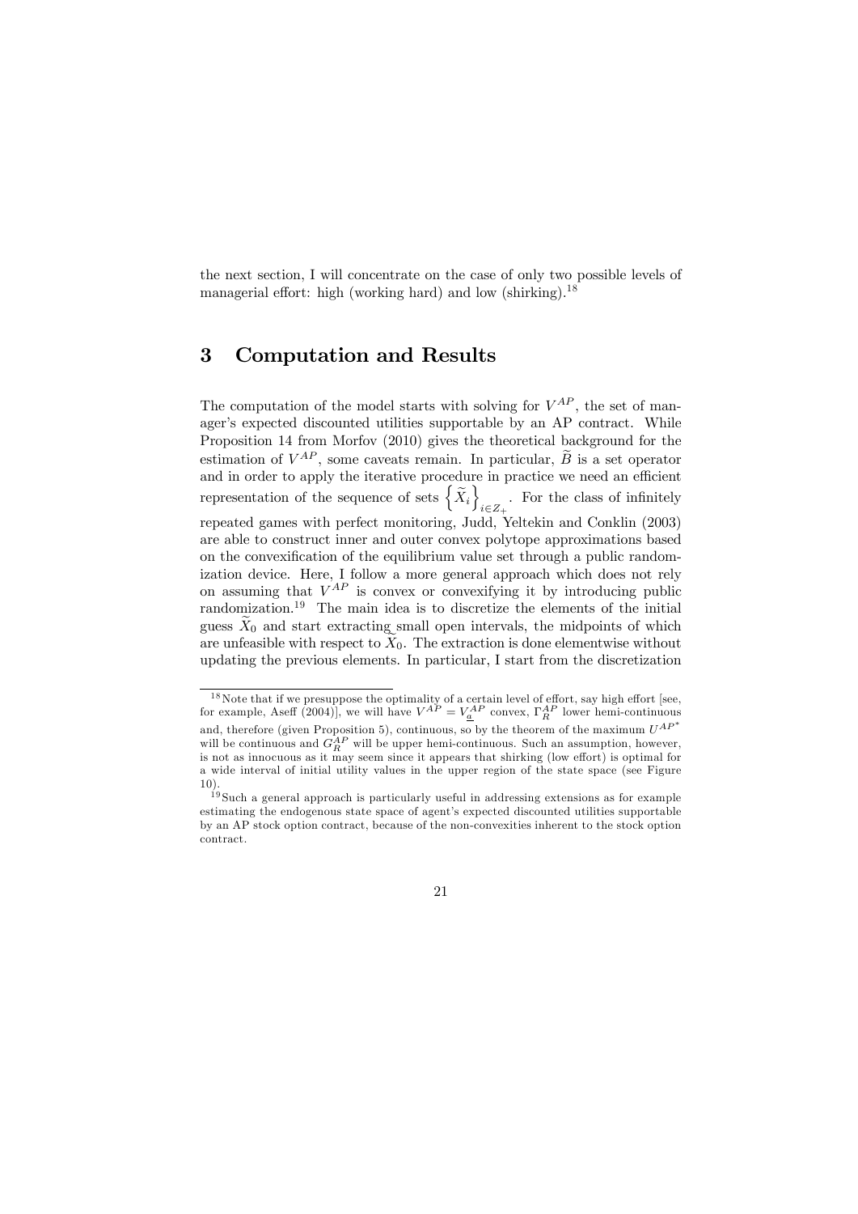the next section, I will concentrate on the case of only two possible levels of managerial effort: high (working hard) and low (shirking).[18]

# 3 Computation and Results

The computation of the model starts with solving for $V^{AP}$, the set of manager's expected discounted utilities supportable by an AP contract. While Proposition 14 from Morfov (2010) gives the theoretical background for the estimation of $V^{AP}$, some caveats remain. In particular, $\widetilde{B}$ is a set operator and in order to apply the iterative procedure in practice we need an efficient representation of the sequence of sets $\left\{\widetilde{X}_i\right\}_{i \in Z_+}$. For the class of infinitely repeated games with perfect monitoring, Judd, Yeltekin and Conklin (2003) are able to construct inner and outer convex polytope approximations based on the convexification of the equilibrium value set through a public randomization device. Here, I follow a more general approach which does not rely on assuming that $V^{AP}$ is convex or convexifying it by introducing public randomization.[19] The main idea is to discretize the elements of the initial guess $\widetilde{X}_0$ and start extracting small open intervals, the midpoints of which are unfeasible with respect to $\widetilde{X}_0$. The extraction is done elementwise without updating the previous elements. In particular, I start from the discretization

[18] Note that if we presuppose the optimality of a certain level of effort, say high effort [see, for example, Aseff (2004)], we will have $V^{AP} = V^{AP}_{\underline{a}}$ convex, $\Gamma^{AP}_R$ lower hemi-continuous and, therefore (given Proposition 5), continuous, so by the theorem of the maximum $U^{AP^*}$ will be continuous and $G^{AP}_R$ will be upper hemi-continuous. Such an assumption, however, is not as innocuous as it may seem since it appears that shirking (low effort) is optimal for a wide interval of initial utility values in the upper region of the state space (see Figure 10).

[19] Such a general approach is particularly useful in addressing extensions as for example estimating the endogenous state space of agent's expected discounted utilities supportable by an AP stock option contract, because of the non-convexities inherent to the stock option contract.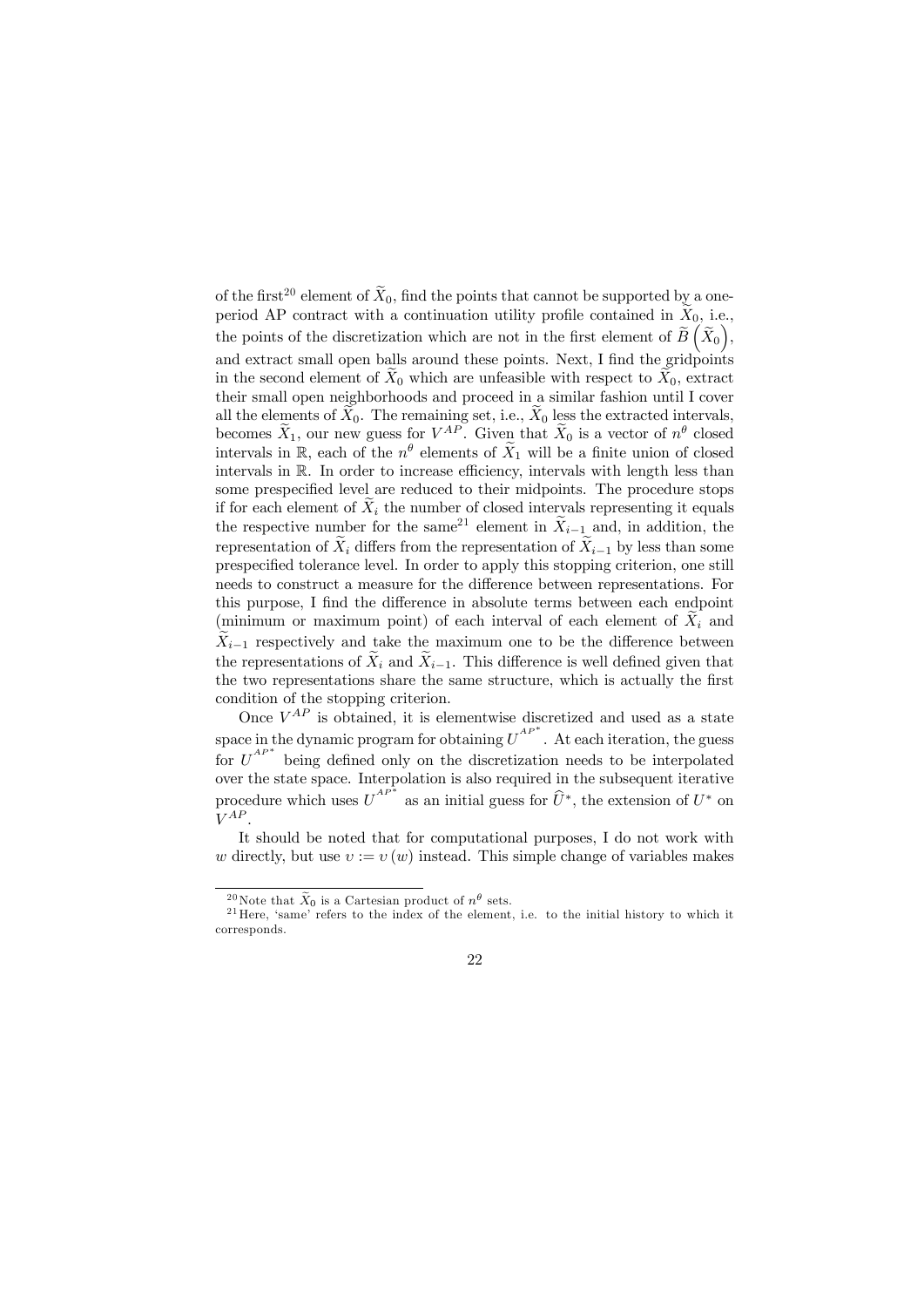of the first[20] element of $\widetilde{X}_0$, find the points that cannot be supported by a one-period AP contract with a continuation utility profile contained in $\widetilde{X}_0$, i.e., the points of the discretization which are not in the first element of $\widetilde{B}\left(\widetilde{X}_0\right)$, and extract small open balls around these points. Next, I find the gridpoints in the second element of $\widetilde{X}_0$ which are unfeasible with respect to $\widetilde{X}_0$, extract their small open neighborhoods and proceed in a similar fashion until I cover all the elements of $\widetilde{X}_0$. The remaining set, i.e., $\widetilde{X}_0$ less the extracted intervals, becomes $\widetilde{X}_1$, our new guess for $V^{AP}$. Given that $\widetilde{X}_0$ is a vector of $n^\theta$ closed intervals in $\mathbb{R}$, each of the $n^\theta$ elements of $\widetilde{X}_1$ will be a finite union of closed intervals in $\mathbb{R}$. In order to increase efficiency, intervals with length less than some prespecified level are reduced to their midpoints. The procedure stops if for each element of $\widetilde{X}_i$ the number of closed intervals representing it equals the respective number for the same[21] element in $\widetilde{X}_{i-1}$ and, in addition, the representation of $\widetilde{X}_i$ differs from the representation of $\widetilde{X}_{i-1}$ by less than some prespecified tolerance level. In order to apply this stopping criterion, one still needs to construct a measure for the difference between representations. For this purpose, I find the difference in absolute terms between each endpoint (minimum or maximum point) of each interval of each element of $\widetilde{X}_i$ and $\widetilde{X}_{i-1}$ respectively and take the maximum one to be the difference between the representations of $\widetilde{X}_i$ and $\widetilde{X}_{i-1}$. This difference is well defined given that the two representations share the same structure, which is actually the first condition of the stopping criterion.

Once $V^{AP}$ is obtained, it is elementwise discretized and used as a state space in the dynamic program for obtaining $U^{AP^*}$. At each iteration, the guess for $U^{AP^*}$ being defined only on the discretization needs to be interpolated over the state space. Interpolation is also required in the subsequent iterative procedure which uses $U^{AP^*}$ as an initial guess for $\widehat{U}^*$, the extension of $U^*$ on $V^{AP}$.

It should be noted that for computational purposes, I do not work with $w$ directly, but use $\upsilon := \upsilon(w)$ instead. This simple change of variables makes

[20] Note that $\widetilde{X}_0$ is a Cartesian product of $n^\theta$ sets.

[21] Here, 'same' refers to the index of the element, i.e. to the initial history to which it corresponds.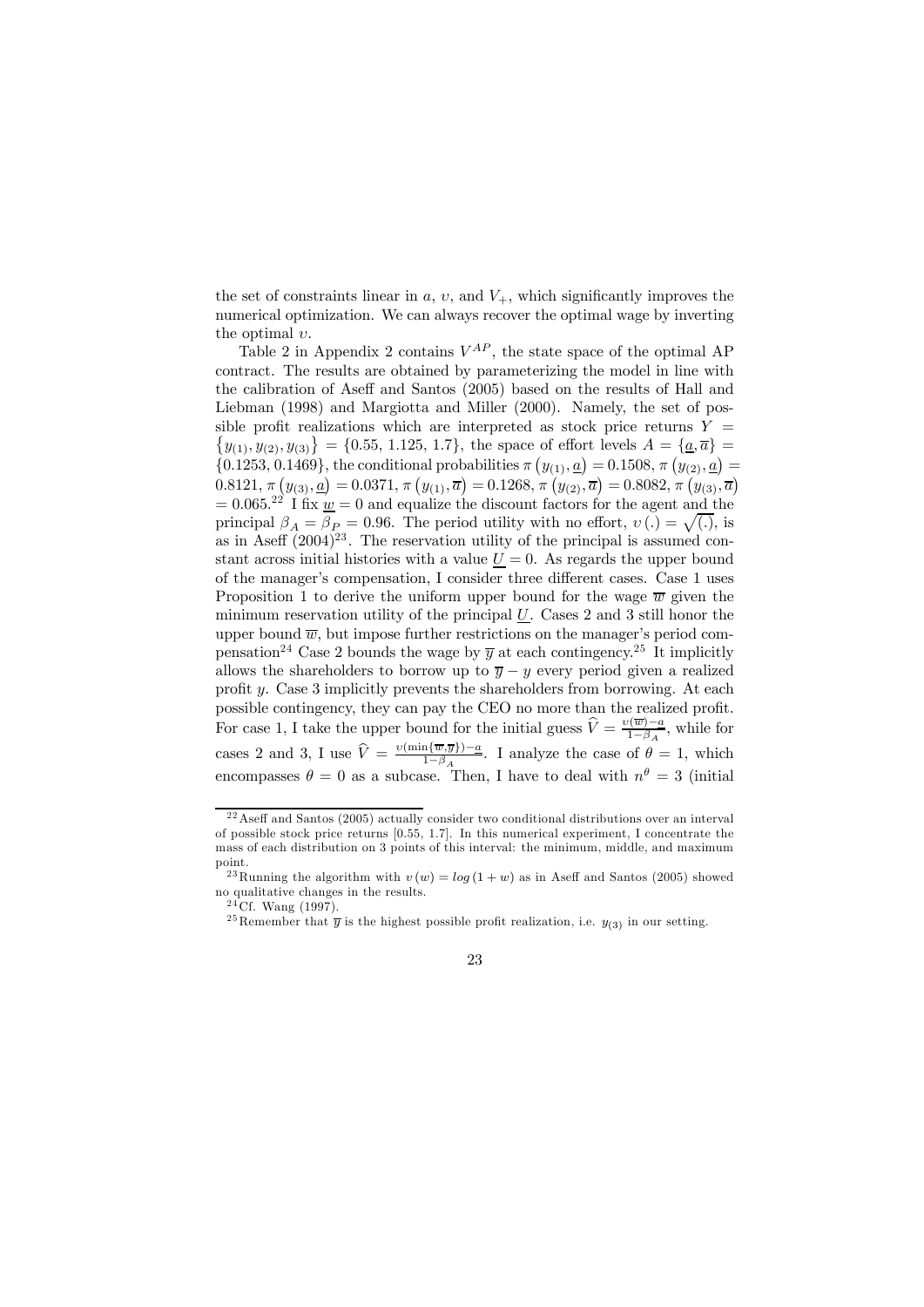the set of constraints linear in $a$, $\upsilon$, and $V_+$, which significantly improves the numerical optimization. We can always recover the optimal wage by inverting the optimal $\upsilon$.

Table 2 in Appendix 2 contains $V^{AP}$, the state space of the optimal AP contract. The results are obtained by parameterizing the model in line with the calibration of Aseff and Santos (2005) based on the results of Hall and Liebman (1998) and Margiotta and Miller (2000). Namely, the set of possible profit realizations which are interpreted as stock price returns $Y = \{y_{(1)}, y_{(2)}, y_{(3)}\} = \{0.55, 1.125, 1.7\}$, the space of effort levels $A = \{\underline{a}, \overline{a}\} = \{0.1253, 0.1469\}$, the conditional probabilities $\pi(y_{(1)}, \underline{a}) = 0.1508$, $\pi(y_{(2)}, \underline{a}) = 0.8121$, $\pi(y_{(3)}, \underline{a}) = 0.0371$, $\pi(y_{(1)}, \overline{a}) = 0.1268$, $\pi(y_{(2)}, \overline{a}) = 0.8082$, $\pi(y_{(3)}, \overline{a}) = 0.065$.[22] I fix $\underline{w} = 0$ and equalize the discount factors for the agent and the principal $\beta_A = \beta_P = 0.96$. The period utility with no effort, $\upsilon(.) = \sqrt{(.)}$, is as in Aseff (2004)[23]. The reservation utility of the principal is assumed constant across initial histories with a value $\underline{U} = 0$. As regards the upper bound of the manager's compensation, I consider three different cases. Case 1 uses Proposition 1 to derive the uniform upper bound for the wage $\overline{w}$ given the minimum reservation utility of the principal $\underline{U}$. Cases 2 and 3 still honor the upper bound $\overline{w}$, but impose further restrictions on the manager's period compensation[24] Case 2 bounds the wage by $\overline{y}$ at each contingency.[25] It implicitly allows the shareholders to borrow up to $\overline{y} - y$ every period given a realized profit $y$. Case 3 implicitly prevents the shareholders from borrowing. At each possible contingency, they can pay the CEO no more than the realized profit. For case 1, I take the upper bound for the initial guess $\widehat{V} = \frac{\upsilon(\overline{w}) - a}{1 - \beta_A}$, while for cases 2 and 3, I use $\widehat{V} = \frac{\upsilon(\min\{\overline{w}, \overline{y}\}) - a}{1 - \beta_A}$. I analyze the case of $\theta = 1$, which encompasses $\theta = 0$ as a subcase. Then, I have to deal with $n^\theta = 3$ (initial

[22] Aseff and Santos (2005) actually consider two conditional distributions over an interval of possible stock price returns [0.55, 1.7]. In this numerical experiment, I concentrate the mass of each distribution on 3 points of this interval: the minimum, middle, and maximum point.

[23] Running the algorithm with $\upsilon(w) = log(1 + w)$ as in Aseff and Santos (2005) showed no qualitative changes in the results.

[24] Cf. Wang (1997).

[25] Remember that $\overline{y}$ is the highest possible profit realization, i.e. $y_{(3)}$ in our setting.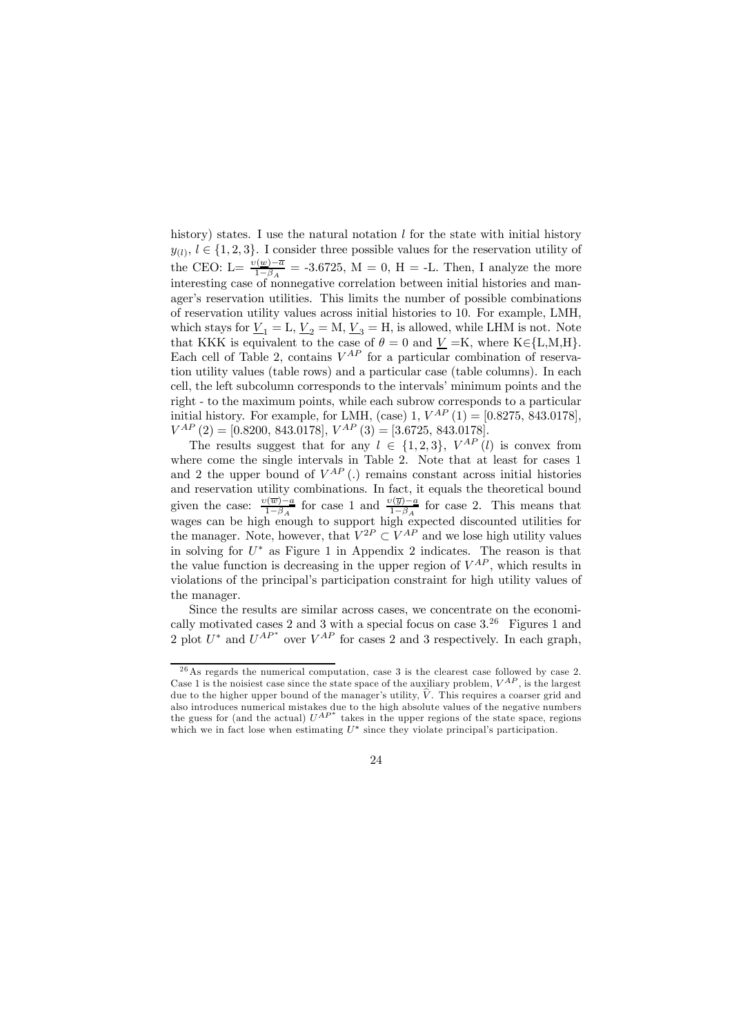history) states. I use the natural notation $l$ for the state with initial history $y_{(l)}$, $l \in \{1, 2, 3\}$. I consider three possible values for the reservation utility of the CEO: L$= \frac{v(\underline{w})-\overline{a}}{1-\beta_A}$ = -3.6725, M = 0, H = -L. Then, I analyze the more interesting case of nonnegative correlation between initial histories and manager's reservation utilities. This limits the number of possible combinations of reservation utility values across initial histories to 10. For example, LMH, which stays for $\underline{V}_1$ = L, $\underline{V}_2$ = M, $\underline{V}_3$ = H, is allowed, while LHM is not. Note that KKK is equivalent to the case of $\theta = 0$ and $\underline{V}$ =K, where K$\in${L,M,H}. Each cell of Table 2, contains $V^{AP}$ for a particular combination of reservation utility values (table rows) and a particular case (table columns). In each cell, the left subcolumn corresponds to the intervals' minimum points and the right - to the maximum points, while each subrow corresponds to a particular initial history. For example, for LMH, (case) 1, $V^{AP}(1) = [0.8275, 843.0178]$, $V^{AP}(2) = [0.8200, 843.0178]$, $V^{AP}(3) = [3.6725, 843.0178]$.

The results suggest that for any $l \in \{1, 2, 3\}$, $V^{AP}(l)$ is convex from where come the single intervals in Table 2. Note that at least for cases 1 and 2 the upper bound of $V^{AP}(.)$ remains constant across initial histories and reservation utility combinations. In fact, it equals the theoretical bound given the case: $\frac{v(\overline{w})-a}{1-\beta_A}$ for case 1 and $\frac{v(\overline{y})-a}{1-\beta_A}$ for case 2. This means that wages can be high enough to support high expected discounted utilities for the manager. Note, however, that $V^{2P} \subset V^{AP}$ and we lose high utility values in solving for $U^*$ as Figure 1 in Appendix 2 indicates. The reason is that the value function is decreasing in the upper region of $V^{AP}$, which results in violations of the principal's participation constraint for high utility values of the manager.

Since the results are similar across cases, we concentrate on the economically motivated cases 2 and 3 with a special focus on case 3.[26] Figures 1 and 2 plot $U^*$ and $U^{AP^*}$ over $V^{AP}$ for cases 2 and 3 respectively. In each graph,

[26] As regards the numerical computation, case 3 is the clearest case followed by case 2. Case 1 is the noisiest case since the state space of the auxiliary problem, $V^{AP}$, is the largest due to the higher upper bound of the manager's utility, $\widehat{V}$. This requires a coarser grid and also introduces numerical mistakes due to the high absolute values of the negative numbers the guess for (and the actual) $U^{AP^*}$ takes in the upper regions of the state space, regions which we in fact lose when estimating $U^*$ since they violate principal's participation.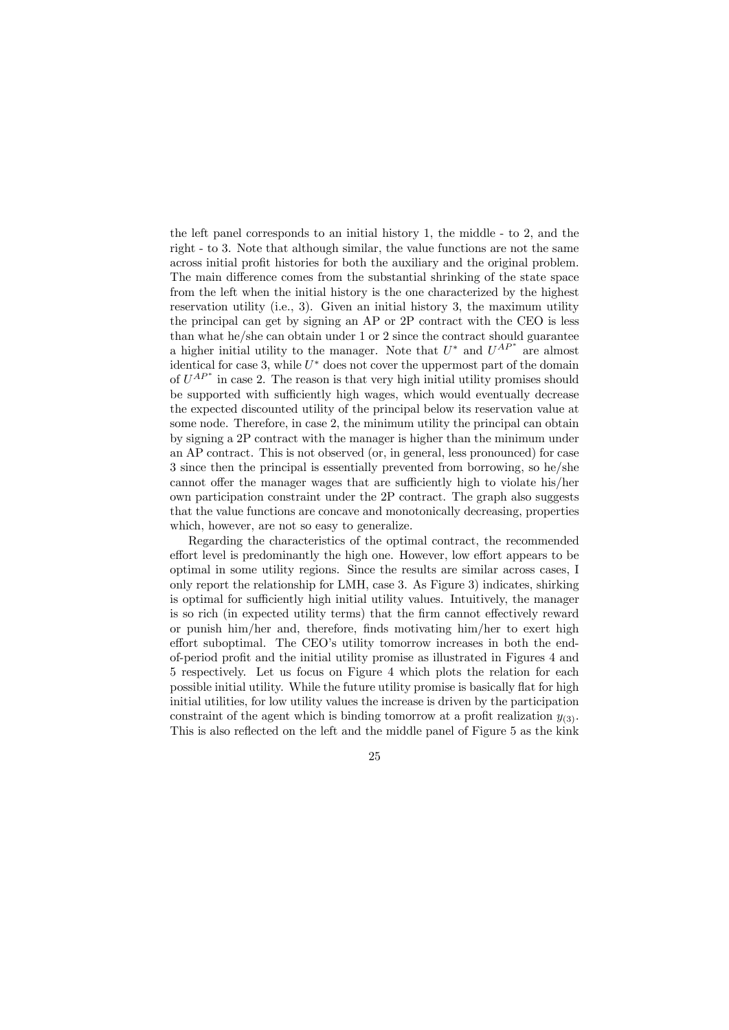the left panel corresponds to an initial history 1, the middle - to 2, and the right - to 3. Note that although similar, the value functions are not the same across initial profit histories for both the auxiliary and the original problem. The main difference comes from the substantial shrinking of the state space from the left when the initial history is the one characterized by the highest reservation utility (i.e., 3). Given an initial history 3, the maximum utility the principal can get by signing an AP or 2P contract with the CEO is less than what he/she can obtain under 1 or 2 since the contract should guarantee a higher initial utility to the manager. Note that $U^*$ and $U^{AP^*}$ are almost identical for case 3, while $U^*$ does not cover the uppermost part of the domain of $U^{AP^*}$ in case 2. The reason is that very high initial utility promises should be supported with sufficiently high wages, which would eventually decrease the expected discounted utility of the principal below its reservation value at some node. Therefore, in case 2, the minimum utility the principal can obtain by signing a 2P contract with the manager is higher than the minimum under an AP contract. This is not observed (or, in general, less pronounced) for case 3 since then the principal is essentially prevented from borrowing, so he/she cannot offer the manager wages that are sufficiently high to violate his/her own participation constraint under the 2P contract. The graph also suggests that the value functions are concave and monotonically decreasing, properties which, however, are not so easy to generalize.

Regarding the characteristics of the optimal contract, the recommended effort level is predominantly the high one. However, low effort appears to be optimal in some utility regions. Since the results are similar across cases, I only report the relationship for LMH, case 3. As Figure 3) indicates, shirking is optimal for sufficiently high initial utility values. Intuitively, the manager is so rich (in expected utility terms) that the firm cannot effectively reward or punish him/her and, therefore, finds motivating him/her to exert high effort suboptimal. The CEO's utility tomorrow increases in both the end-of-period profit and the initial utility promise as illustrated in Figures 4 and 5 respectively. Let us focus on Figure 4 which plots the relation for each possible initial utility. While the future utility promise is basically flat for high initial utilities, for low utility values the increase is driven by the participation constraint of the agent which is binding tomorrow at a profit realization $y_{(3)}$. This is also reflected on the left and the middle panel of Figure 5 as the kink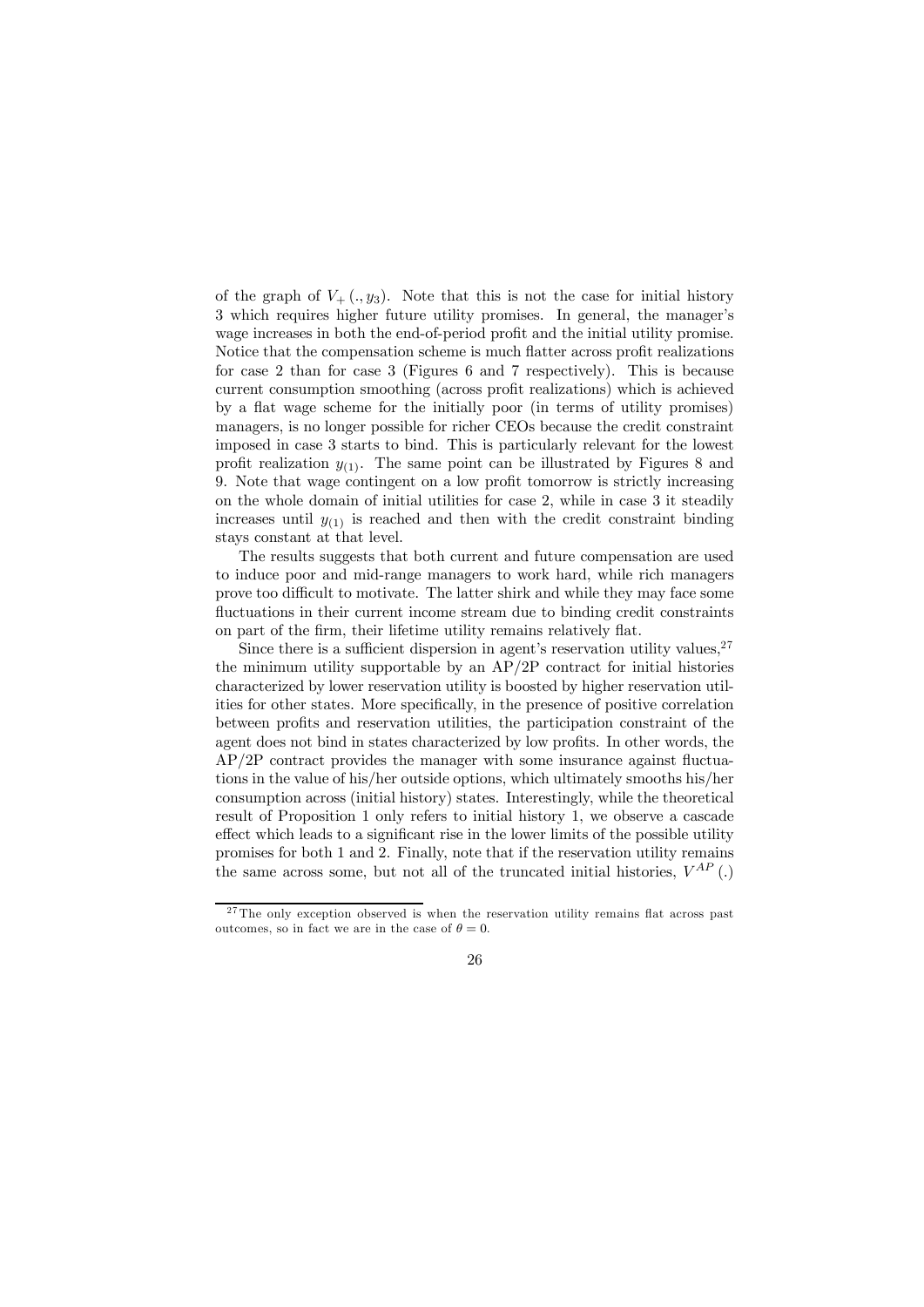of the graph of $V_+(., y_3)$. Note that this is not the case for initial history 3 which requires higher future utility promises. In general, the manager's wage increases in both the end-of-period profit and the initial utility promise. Notice that the compensation scheme is much flatter across profit realizations for case 2 than for case 3 (Figures 6 and 7 respectively). This is because current consumption smoothing (across profit realizations) which is achieved by a flat wage scheme for the initially poor (in terms of utility promises) managers, is no longer possible for richer CEOs because the credit constraint imposed in case 3 starts to bind. This is particularly relevant for the lowest profit realization $y_{(1)}$. The same point can be illustrated by Figures 8 and 9. Note that wage contingent on a low profit tomorrow is strictly increasing on the whole domain of initial utilities for case 2, while in case 3 it steadily increases until $y_{(1)}$ is reached and then with the credit constraint binding stays constant at that level.

The results suggests that both current and future compensation are used to induce poor and mid-range managers to work hard, while rich managers prove too difficult to motivate. The latter shirk and while they may face some fluctuations in their current income stream due to binding credit constraints on part of the firm, their lifetime utility remains relatively flat.

Since there is a sufficient dispersion in agent's reservation utility values,[27] the minimum utility supportable by an AP/2P contract for initial histories characterized by lower reservation utility is boosted by higher reservation utilities for other states. More specifically, in the presence of positive correlation between profits and reservation utilities, the participation constraint of the agent does not bind in states characterized by low profits. In other words, the AP/2P contract provides the manager with some insurance against fluctuations in the value of his/her outside options, which ultimately smooths his/her consumption across (initial history) states. Interestingly, while the theoretical result of Proposition 1 only refers to initial history 1, we observe a cascade effect which leads to a significant rise in the lower limits of the possible utility promises for both 1 and 2. Finally, note that if the reservation utility remains the same across some, but not all of the truncated initial histories, $V^{AP}(.)$

[27] The only exception observed is when the reservation utility remains flat across past outcomes, so in fact we are in the case of $\theta = 0$.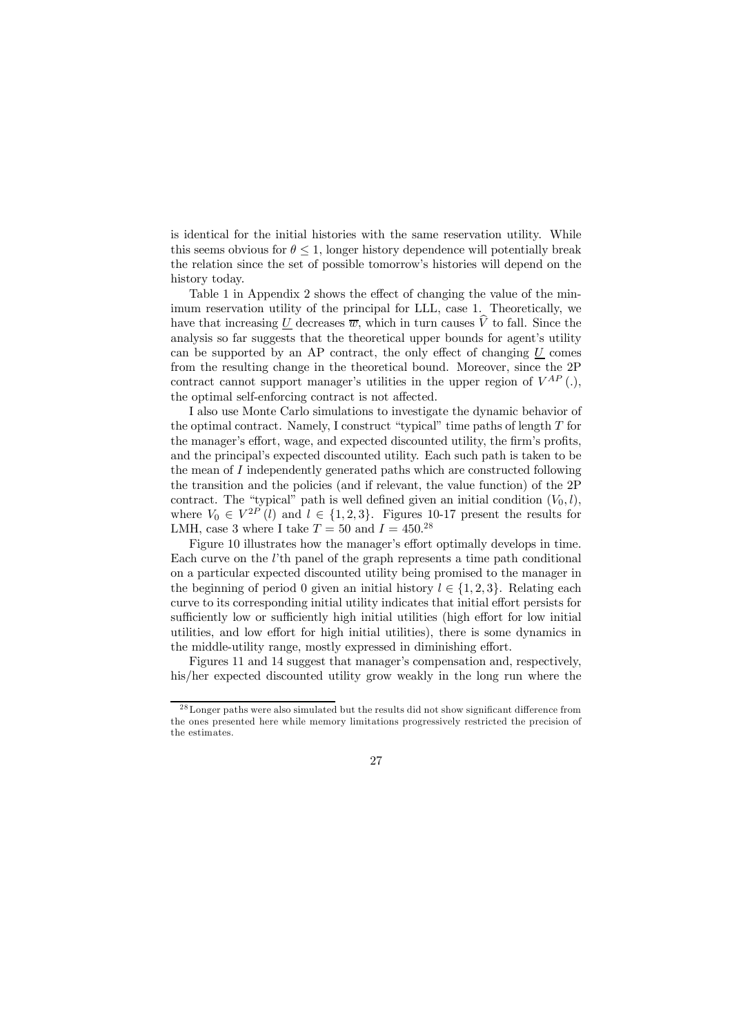is identical for the initial histories with the same reservation utility. While this seems obvious for $\theta \leq 1$, longer history dependence will potentially break the relation since the set of possible tomorrow's histories will depend on the history today.

Table 1 in Appendix 2 shows the effect of changing the value of the minimum reservation utility of the principal for LLL, case 1. Theoretically, we have that increasing $\underline{U}$ decreases $\overline{w}$, which in turn causes $\widehat{V}$ to fall. Since the analysis so far suggests that the theoretical upper bounds for agent's utility can be supported by an AP contract, the only effect of changing $\underline{U}$ comes from the resulting change in the theoretical bound. Moreover, since the 2P contract cannot support manager's utilities in the upper region of $V^{AP}(.)$, the optimal self-enforcing contract is not affected.

I also use Monte Carlo simulations to investigate the dynamic behavior of the optimal contract. Namely, I construct "typical" time paths of length $T$ for the manager's effort, wage, and expected discounted utility, the firm's profits, and the principal's expected discounted utility. Each such path is taken to be the mean of $I$ independently generated paths which are constructed following the transition and the policies (and if relevant, the value function) of the 2P contract. The "typical" path is well defined given an initial condition $(V_0, l)$, where $V_0 \in V^{2P}(l)$ and $l \in \{1, 2, 3\}$. Figures 10-17 present the results for LMH, case 3 where I take $T = 50$ and $I = 450$.[28]

Figure 10 illustrates how the manager's effort optimally develops in time. Each curve on the $l$'th panel of the graph represents a time path conditional on a particular expected discounted utility being promised to the manager in the beginning of period 0 given an initial history $l \in \{1, 2, 3\}$. Relating each curve to its corresponding initial utility indicates that initial effort persists for sufficiently low or sufficiently high initial utilities (high effort for low initial utilities, and low effort for high initial utilities), there is some dynamics in the middle-utility range, mostly expressed in diminishing effort.

Figures 11 and 14 suggest that manager's compensation and, respectively, his/her expected discounted utility grow weakly in the long run where the

[28] Longer paths were also simulated but the results did not show significant difference from the ones presented here while memory limitations progressively restricted the precision of the estimates.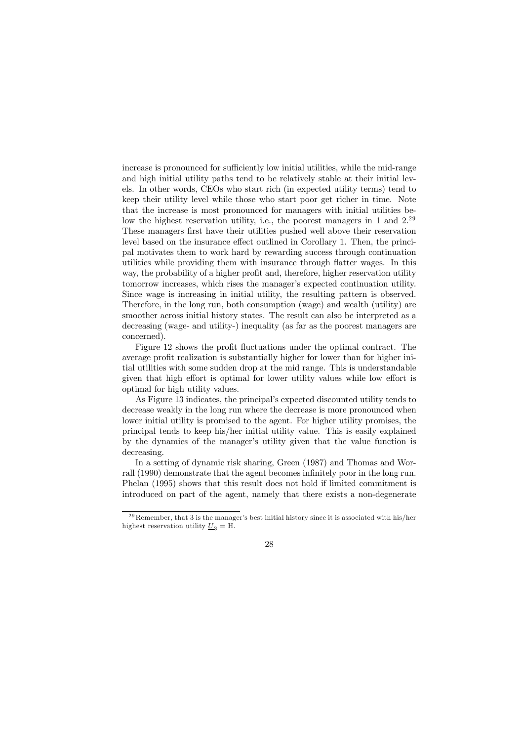increase is pronounced for sufficiently low initial utilities, while the mid-range and high initial utility paths tend to be relatively stable at their initial levels. In other words, CEOs who start rich (in expected utility terms) tend to keep their utility level while those who start poor get richer in time. Note that the increase is most pronounced for managers with initial utilities below the highest reservation utility, i.e., the poorest managers in 1 and 2.[29] These managers first have their utilities pushed well above their reservation level based on the insurance effect outlined in Corollary 1. Then, the principal motivates them to work hard by rewarding success through continuation utilities while providing them with insurance through flatter wages. In this way, the probability of a higher profit and, therefore, higher reservation utility tomorrow increases, which rises the manager's expected continuation utility. Since wage is increasing in initial utility, the resulting pattern is observed. Therefore, in the long run, both consumption (wage) and wealth (utility) are smoother across initial history states. The result can also be interpreted as a decreasing (wage- and utility-) inequality (as far as the poorest managers are concerned).

Figure 12 shows the profit fluctuations under the optimal contract. The average profit realization is substantially higher for lower than for higher initial utilities with some sudden drop at the mid range. This is understandable given that high effort is optimal for lower utility values while low effort is optimal for high utility values.

As Figure 13 indicates, the principal's expected discounted utility tends to decrease weakly in the long run where the decrease is more pronounced when lower initial utility is promised to the agent. For higher utility promises, the principal tends to keep his/her initial utility value. This is easily explained by the dynamics of the manager's utility given that the value function is decreasing.

In a setting of dynamic risk sharing, Green (1987) and Thomas and Worrall (1990) demonstrate that the agent becomes infinitely poor in the long run. Phelan (1995) shows that this result does not hold if limited commitment is introduced on part of the agent, namely that there exists a non-degenerate

---

[29] Remember, that 3 is the manager's best initial history since it is associated with his/her highest reservation utility $\underline{U}_3 = \mathrm{H}$.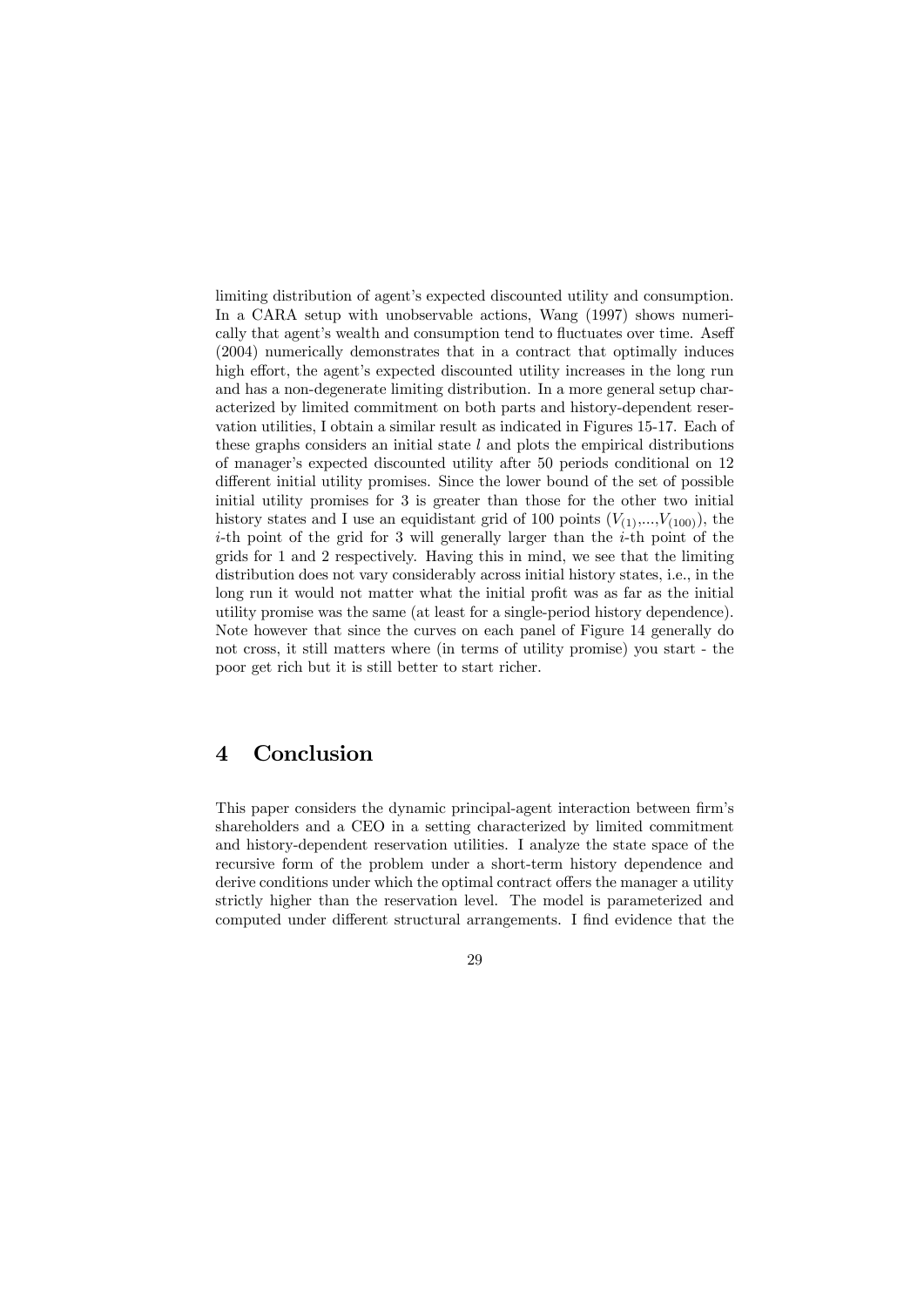limiting distribution of agent's expected discounted utility and consumption. In a CARA setup with unobservable actions, Wang (1997) shows numerically that agent's wealth and consumption tend to fluctuates over time. Aseff (2004) numerically demonstrates that in a contract that optimally induces high effort, the agent's expected discounted utility increases in the long run and has a non-degenerate limiting distribution. In a more general setup characterized by limited commitment on both parts and history-dependent reservation utilities, I obtain a similar result as indicated in Figures 15-17. Each of these graphs considers an initial state $l$ and plots the empirical distributions of manager's expected discounted utility after 50 periods conditional on 12 different initial utility promises. Since the lower bound of the set of possible initial utility promises for 3 is greater than those for the other two initial history states and I use an equidistant grid of 100 points $(V_{(1)},...,V_{(100)})$, the $i$-th point of the grid for 3 will generally larger than the $i$-th point of the grids for 1 and 2 respectively. Having this in mind, we see that the limiting distribution does not vary considerably across initial history states, i.e., in the long run it would not matter what the initial profit was as far as the initial utility promise was the same (at least for a single-period history dependence). Note however that since the curves on each panel of Figure 14 generally do not cross, it still matters where (in terms of utility promise) you start - the poor get rich but it is still better to start richer.

# 4 Conclusion

This paper considers the dynamic principal-agent interaction between firm's shareholders and a CEO in a setting characterized by limited commitment and history-dependent reservation utilities. I analyze the state space of the recursive form of the problem under a short-term history dependence and derive conditions under which the optimal contract offers the manager a utility strictly higher than the reservation level. The model is parameterized and computed under different structural arrangements. I find evidence that the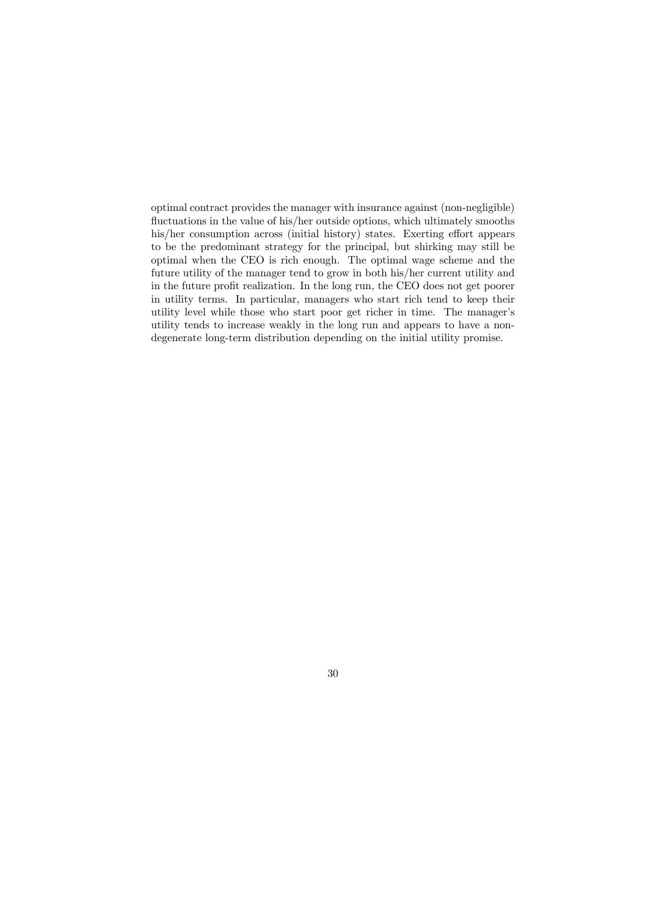optimal contract provides the manager with insurance against (non-negligible) fluctuations in the value of his/her outside options, which ultimately smooths his/her consumption across (initial history) states. Exerting effort appears to be the predominant strategy for the principal, but shirking may still be optimal when the CEO is rich enough. The optimal wage scheme and the future utility of the manager tend to grow in both his/her current utility and in the future profit realization. In the long run, the CEO does not get poorer in utility terms. In particular, managers who start rich tend to keep their utility level while those who start poor get richer in time. The manager's utility tends to increase weakly in the long run and appears to have a non-degenerate long-term distribution depending on the initial utility promise.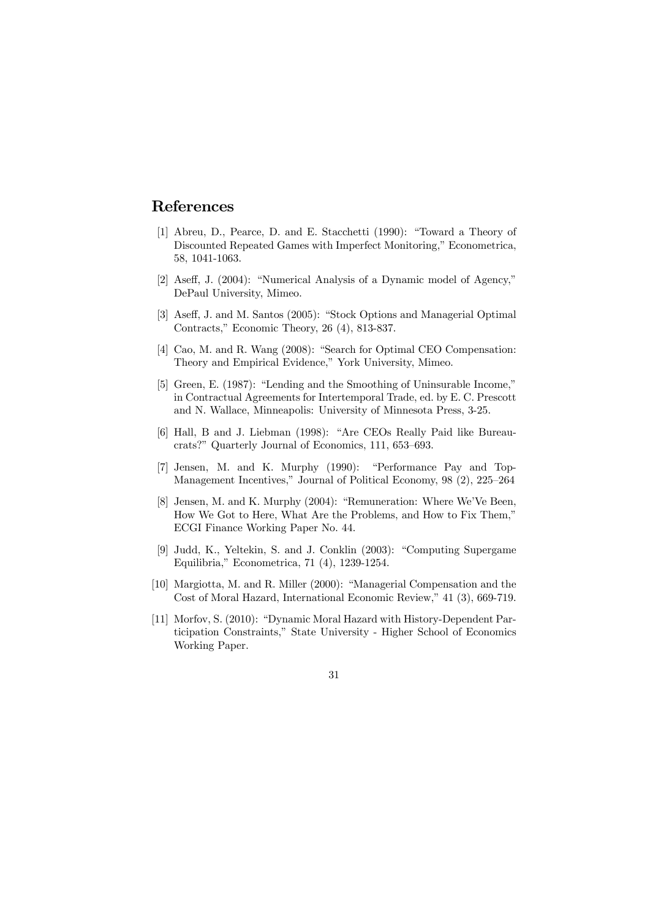# References

[1] Abreu, D., Pearce, D. and E. Stacchetti (1990): "Toward a Theory of Discounted Repeated Games with Imperfect Monitoring," Econometrica, 58, 1041-1063.

[2] Aseff, J. (2004): "Numerical Analysis of a Dynamic model of Agency," DePaul University, Mimeo.

[3] Aseff, J. and M. Santos (2005): "Stock Options and Managerial Optimal Contracts," Economic Theory, 26 (4), 813-837.

[4] Cao, M. and R. Wang (2008): "Search for Optimal CEO Compensation: Theory and Empirical Evidence," York University, Mimeo.

[5] Green, E. (1987): "Lending and the Smoothing of Uninsurable Income," in Contractual Agreements for Intertemporal Trade, ed. by E. C. Prescott and N. Wallace, Minneapolis: University of Minnesota Press, 3-25.

[6] Hall, B and J. Liebman (1998): "Are CEOs Really Paid like Bureaucrats?" Quarterly Journal of Economics, 111, 653–693.

[7] Jensen, M. and K. Murphy (1990): "Performance Pay and Top-Management Incentives," Journal of Political Economy, 98 (2), 225–264

[8] Jensen, M. and K. Murphy (2004): "Remuneration: Where We'Ve Been, How We Got to Here, What Are the Problems, and How to Fix Them," ECGI Finance Working Paper No. 44.

[9] Judd, K., Yeltekin, S. and J. Conklin (2003): "Computing Supergame Equilibria," Econometrica, 71 (4), 1239-1254.

[10] Margiotta, M. and R. Miller (2000): "Managerial Compensation and the Cost of Moral Hazard, International Economic Review," 41 (3), 669-719.

[11] Morfov, S. (2010): "Dynamic Moral Hazard with History-Dependent Participation Constraints," State University - Higher School of Economics Working Paper.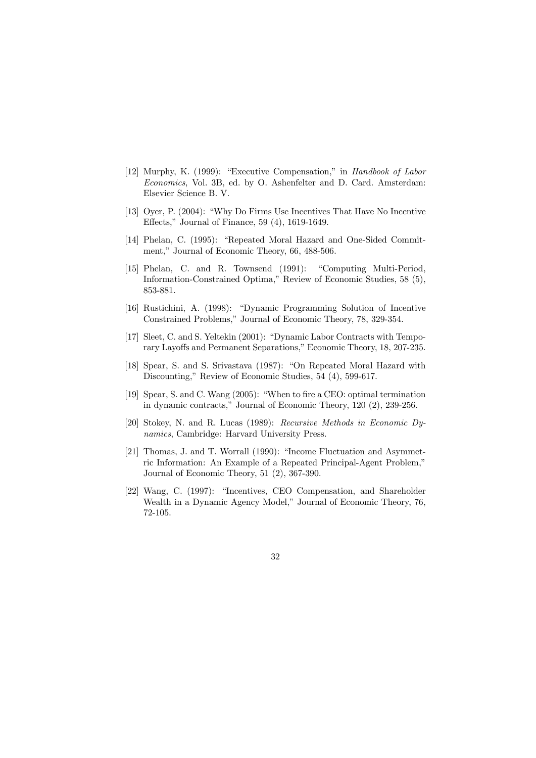[12] Murphy, K. (1999): "Executive Compensation," in *Handbook of Labor Economics*, Vol. 3B, ed. by O. Ashenfelter and D. Card. Amsterdam: Elsevier Science B. V.

[13] Oyer, P. (2004): "Why Do Firms Use Incentives That Have No Incentive Effects," Journal of Finance, 59 (4), 1619-1649.

[14] Phelan, C. (1995): "Repeated Moral Hazard and One-Sided Commitment," Journal of Economic Theory, 66, 488-506.

[15] Phelan, C. and R. Townsend (1991): "Computing Multi-Period, Information-Constrained Optima," Review of Economic Studies, 58 (5), 853-881.

[16] Rustichini, A. (1998): "Dynamic Programming Solution of Incentive Constrained Problems," Journal of Economic Theory, 78, 329-354.

[17] Sleet, C. and S. Yeltekin (2001): "Dynamic Labor Contracts with Temporary Layoffs and Permanent Separations," Economic Theory, 18, 207-235.

[18] Spear, S. and S. Srivastava (1987): "On Repeated Moral Hazard with Discounting," Review of Economic Studies, 54 (4), 599-617.

[19] Spear, S. and C. Wang (2005): "When to fire a CEO: optimal termination in dynamic contracts," Journal of Economic Theory, 120 (2), 239-256.

[20] Stokey, N. and R. Lucas (1989): *Recursive Methods in Economic Dynamics*, Cambridge: Harvard University Press.

[21] Thomas, J. and T. Worrall (1990): "Income Fluctuation and Asymmetric Information: An Example of a Repeated Principal-Agent Problem," Journal of Economic Theory, 51 (2), 367-390.

[22] Wang, C. (1997): "Incentives, CEO Compensation, and Shareholder Wealth in a Dynamic Agency Model," Journal of Economic Theory, 76, 72-105.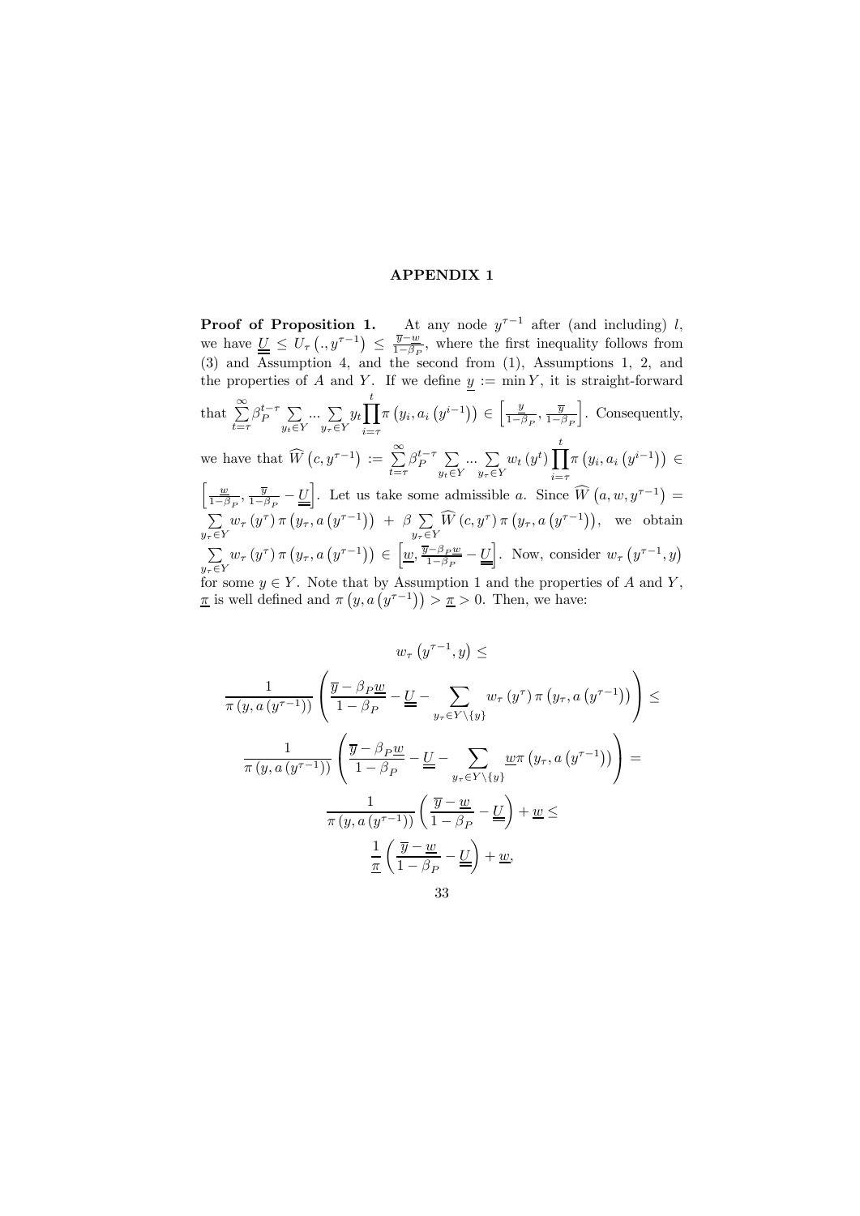# APPENDIX 1

**Proof of Proposition 1.** At any node $y^{\tau-1}$ after (and including) $l$, we have $\underline{\underline{U}} \leq U_\tau\left(.,y^{\tau-1}\right) \leq \frac{\overline{y}-\underline{w}}{1-\beta_P}$, where the first inequality follows from (3) and Assumption 4, and the second from (1), Assumptions 1, 2, and the properties of $A$ and $Y$. If we define $\underline{y} := \min Y$, it is straight-forward that $\sum_{t=\tau}^{\infty}\beta_P^{t-\tau}\sum_{y_t\in Y}...\sum_{y_\tau\in Y}y_t\prod_{i=\tau}^{t}\pi\left(y_i,a_i\left(y^{i-1}\right)\right)\in\left[\frac{\underline{y}}{1-\beta_P},\frac{\overline{y}}{1-\beta_P}\right]$. Consequently, we have that $\widehat{W}\left(c,y^{\tau-1}\right) := \sum_{t=\tau}^{\infty}\beta_P^{t-\tau}\sum_{y_t\in Y}...\sum_{y_\tau\in Y}w_t\left(y^t\right)\prod_{i=\tau}^{t}\pi\left(y_i,a_i\left(y^{i-1}\right)\right)\in\left[\frac{\underline{w}}{1-\beta_P},\frac{\overline{y}}{1-\beta_P}-\underline{\underline{U}}\right]$. Let us take some admissible $a$. Since $\widehat{W}\left(a,w,y^{\tau-1}\right) = \sum_{y_\tau\in Y}w_\tau\left(y^\tau\right)\pi\left(y_\tau,a\left(y^{\tau-1}\right)\right) + \beta\sum_{y_\tau\in Y}\widehat{W}\left(c,y^\tau\right)\pi\left(y_\tau,a\left(y^{\tau-1}\right)\right)$, we obtain $\sum_{y_\tau\in Y}w_\tau\left(y^\tau\right)\pi\left(y_\tau,a\left(y^{\tau-1}\right)\right)\in\left[\underline{w},\frac{\overline{y}-\beta_P\underline{w}}{1-\beta_P}-\underline{\underline{U}}\right]$. Now, consider $w_\tau\left(y^{\tau-1},y\right)$ for some $y\in Y$. Note that by Assumption 1 and the properties of $A$ and $Y$, $\underline{\pi}$ is well defined and $\pi\left(y,a\left(y^{\tau-1}\right)\right) > \underline{\pi} > 0$. Then, we have:

$$
\begin{gathered}
w_\tau\left(y^{\tau-1},y\right) \leq \\
\frac{1}{\pi\left(y,a\left(y^{\tau-1}\right)\right)}\left(\frac{\overline{y}-\beta_P\underline{w}}{1-\beta_P}-\underline{\underline{U}}-\sum_{y_\tau\in Y\setminus\{y\}}w_\tau\left(y^\tau\right)\pi\left(y_\tau,a\left(y^{\tau-1}\right)\right)\right) \leq \\
\frac{1}{\pi\left(y,a\left(y^{\tau-1}\right)\right)}\left(\frac{\overline{y}-\beta_P\underline{w}}{1-\beta_P}-\underline{\underline{U}}-\sum_{y_\tau\in Y\setminus\{y\}}\underline{w}\pi\left(y_\tau,a\left(y^{\tau-1}\right)\right)\right) = \\
\frac{1}{\pi\left(y,a\left(y^{\tau-1}\right)\right)}\left(\frac{\overline{y}-\underline{w}}{1-\beta_P}-\underline{\underline{U}}\right)+\underline{w} \leq \\
\frac{1}{\underline{\pi}}\left(\frac{\overline{y}-\underline{w}}{1-\beta_P}-\underline{\underline{U}}\right)+\underline{w},
\end{gathered}
$$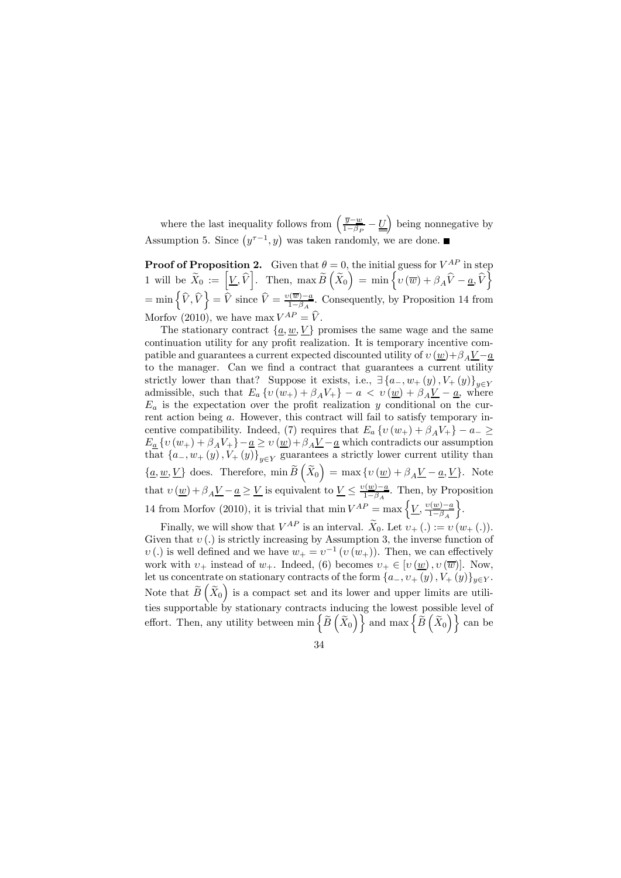where the last inequality follows from $\left(\frac{\overline{y}-w}{1-\beta_P}-\underline{\underline{U}}\right)$ being nonnegative by Assumption 5. Since $\left(y^{\tau-1},y\right)$ was taken randomly, we are done. ■

**Proof of Proposition 2.** Given that $\theta=0$, the initial guess for $V^{AP}$ in step 1 will be $\widetilde{X}_0 := \left[\underline{V},\widehat{V}\right]$. Then, $\max\widetilde{B}\left(\widetilde{X}_0\right) = \min\left\{\upsilon\left(\overline{w}\right)+\beta_A\widehat{V}-\underline{a},\widehat{V}\right\}$ $=\min\left\{\widehat{V},\widehat{V}\right\}=\widehat{V}$ since $\widehat{V}=\frac{\upsilon(\overline{w})-\underline{a}}{1-\beta_A}$. Consequently, by Proposition 14 from Morfov (2010), we have $\max V^{AP}=\widehat{V}$.

The stationary contract $\{\underline{a},\underline{w},\underline{V}\}$ promises the same wage and the same continuation utility for any profit realization. It is temporary incentive compatible and guarantees a current expected discounted utility of $\upsilon\left(\underline{w}\right)+\beta_A\underline{V}-\underline{a}$ to the manager. Can we find a contract that guarantees a current utility strictly lower than that? Suppose it exists, i.e., $\exists\left\{a_-,w_+\left(y\right),V_+\left(y\right)\right\}_{y\in Y}$ admissible, such that $E_a\left\{\upsilon\left(w_+\right)+\beta_AV_+\right\}-a<\upsilon\left(\underline{w}\right)+\beta_A\underline{V}-\underline{a}$, where $E_a$ is the expectation over the profit realization $y$ conditional on the current action being $a$. However, this contract will fail to satisfy temporary incentive compatibility. Indeed, (7) requires that $E_a\left\{\upsilon\left(w_+\right)+\beta_AV_+\right\}-a_-\geq E_{\underline{a}}\left\{\upsilon\left(w_+\right)+\beta_AV_+\right\}-\underline{a}\geq\upsilon\left(\underline{w}\right)+\beta_A\underline{V}-\underline{a}$ which contradicts our assumption that $\left\{a_-,w_+\left(y\right),V_+\left(y\right)\right\}_{y\in Y}$ guarantees a strictly lower current utility than $\{\underline{a},\underline{w},\underline{V}\}$ does. Therefore, $\min\widetilde{B}\left(\widetilde{X}_0\right)=\max\left\{\upsilon\left(\underline{w}\right)+\beta_A\underline{V}-\underline{a},\underline{V}\right\}$. Note that $\upsilon\left(\underline{w}\right)+\beta_A\underline{V}-\underline{a}\geq\underline{V}$ is equivalent to $\underline{V}\leq\frac{\upsilon(\underline{w})-\underline{a}}{1-\beta_A}$. Then, by Proposition 14 from Morfov (2010), it is trivial that $\min V^{AP}=\max\left\{\underline{V},\frac{\upsilon(\underline{w})-\underline{a}}{1-\beta_A}\right\}$.

Finally, we will show that $V^{AP}$ is an interval. $\widetilde{X}_0$. Let $\upsilon_+\left(.\right):=\upsilon\left(w_+\left(.\right)\right)$. Given that $\upsilon\left(.\right)$ is strictly increasing by Assumption 3, the inverse function of $\upsilon\left(.\right)$ is well defined and we have $w_+=\upsilon^{-1}\left(\upsilon\left(w_+\right)\right)$. Then, we can effectively work with $\upsilon_+$ instead of $w_+$. Indeed, (6) becomes $\upsilon_+\in\left[\upsilon\left(\underline{w}\right),\upsilon\left(\overline{w}\right)\right]$. Now, let us concentrate on stationary contracts of the form $\left\{a_-,\upsilon_+\left(y\right),V_+\left(y\right)\right\}_{y\in Y}$. Note that $\widetilde{B}\left(\widetilde{X}_0\right)$ is a compact set and its lower and upper limits are utilities supportable by stationary contracts inducing the lowest possible level of effort. Then, any utility between $\min\left\{\widetilde{B}\left(\widetilde{X}_0\right)\right\}$ and $\max\left\{\widetilde{B}\left(\widetilde{X}_0\right)\right\}$ can be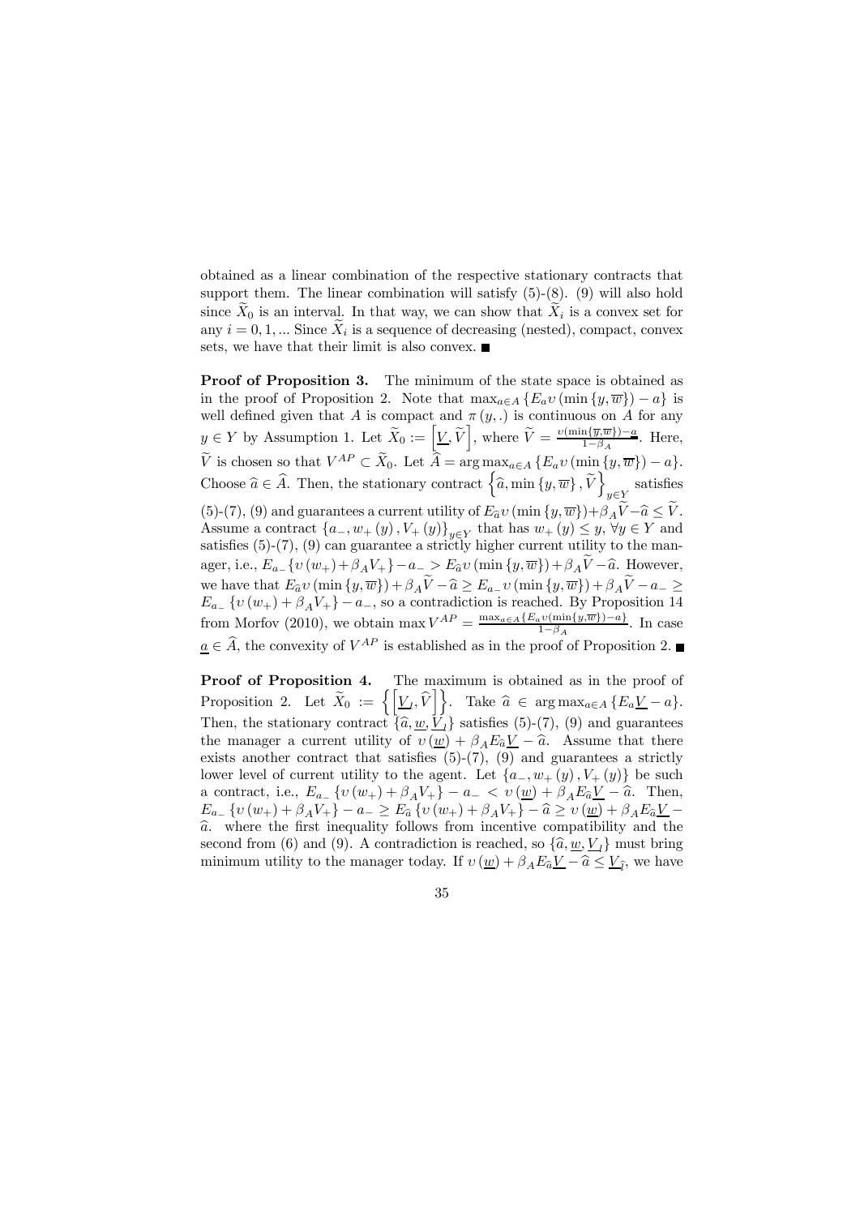obtained as a linear combination of the respective stationary contracts that support them. The linear combination will satisfy (5)-(8). (9) will also hold since $\widetilde{X}_0$ is an interval. In that way, we can show that $\widetilde{X}_i$ is a convex set for any $i = 0, 1, ...$ Since $\widetilde{X}_i$ is a sequence of decreasing (nested), compact, convex sets, we have that their limit is also convex. ■

**Proof of Proposition 3.** The minimum of the state space is obtained as in the proof of Proposition 2. Note that $\max_{a \in A} \{E_a v (\min \{y, \overline{w}\}) - a\}$ is well defined given that $A$ is compact and $\pi(y, .)$ is continuous on $A$ for any $y \in Y$ by Assumption 1. Let $\widetilde{X}_0 := \left[\underline{V}, \widetilde{V}\right]$, where $\widetilde{V} = \frac{v(\min\{\overline{y}, \overline{w}\}) - \underline{a}}{1 - \beta_A}$. Here, $\widetilde{V}$ is chosen so that $V^{AP} \subset \widetilde{X}_0$. Let $\widehat{A} = \arg\max_{a \in A} \{E_a v (\min \{y, \overline{w}\}) - a\}$. Choose $\widehat{a} \in \widehat{A}$. Then, the stationary contract $\left\{\widehat{a}, \min\{y, \overline{w}\}, \widetilde{V}\right\}_{y \in Y}$ satisfies (5)-(7), (9) and guarantees a current utility of $E_{\widehat{a}} v (\min\{y, \overline{w}\}) + \beta_A \widetilde{V} - \widehat{a} \leq \widetilde{V}$. Assume a contract $\{a_-, w_+(y), V_+(y)\}_{y \in Y}$ that has $w_+(y) \leq y$, $\forall y \in Y$ and satisfies (5)-(7), (9) can guarantee a strictly higher current utility to the manager, i.e., $E_{a_-}\{v(w_+) + \beta_A V_+\} - a_- > E_{\widehat{a}} v (\min\{y, \overline{w}\}) + \beta_A \widetilde{V} - \widehat{a}$. However, we have that $E_{\widehat{a}} v (\min\{y, \overline{w}\}) + \beta_A \widetilde{V} - \widehat{a} \geq E_{a_-} v (\min\{y, \overline{w}\}) + \beta_A \widetilde{V} - a_- \geq E_{a_-}\{v(w_+) + \beta_A V_+\} - a_-$, so a contradiction is reached. By Proposition 14 from Morfov (2010), we obtain $\max V^{AP} = \frac{\max_{a \in A}\{E_a v(\min\{y, \overline{w}\}) - a\}}{1 - \beta_A}$. In case $\underline{a} \in \widehat{A}$, the convexity of $V^{AP}$ is established as in the proof of Proposition 2. ■

**Proof of Proposition 4.** The maximum is obtained as in the proof of Proposition 2. Let $\widetilde{X}_0 := \left\{\left[\underline{V}_I, \widehat{V}\right]\right\}$. Take $\widehat{a} \in \arg\max_{a \in A} \{E_a \underline{V} - a\}$. Then, the stationary contract $\{\widehat{a}, \underline{w}, \underline{V}_I\}$ satisfies (5)-(7), (9) and guarantees the manager a current utility of $v(\underline{w}) + \beta_A E_{\widehat{a}} \underline{V} - \widehat{a}$. Assume that there exists another contract that satisfies (5)-(7), (9) and guarantees a strictly lower level of current utility to the agent. Let $\{a_-, w_+(y), V_+(y)\}$ be such a contract, i.e., $E_{a_-}\{v(w_+) + \beta_A V_+\} - a_- < v(\underline{w}) + \beta_A E_{\widehat{a}} \underline{V} - \widehat{a}$. Then, $E_{a_-}\{v(w_+) + \beta_A V_+\} - a_- \geq E_{\widehat{a}}\{v(w_+) + \beta_A V_+\} - \widehat{a} \geq v(\underline{w}) + \beta_A E_{\widehat{a}} \underline{V} - \widehat{a}$. where the first inequality follows from incentive compatibility and the second from (6) and (9). A contradiction is reached, so $\{\widehat{a}, \underline{w}, \underline{V}_I\}$ must bring minimum utility to the manager today. If $v(\underline{w}) + \beta_A E_{\widehat{a}} \underline{V} - \widehat{a} \leq \underline{V}_{\widehat{I}}$, we have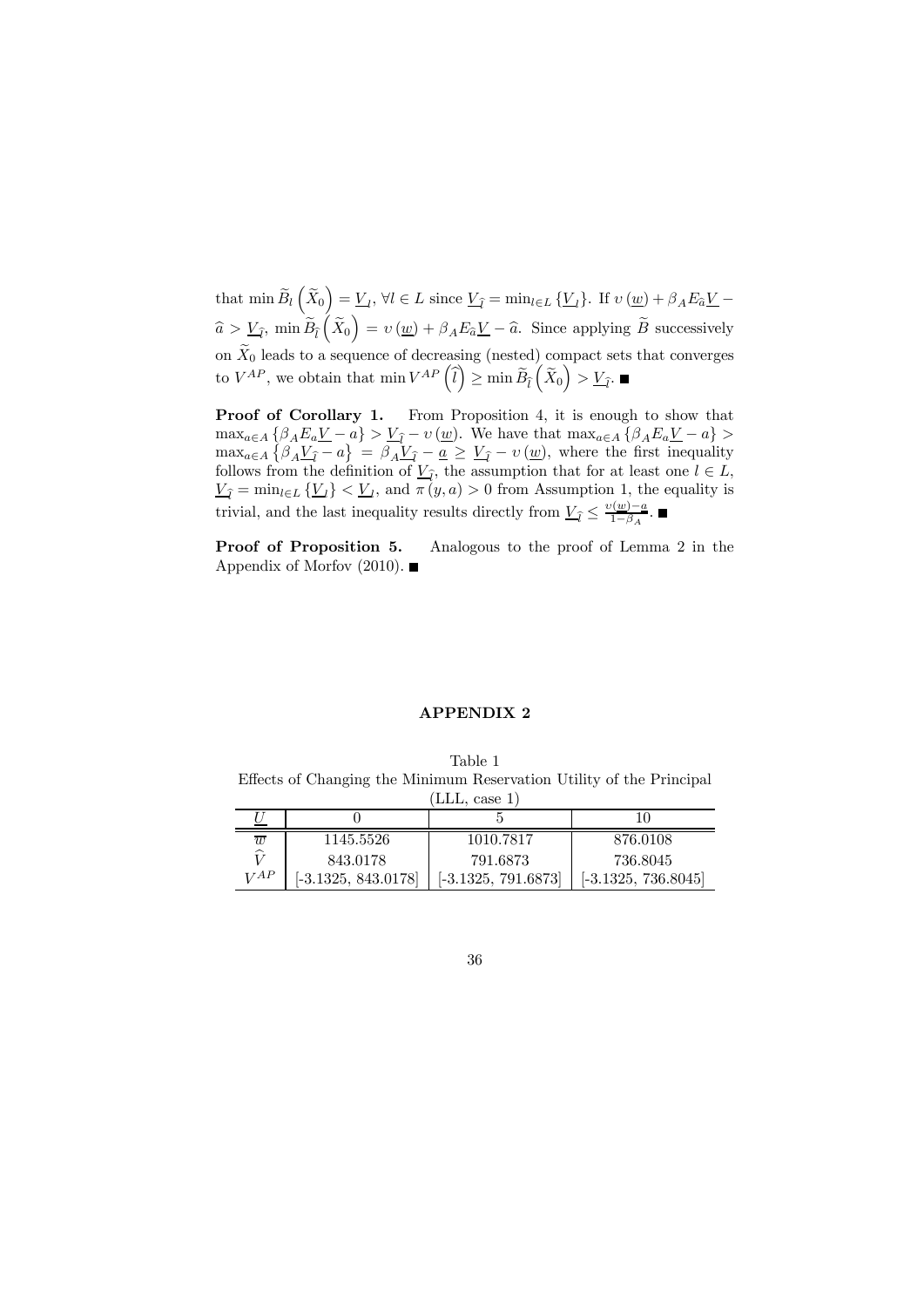that $\min \widetilde{B}_l\left(\widetilde{X}_0\right) = \underline{V}_l$, $\forall l \in L$ since $\underline{V}_{\widehat{l}} = \min_{l \in L}\{\underline{V}_l\}$. If $\upsilon(\underline{w}) + \beta_A E_{\widehat{a}}\underline{V} - \widehat{a} > \underline{V}_{\widehat{l}}$, $\min \widetilde{B}_{\widehat{l}}\left(\widetilde{X}_0\right) = \upsilon(\underline{w}) + \beta_A E_{\widehat{a}}\underline{V} - \widehat{a}$. Since applying $\widetilde{B}$ successively on $\widetilde{X}_0$ leads to a sequence of decreasing (nested) compact sets that converges to $V^{AP}$, we obtain that $\min V^{AP}\left(\widehat{l}\right) \geq \min \widetilde{B}_{\widehat{l}}\left(\widetilde{X}_0\right) > \underline{V}_{\widehat{l}}$. ■

**Proof of Corollary 1.** From Proposition 4, it is enough to show that $\max_{a \in A}\{\beta_A E_a \underline{V} - a\} > \underline{V}_{\widehat{l}} - \upsilon(\underline{w})$. We have that $\max_{a \in A}\{\beta_A E_a \underline{V} - a\} > \max_{a \in A}\left\{\beta_A \underline{V}_{\widehat{l}} - a\right\} = \beta_A \underline{V}_{\widehat{l}} - \underline{a} \geq \underline{V}_{\widehat{l}} - \upsilon(\underline{w})$, where the first inequality follows from the definition of $\underline{V}_{\widehat{l}}$, the assumption that for at least one $l \in L$, $\underline{V}_{\widehat{l}} = \min_{l \in L}\{\underline{V}_l\} < \underline{V}_l$, and $\pi(y, a) > 0$ from Assumption 1, the equality is trivial, and the last inequality results directly from $\underline{V}_{\widehat{l}} \leq \frac{\upsilon(\underline{w}) - \underline{a}}{1 - \beta_A}$. ■

**Proof of Proposition 5.** Analogous to the proof of Lemma 2 in the Appendix of Morfov (2010). ■

## APPENDIX 2

Table 1
Effects of Changing the Minimum Reservation Utility of the Principal
(LLL, case 1)

| $\underline{U}$ | 0 | 5 | 10 |
|---|---|---|---|
| $\overline{w}$ | 1145.5526 | 1010.7817 | 876.0108 |
| $\widehat{V}$ | 843.0178 | 791.6873 | 736.8045 |
| $V^{AP}$ | [-3.1325, 843.0178] | [-3.1325, 791.6873] | [-3.1325, 736.8045] |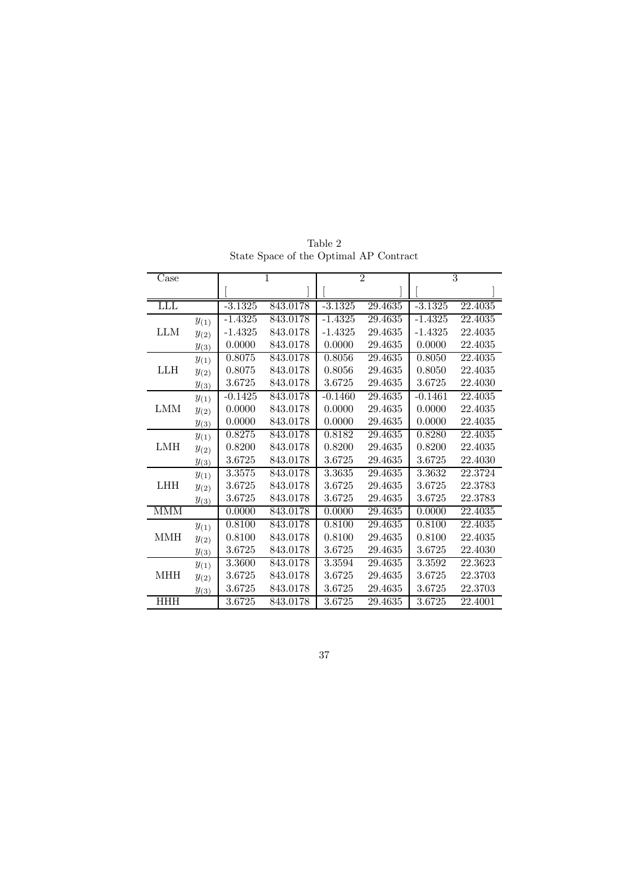Table 2
State Space of the Optimal AP Contract

| Case | | 1 | | 2 | | 3 | |
|---|---|---|---|---|---|---|---|
| | | [ | ] | [ | ] | [ | ] |
| LLL | | -3.1325 | 843.0178 | -3.1325 | 29.4635 | -3.1325 | 22.4035 |
| LLM | $y_{(1)}$ | -1.4325 | 843.0178 | -1.4325 | 29.4635 | -1.4325 | 22.4035 |
| | $y_{(2)}$ | -1.4325 | 843.0178 | -1.4325 | 29.4635 | -1.4325 | 22.4035 |
| | $y_{(3)}$ | 0.0000 | 843.0178 | 0.0000 | 29.4635 | 0.0000 | 22.4035 |
| LLH | $y_{(1)}$ | 0.8075 | 843.0178 | 0.8056 | 29.4635 | 0.8050 | 22.4035 |
| | $y_{(2)}$ | 0.8075 | 843.0178 | 0.8056 | 29.4635 | 0.8050 | 22.4035 |
| | $y_{(3)}$ | 3.6725 | 843.0178 | 3.6725 | 29.4635 | 3.6725 | 22.4030 |
| LMM | $y_{(1)}$ | -0.1425 | 843.0178 | -0.1460 | 29.4635 | -0.1461 | 22.4035 |
| | $y_{(2)}$ | 0.0000 | 843.0178 | 0.0000 | 29.4635 | 0.0000 | 22.4035 |
| | $y_{(3)}$ | 0.0000 | 843.0178 | 0.0000 | 29.4635 | 0.0000 | 22.4035 |
| LMH | $y_{(1)}$ | 0.8275 | 843.0178 | 0.8182 | 29.4635 | 0.8280 | 22.4035 |
| | $y_{(2)}$ | 0.8200 | 843.0178 | 0.8200 | 29.4635 | 0.8200 | 22.4035 |
| | $y_{(3)}$ | 3.6725 | 843.0178 | 3.6725 | 29.4635 | 3.6725 | 22.4030 |
| LHH | $y_{(1)}$ | 3.3575 | 843.0178 | 3.3635 | 29.4635 | 3.3632 | 22.3724 |
| | $y_{(2)}$ | 3.6725 | 843.0178 | 3.6725 | 29.4635 | 3.6725 | 22.3783 |
| | $y_{(3)}$ | 3.6725 | 843.0178 | 3.6725 | 29.4635 | 3.6725 | 22.3783 |
| MMM | | 0.0000 | 843.0178 | 0.0000 | 29.4635 | 0.0000 | 22.4035 |
| MMH | $y_{(1)}$ | 0.8100 | 843.0178 | 0.8100 | 29.4635 | 0.8100 | 22.4035 |
| | $y_{(2)}$ | 0.8100 | 843.0178 | 0.8100 | 29.4635 | 0.8100 | 22.4035 |
| | $y_{(3)}$ | 3.6725 | 843.0178 | 3.6725 | 29.4635 | 3.6725 | 22.4030 |
| MHH | $y_{(1)}$ | 3.3600 | 843.0178 | 3.3594 | 29.4635 | 3.3592 | 22.3623 |
| | $y_{(2)}$ | 3.6725 | 843.0178 | 3.6725 | 29.4635 | 3.6725 | 22.3703 |
| | $y_{(3)}$ | 3.6725 | 843.0178 | 3.6725 | 29.4635 | 3.6725 | 22.3703 |
| HHH | | 3.6725 | 843.0178 | 3.6725 | 29.4635 | 3.6725 | 22.4001 |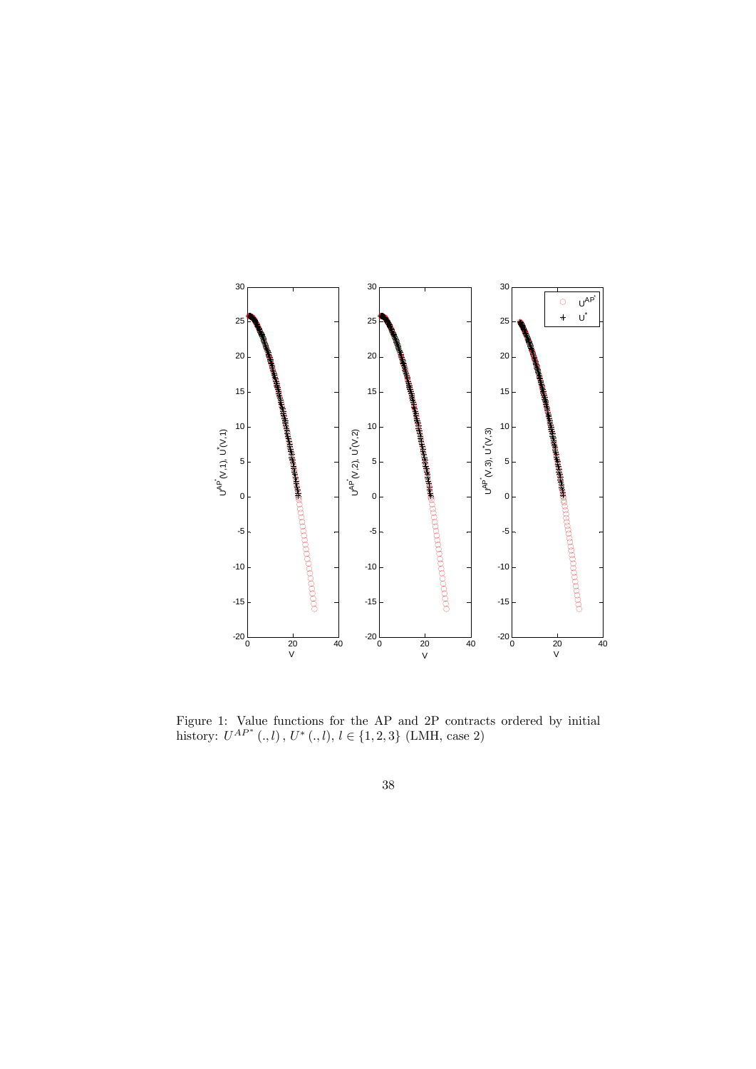Figure 1: Value functions for the AP and 2P contracts ordered by initial history: $U^{AP^*}(.,l)$, $U^*(.,l)$, $l \in \{1,2,3\}$ (LMH, case 2)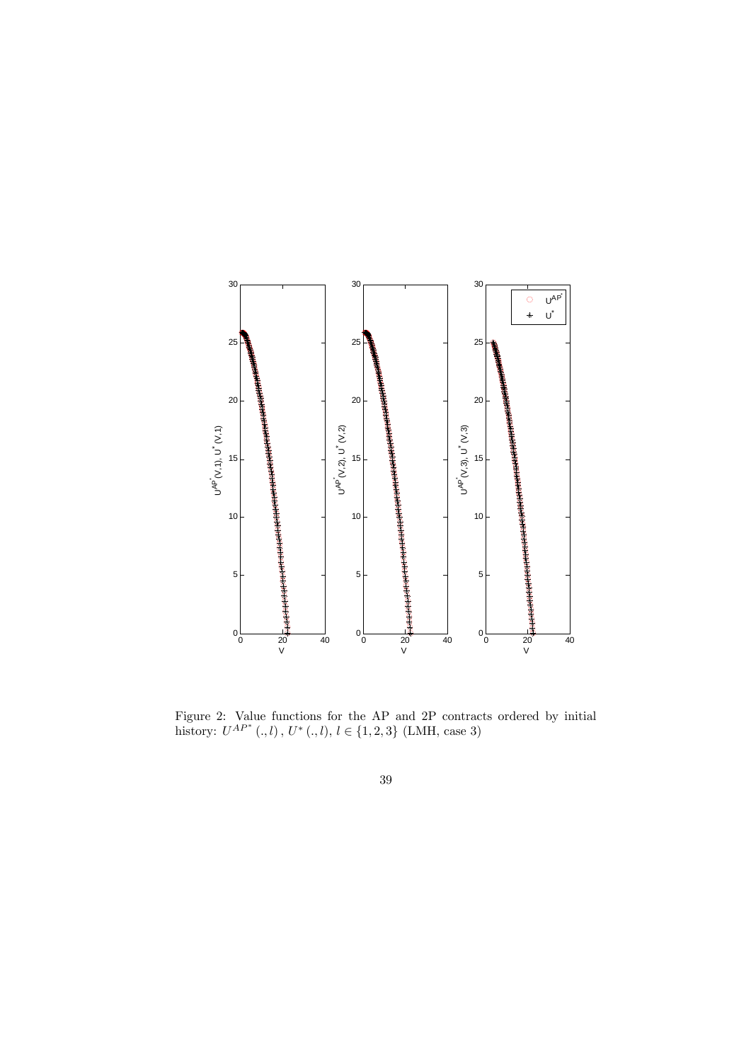Figure 2: Value functions for the AP and 2P contracts ordered by initial history: $U^{AP^*}(.,l)$, $U^*(.,l)$, $l \in \{1,2,3\}$ (LMH, case 3)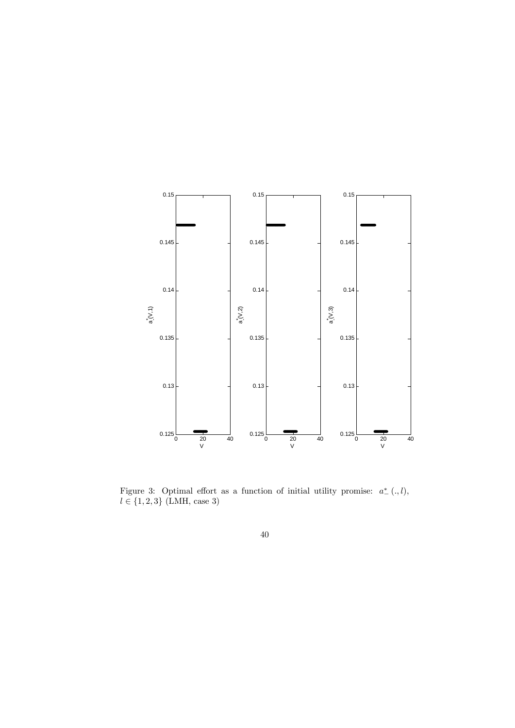Figure 3: Optimal effort as a function of initial utility promise: $a^*_-(.,l)$, $l \in \{1,2,3\}$ (LMH, case 3)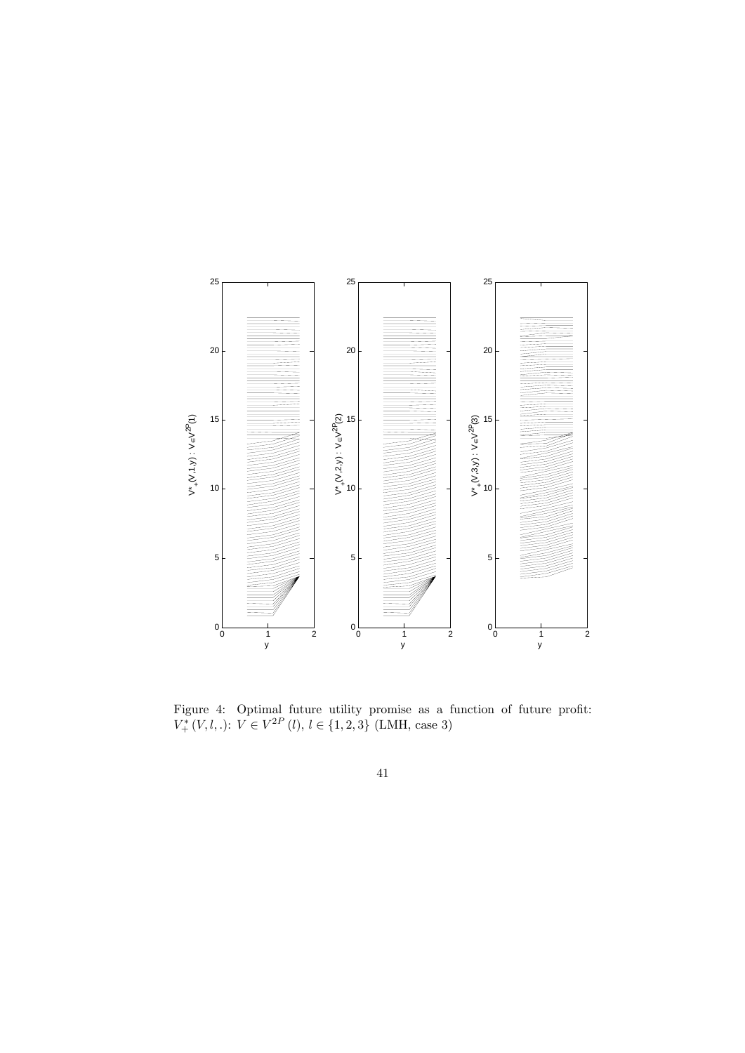Figure 4: Optimal future utility promise as a function of future profit: $V_{+}^{*}(V,l,.)$: $V \in V^{2P}(l)$, $l \in \{1,2,3\}$ (LMH, case 3)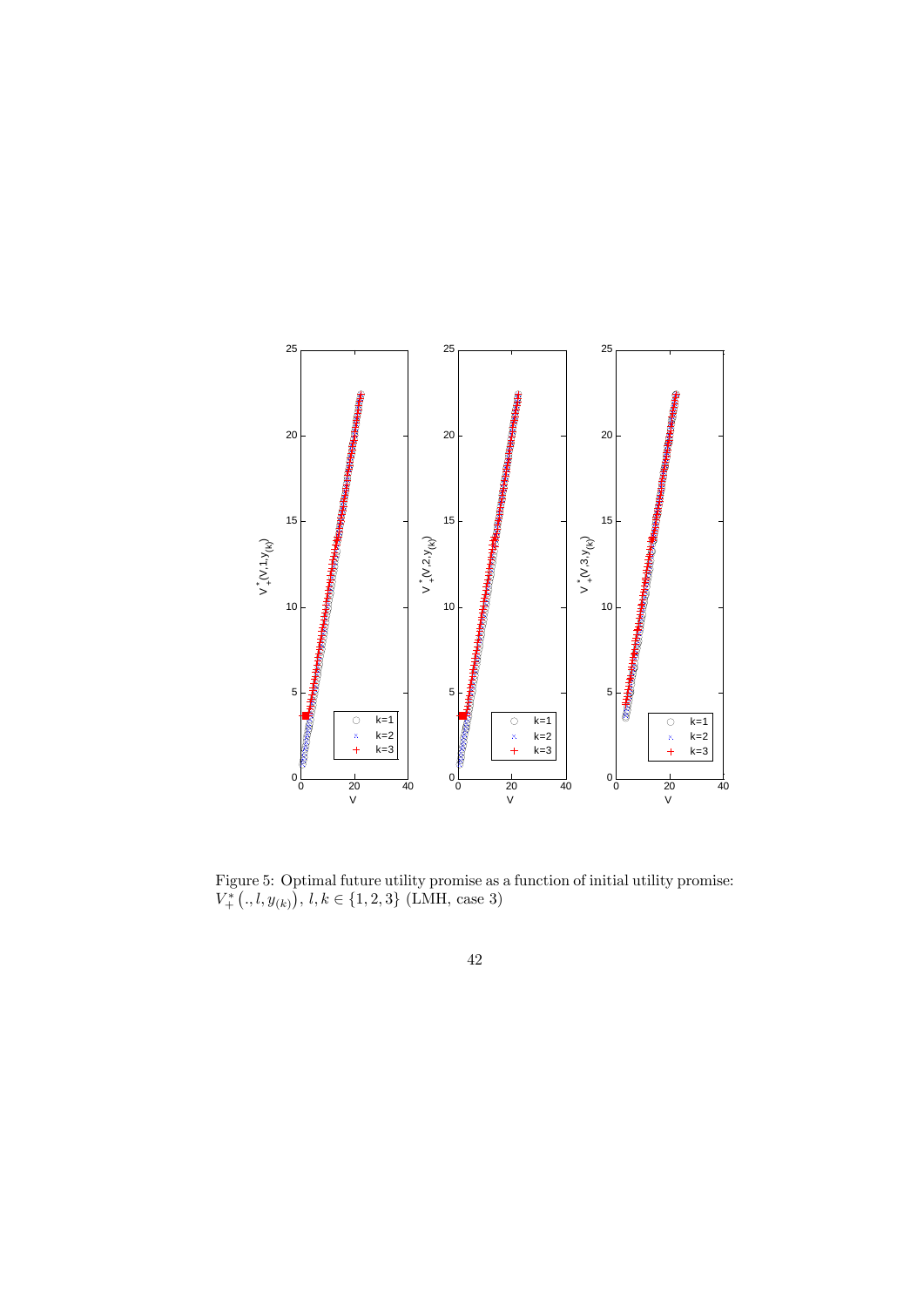Figure 5: Optimal future utility promise as a function of initial utility promise: $V_+^*\left(.,l,y_{(k)}\right)$, $l,k \in \{1,2,3\}$ (LMH, case 3)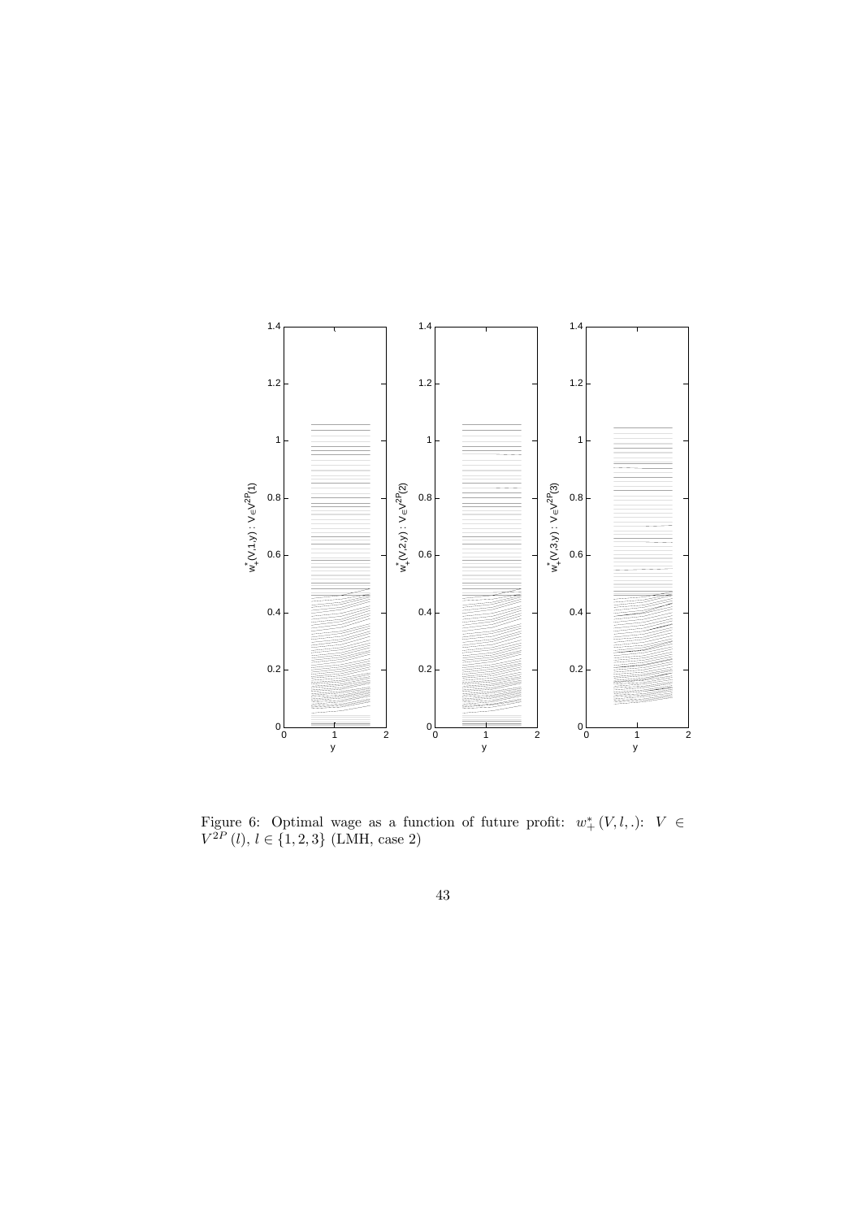Figure 6: Optimal wage as a function of future profit: $w_+^*(V, l, .)$: $V \in V^{2P}(l)$, $l \in \{1, 2, 3\}$ (LMH, case 2)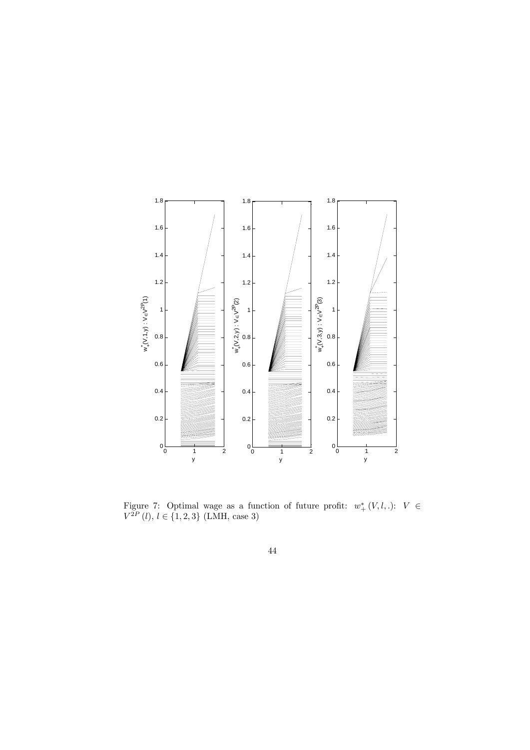Figure 7: Optimal wage as a function of future profit: $w_{+}^{*}(V, l, .)$: $V \in V^{2P}(l)$, $l \in \{1, 2, 3\}$ (LMH, case 3)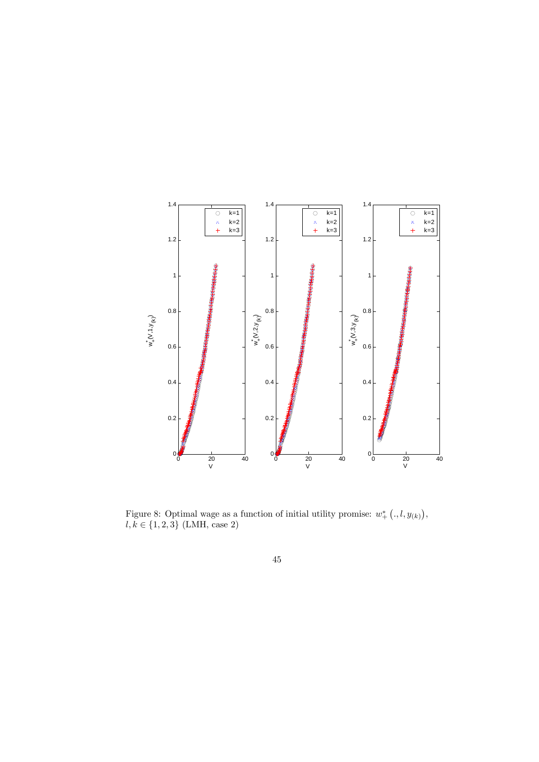Figure 8: Optimal wage as a function of initial utility promise: $w_{+}^{*}\left(.,l,y_{(k)}\right)$, $l,k \in \{1,2,3\}$ (LMH, case 2)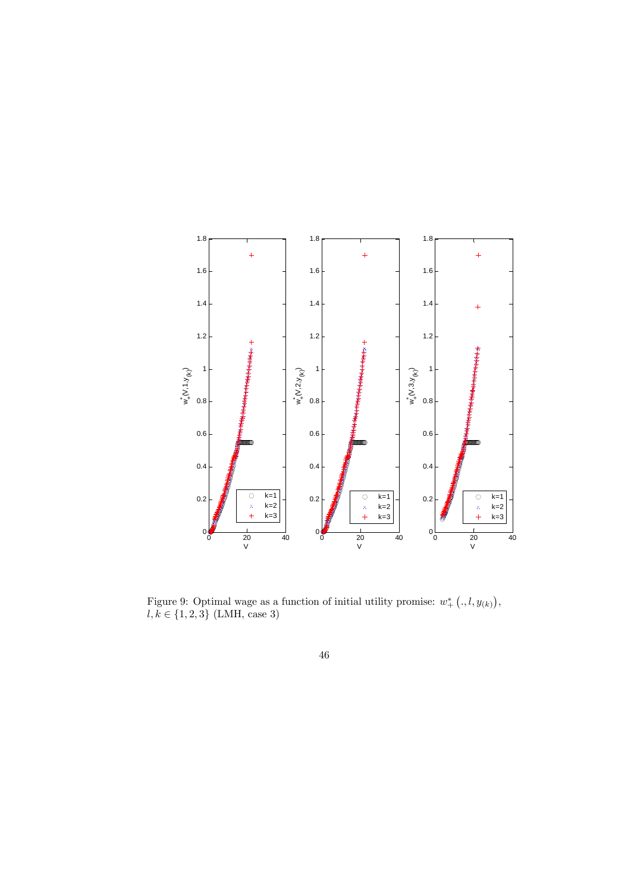Figure 9: Optimal wage as a function of initial utility promise: $w^*_+\left(., l, y_{(k)}\right)$, $l, k \in \{1, 2, 3\}$ (LMH, case 3)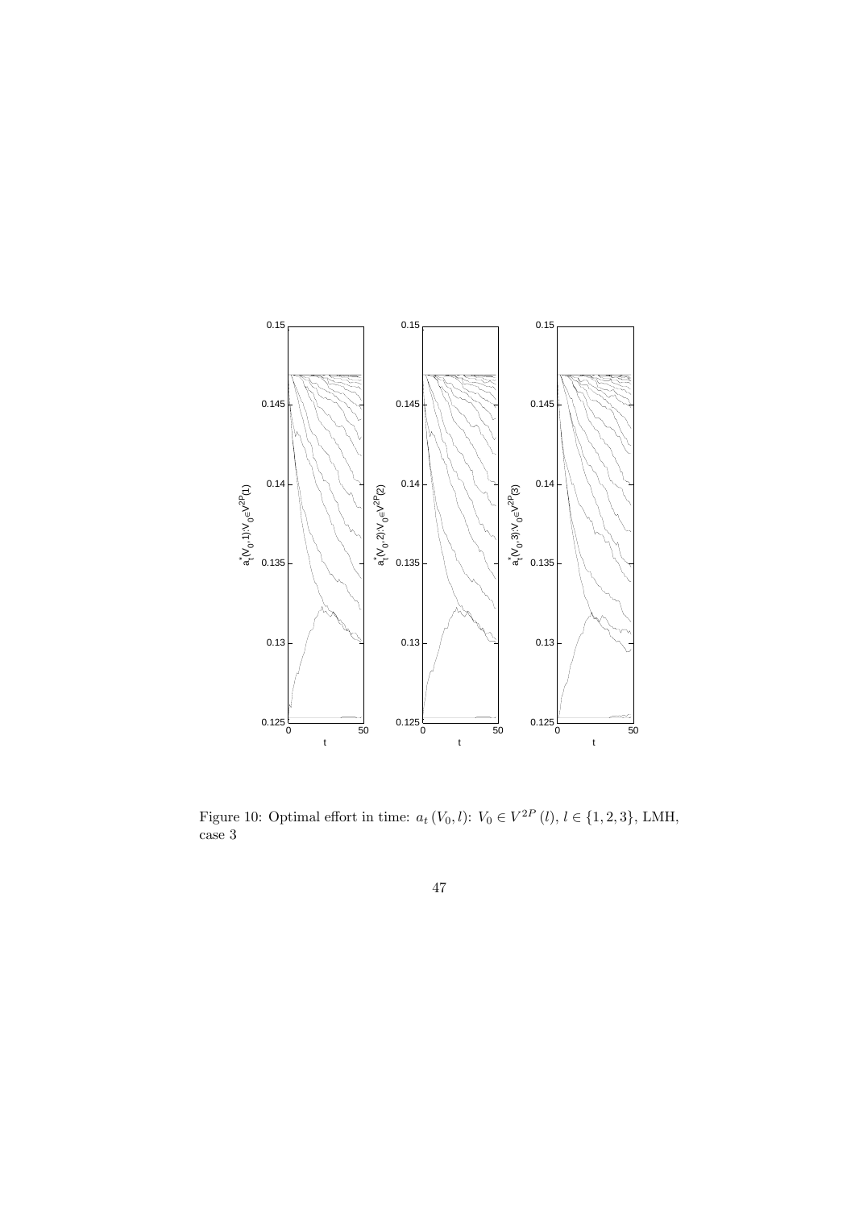Figure 10: Optimal effort in time: $a_t\left(V_0, l\right)$: $V_0 \in V^{2P}\left(l\right)$, $l \in \{1, 2, 3\}$, LMH, case 3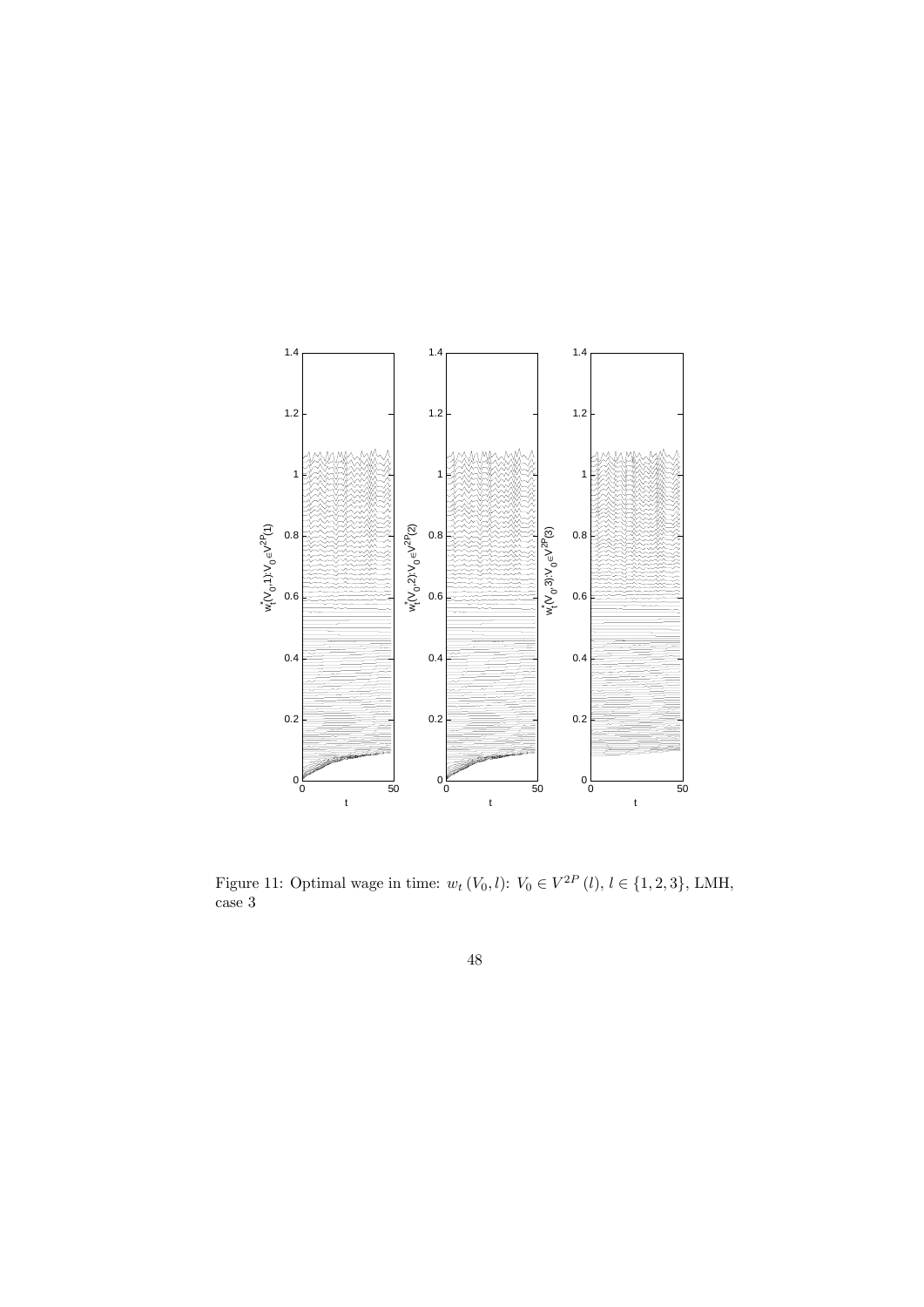Figure 11: Optimal wage in time: $w_t(V_0, l)$: $V_0 \in V^{2P}(l)$, $l \in \{1, 2, 3\}$, LMH, case 3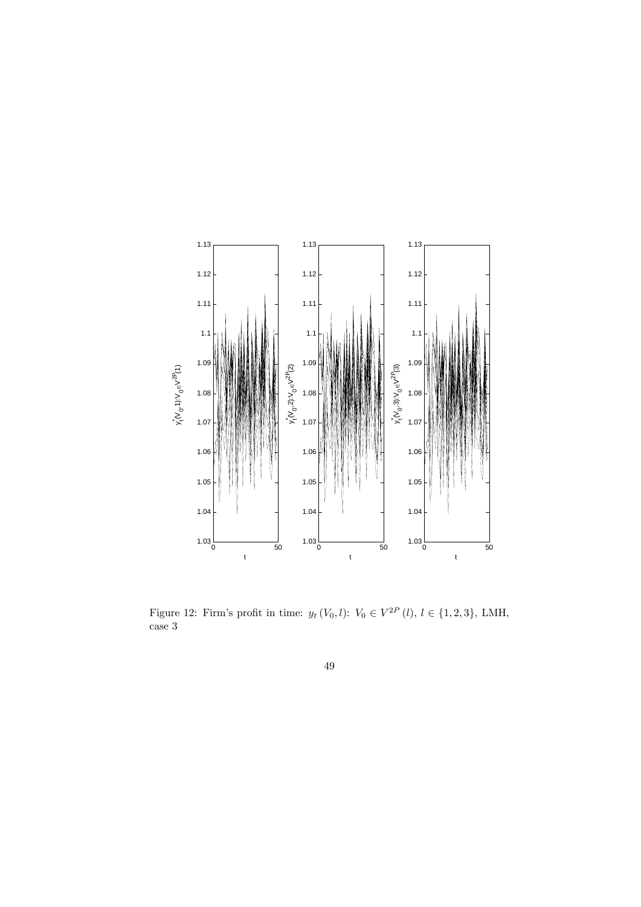Figure 12: Firm's profit in time: $y_t\left(V_0, l\right)$: $V_0 \in V^{2P}\left(l\right)$, $l \in \{1, 2, 3\}$, LMH, case 3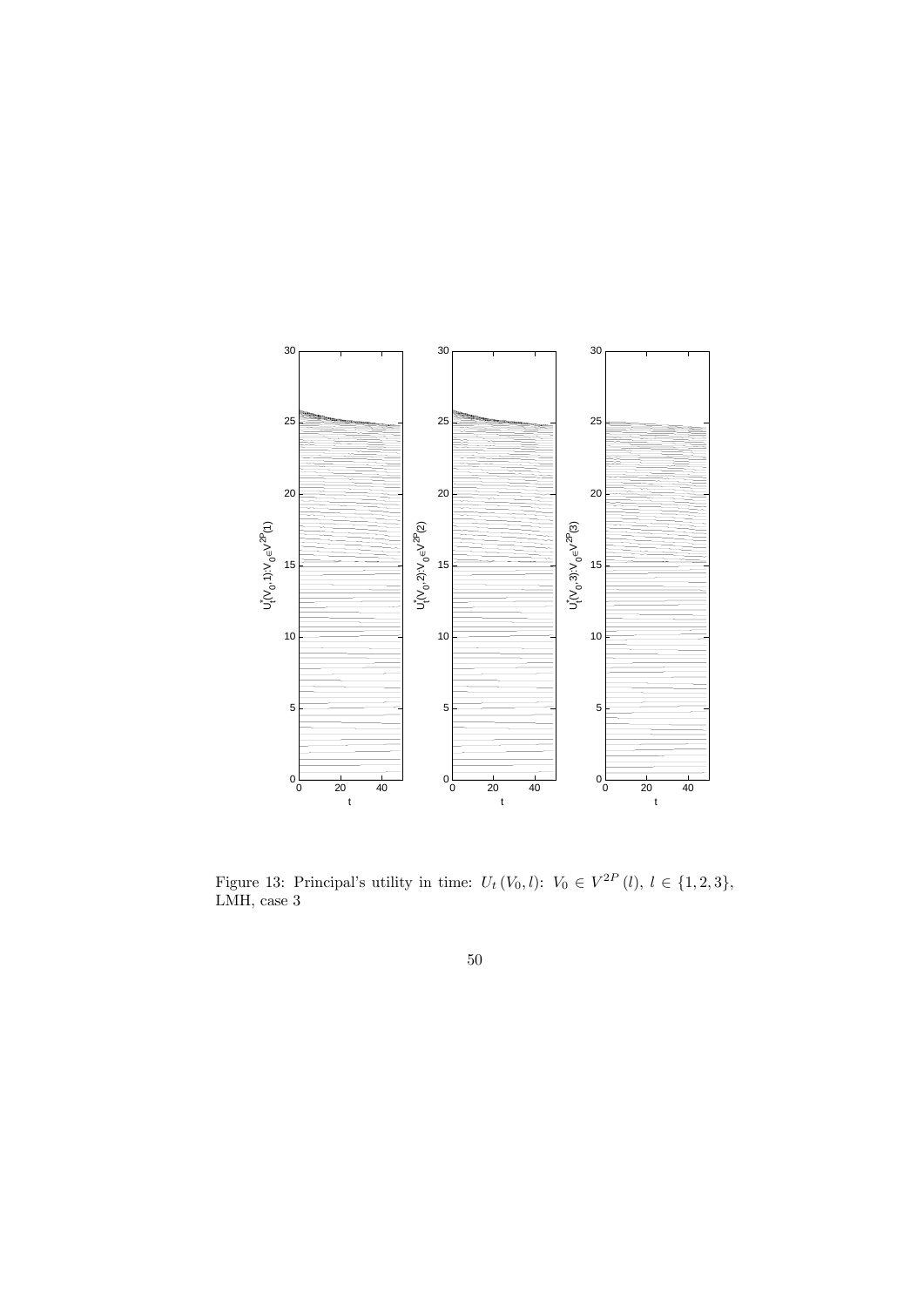Figure 13: Principal's utility in time: $U_t(V_0, l)$: $V_0 \in V^{2P}(l)$, $l \in \{1, 2, 3\}$, LMH, case 3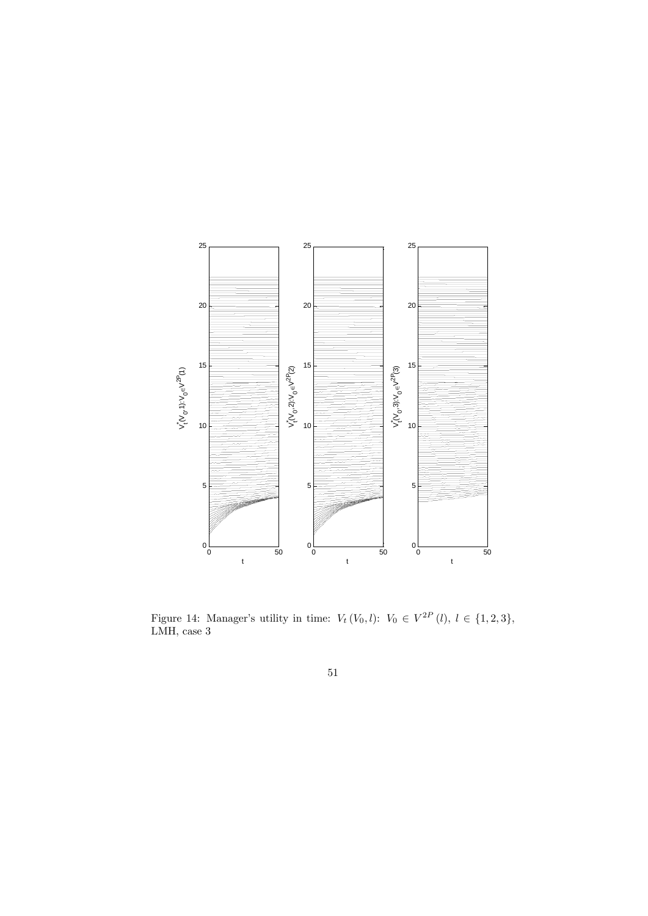Figure 14: Manager's utility in time: $V_t(V_0, l)$: $V_0 \in V^{2P}(l)$, $l \in \{1, 2, 3\}$, LMH, case 3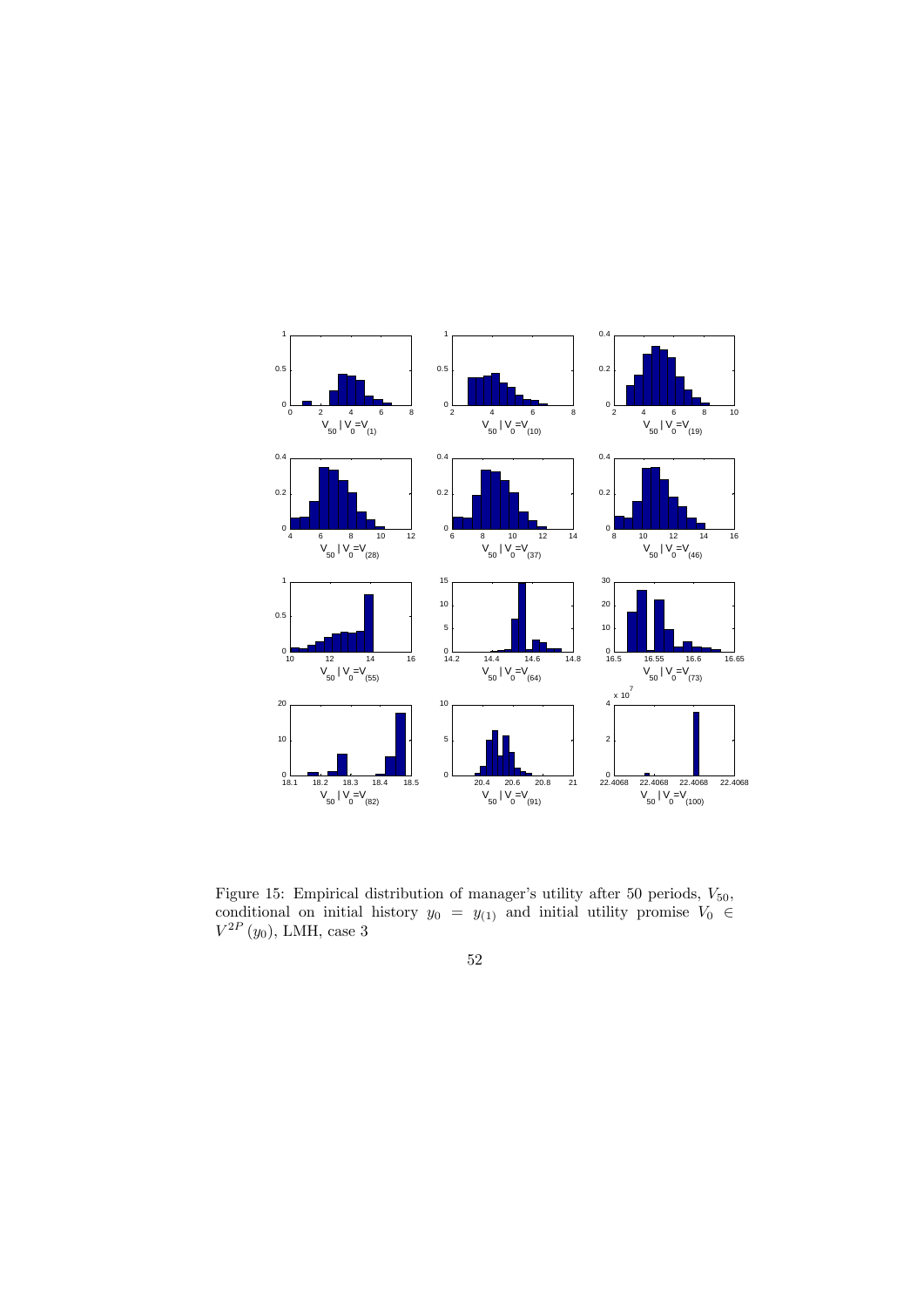Figure 15: Empirical distribution of manager's utility after 50 periods, $V_{50}$, conditional on initial history $y_0 = y_{(1)}$ and initial utility promise $V_0 \in V^{2P}(y_0)$, LMH, case 3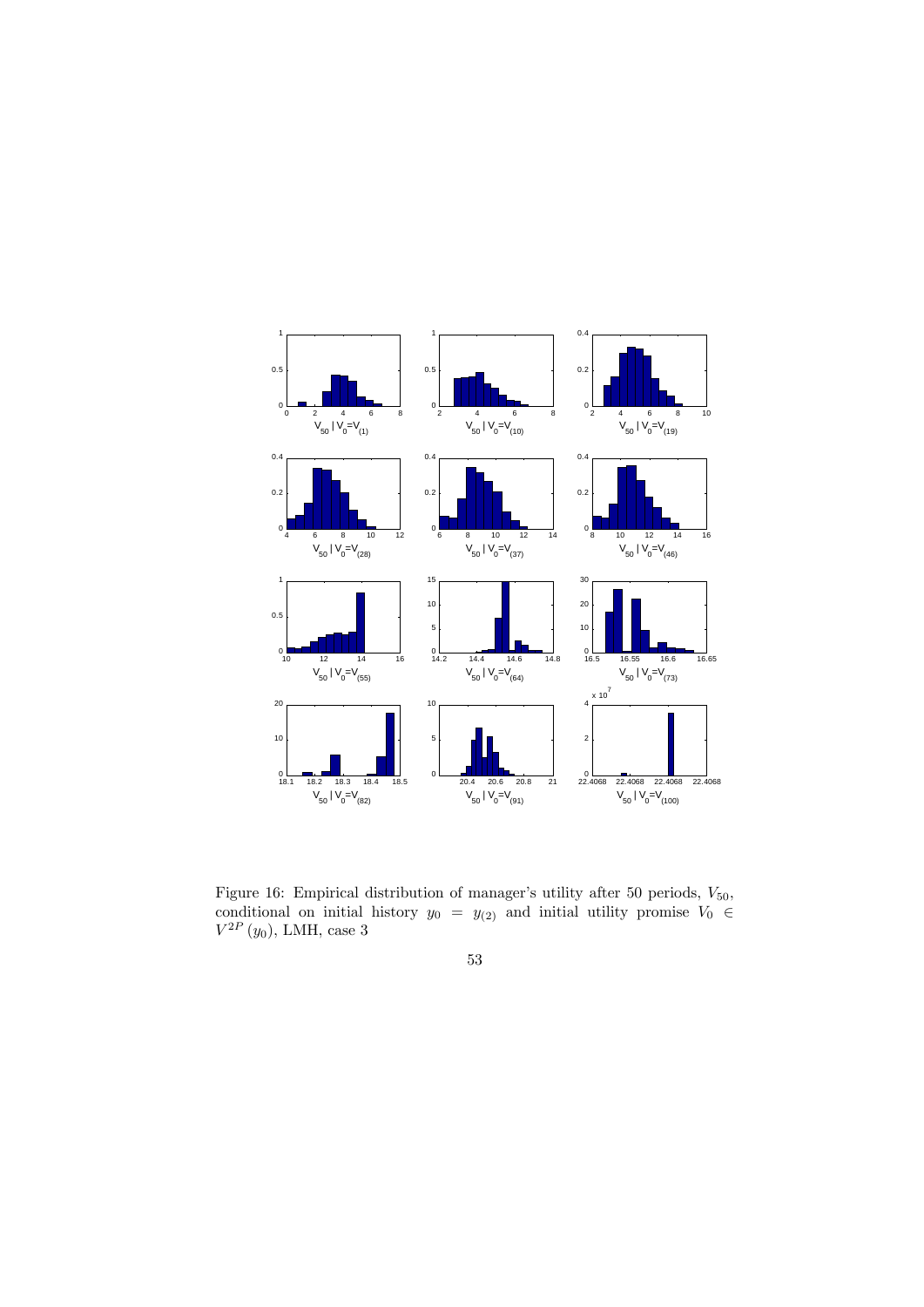Figure 16: Empirical distribution of manager's utility after 50 periods, $V_{50}$, conditional on initial history $y_0 = y_{(2)}$ and initial utility promise $V_0 \in V^{2P}(y_0)$, LMH, case 3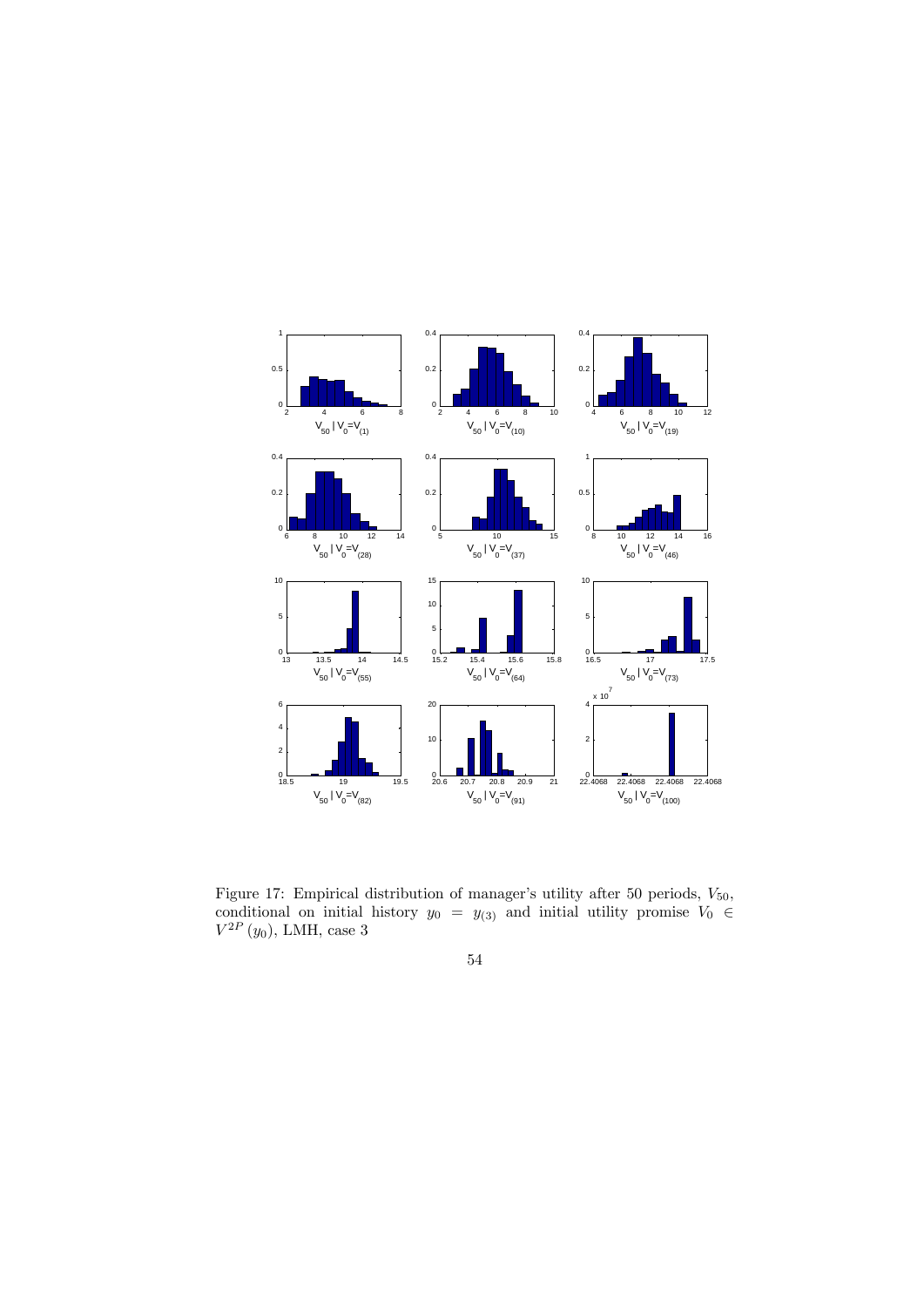Figure 17: Empirical distribution of manager's utility after 50 periods, $V_{50}$, conditional on initial history $y_0 = y_{(3)}$ and initial utility promise $V_0 \in V^{2P}(y_0)$, LMH, case 3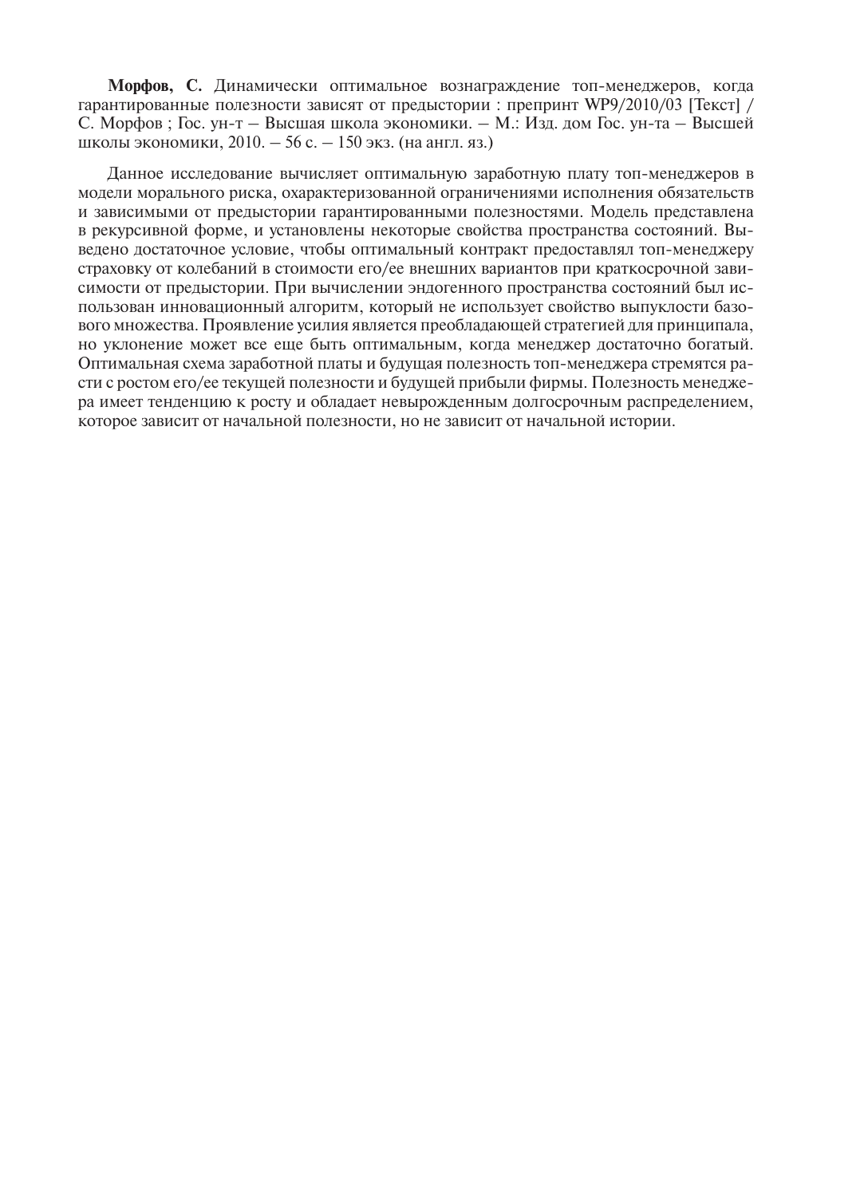**Морфов, С.** Динамически оптимальное вознаграждение топ-менеджеров, когда гарантированные полезности зависят от предыстории : препринт WP9/2010/03 [Текст] / С. Морфов ; Гос. ун-т – Высшая школа экономики. – М.: Изд. дом Гос. ун-та – Высшей школы экономики, 2010. – 56 с. – 150 экз. (на англ. яз.)

Данное исследование вычисляет оптимальную заработную плату топ-менеджеров в модели морального риска, охарактеризованной ограничениями исполнения обязательств и зависимыми от предыстории гарантированными полезностями. Модель представлена в рекурсивной форме, и установлены некоторые свойства пространства состояний. Выведено достаточное условие, чтобы оптимальный контракт предоставлял топ-менеджеру страховку от колебаний в стоимости его/ее внешних вариантов при краткосрочной зависимости от предыстории. При вычислении эндогенного пространства состояний был использован инновационный алгоритм, который не использует свойство выпуклости базового множества. Проявление усилия является преобладающей стратегией для принципала, но уклонение может все еще быть оптимальным, когда менеджер достаточно богатый. Оптимальная схема заработной платы и будущая полезность топ-менеджера стремятся расти с ростом его/ее текущей полезности и будущей прибыли фирмы. Полезность менеджера имеет тенденцию к росту и обладает невырожденным долгосрочным распределением, которое зависит от начальной полезности, но не зависит от начальной истории.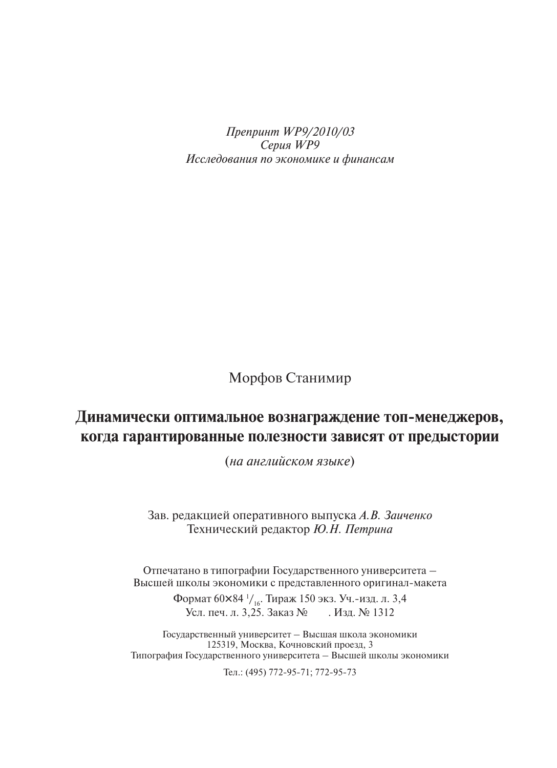*Препринт WP9/2010/03*
*Серия WP9*
*Исследования по экономике и финансам*

Морфов Станимир

# Динамически оптимальное вознаграждение топ-менеджеров, когда гарантированные полезности зависят от предыстории

(*на английском языке*)

Зав. редакцией оперативного выпуска *А.В. Заиченко*
Технический редактор *Ю.Н. Петрина*

Отпечатано в типографии Государственного университета – Высшей школы экономики с представленного оригинал-макета

Формат 60×84 $^{1}/_{16}$. Тираж 150 экз. Уч.-изд. л. 3,4
Усл. печ. л. 3,25. Заказ № . Изд. № 1312

Государственный университет – Высшая школа экономики
125319, Москва, Кочновский проезд, 3
Типография Государственного университета – Высшей школы экономики

Тел.: (495) 772-95-71; 772-95-73